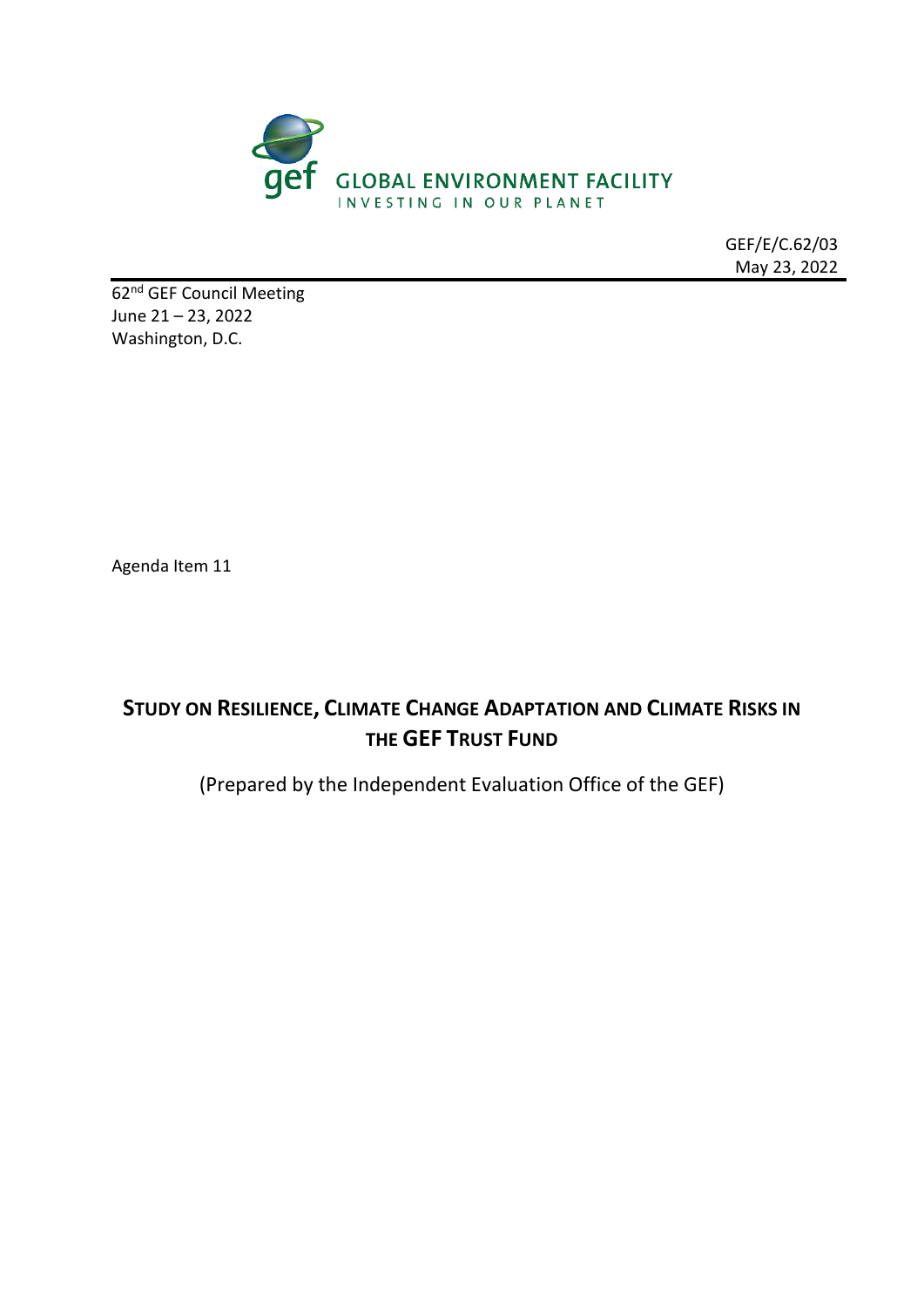GLOBAL ENVIRONMENT FACILITY
INVESTING IN OUR PLANET

GEF/E/C.62/03
May 23, 2022

62nd GEF Council Meeting
June 21 – 23, 2022
Washington, D.C.

Agenda Item 11

# STUDY ON RESILIENCE, CLIMATE CHANGE ADAPTATION AND CLIMATE RISKS IN THE GEF TRUST FUND

(Prepared by the Independent Evaluation Office of the GEF)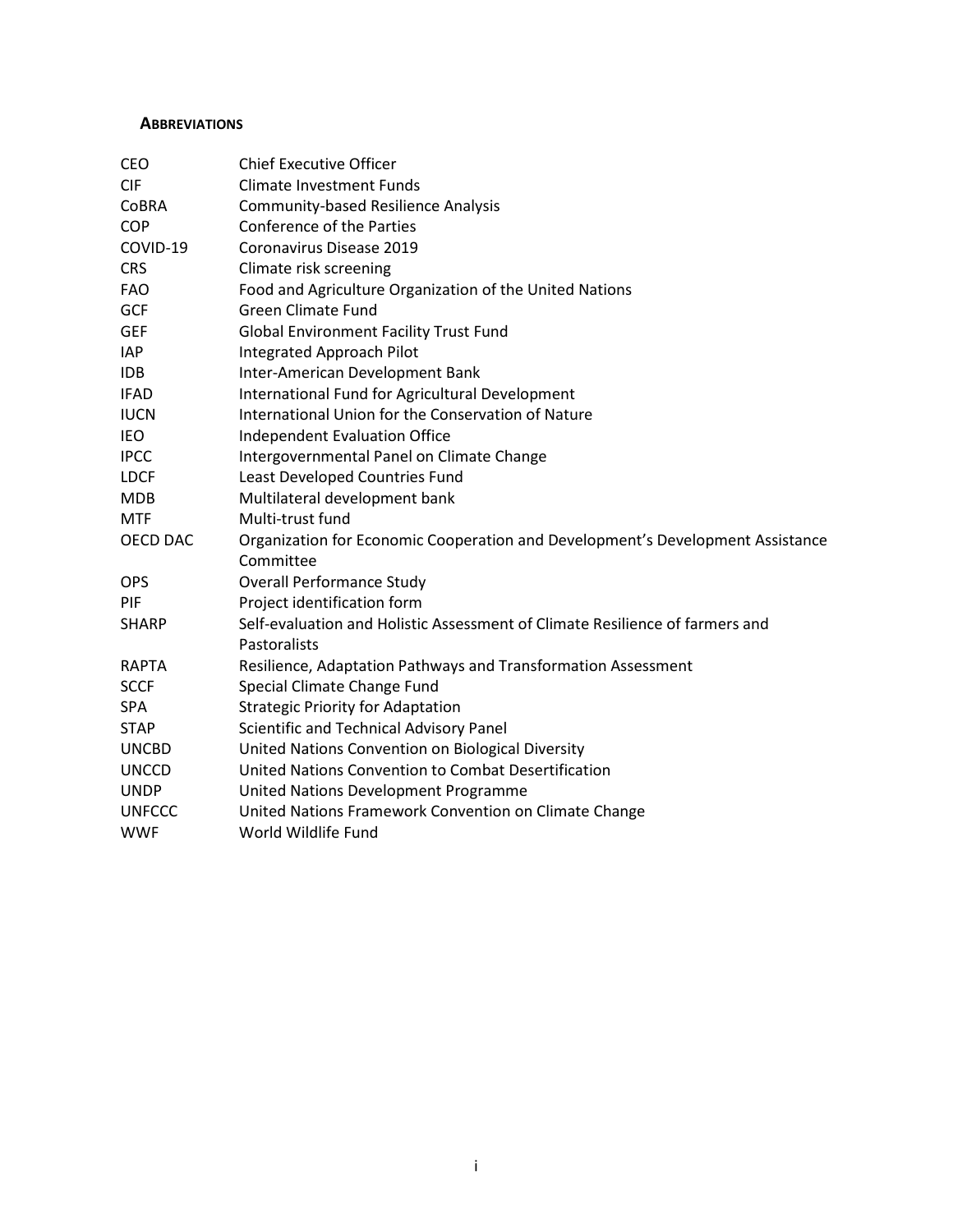## ABBREVIATIONS

| | |
|---|---|
| CEO | Chief Executive Officer |
| CIF | Climate Investment Funds |
| CoBRA | Community-based Resilience Analysis |
| COP | Conference of the Parties |
| COVID-19 | Coronavirus Disease 2019 |
| CRS | Climate risk screening |
| FAO | Food and Agriculture Organization of the United Nations |
| GCF | Green Climate Fund |
| GEF | Global Environment Facility Trust Fund |
| IAP | Integrated Approach Pilot |
| IDB | Inter-American Development Bank |
| IFAD | International Fund for Agricultural Development |
| IUCN | International Union for the Conservation of Nature |
| IEO | Independent Evaluation Office |
| IPCC | Intergovernmental Panel on Climate Change |
| LDCF | Least Developed Countries Fund |
| MDB | Multilateral development bank |
| MTF | Multi-trust fund |
| OECD DAC | Organization for Economic Cooperation and Development's Development Assistance Committee |
| OPS | Overall Performance Study |
| PIF | Project identification form |
| SHARP | Self-evaluation and Holistic Assessment of Climate Resilience of farmers and Pastoralists |
| RAPTA | Resilience, Adaptation Pathways and Transformation Assessment |
| SCCF | Special Climate Change Fund |
| SPA | Strategic Priority for Adaptation |
| STAP | Scientific and Technical Advisory Panel |
| UNCBD | United Nations Convention on Biological Diversity |
| UNCCD | United Nations Convention to Combat Desertification |
| UNDP | United Nations Development Programme |
| UNFCCC | United Nations Framework Convention on Climate Change |
| WWF | World Wildlife Fund |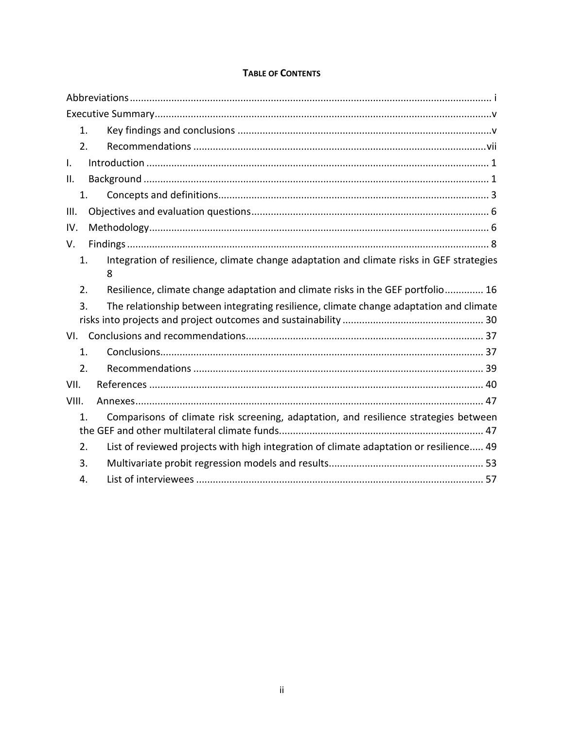**TABLE OF CONTENTS**

Abbreviations ..... i

Executive Summary ..... v

1. Key findings and conclusions ..... v
2. Recommendations ..... vii

I. Introduction ..... 1

II. Background ..... 1

1. Concepts and definitions ..... 3

III. Objectives and evaluation questions ..... 6

IV. Methodology ..... 6

V. Findings ..... 8

1. Integration of resilience, climate change adaptation and climate risks in GEF strategies ..... 8
2. Resilience, climate change adaptation and climate risks in the GEF portfolio ..... 16
3. The relationship between integrating resilience, climate change adaptation and climate risks into projects and project outcomes and sustainability ..... 30

VI. Conclusions and recommendations ..... 37

1. Conclusions ..... 37
2. Recommendations ..... 39

VII. References ..... 40

VIII. Annexes ..... 47

1. Comparisons of climate risk screening, adaptation, and resilience strategies between the GEF and other multilateral climate funds ..... 47
2. List of reviewed projects with high integration of climate adaptation or resilience ..... 49
3. Multivariate probit regression models and results ..... 53
4. List of interviewees ..... 57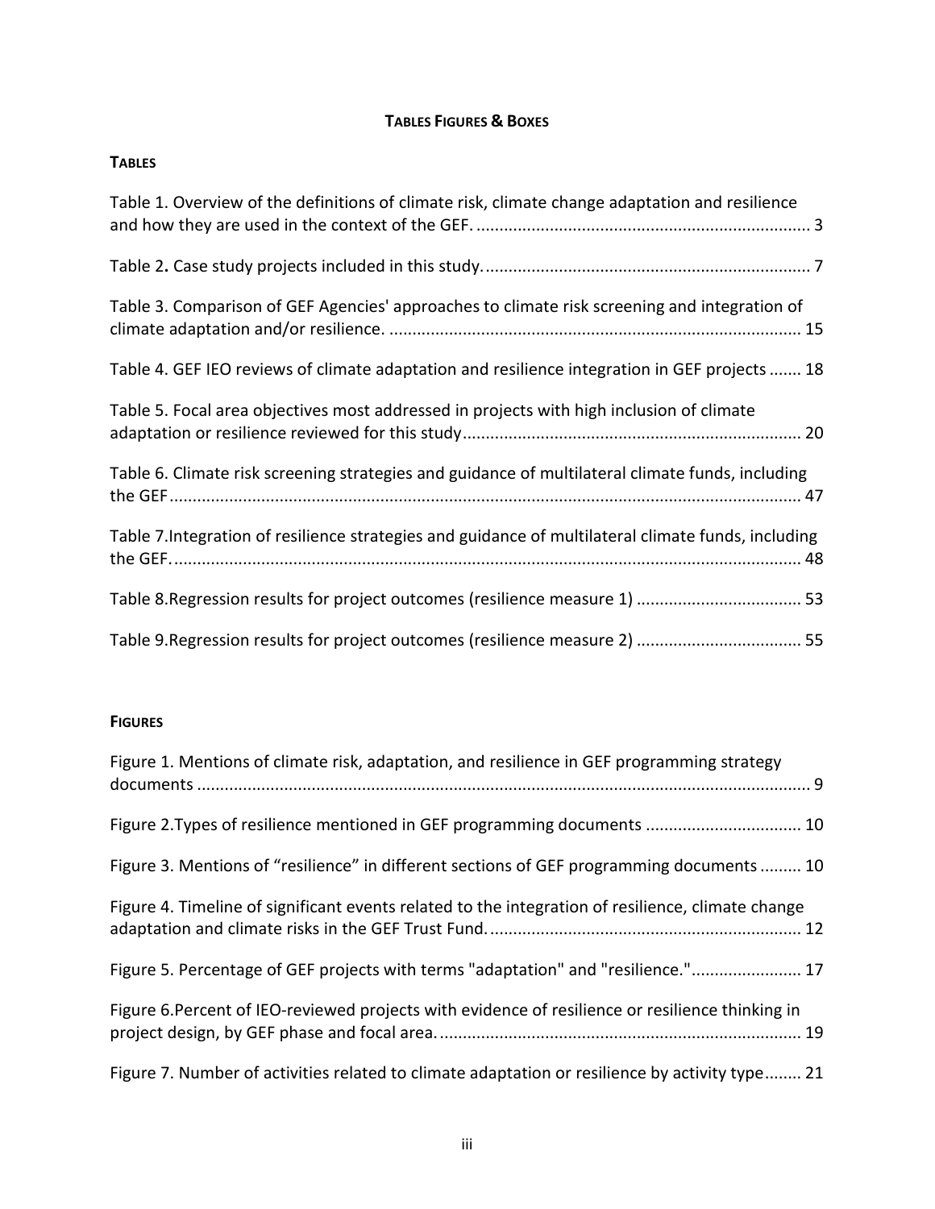**TABLES FIGURES & BOXES**

**TABLES**

Table 1. Overview of the definitions of climate risk, climate change adaptation and resilience and how they are used in the context of the GEF. ........................................................................ 3

Table 2**.** Case study projects included in this study. ....................................................................... 7

Table 3. Comparison of GEF Agencies' approaches to climate risk screening and integration of climate adaptation and/or resilience. ......................................................................................... 15

Table 4. GEF IEO reviews of climate adaptation and resilience integration in GEF projects ....... 18

Table 5. Focal area objectives most addressed in projects with high inclusion of climate adaptation or resilience reviewed for this study ......................................................................... 20

Table 6. Climate risk screening strategies and guidance of multilateral climate funds, including the GEF ........................................................................................................................................ 47

Table 7.Integration of resilience strategies and guidance of multilateral climate funds, including the GEF. ....................................................................................................................................... 48

Table 8.Regression results for project outcomes (resilience measure 1) .................................... 53

Table 9.Regression results for project outcomes (resilience measure 2) .................................... 55

**FIGURES**

Figure 1. Mentions of climate risk, adaptation, and resilience in GEF programming strategy documents ..................................................................................................................................... 9

Figure 2.Types of resilience mentioned in GEF programming documents .................................. 10

Figure 3. Mentions of "resilience" in different sections of GEF programming documents ......... 10

Figure 4. Timeline of significant events related to the integration of resilience, climate change adaptation and climate risks in the GEF Trust Fund. ................................................................... 12

Figure 5. Percentage of GEF projects with terms "adaptation" and "resilience." ........................ 17

Figure 6.Percent of IEO-reviewed projects with evidence of resilience or resilience thinking in project design, by GEF phase and focal area. .............................................................................. 19

Figure 7. Number of activities related to climate adaptation or resilience by activity type ........ 21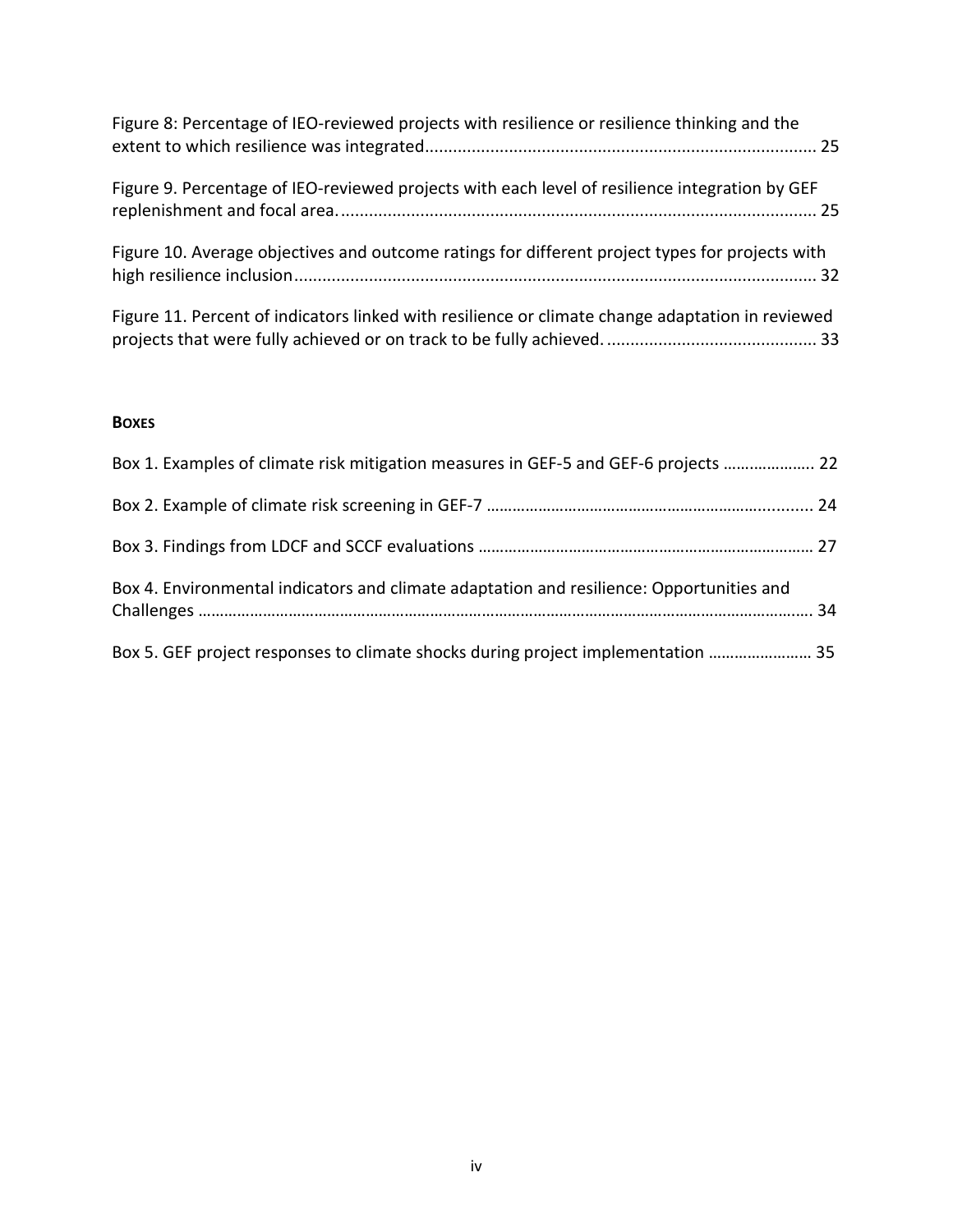Figure 8: Percentage of IEO-reviewed projects with resilience or resilience thinking and the extent to which resilience was integrated.................................................................................... 25

Figure 9. Percentage of IEO-reviewed projects with each level of resilience integration by GEF replenishment and focal area....................................................................................................... 25

Figure 10. Average objectives and outcome ratings for different project types for projects with high resilience inclusion................................................................................................................ 32

Figure 11. Percent of indicators linked with resilience or climate change adaptation in reviewed projects that were fully achieved or on track to be fully achieved. ............................................ 33

**BOXES**

Box 1. Examples of climate risk mitigation measures in GEF-5 and GEF-6 projects ……………….. 22

Box 2. Example of climate risk screening in GEF-7 …………………………………………………………........ 24

Box 3. Findings from LDCF and SCCF evaluations …………………………………………………………………… 27

Box 4. Environmental indicators and climate adaptation and resilience: Opportunities and Challenges ………………………………………………………………………………………………………………………….. 34

Box 5. GEF project responses to climate shocks during project implementation …………………… 35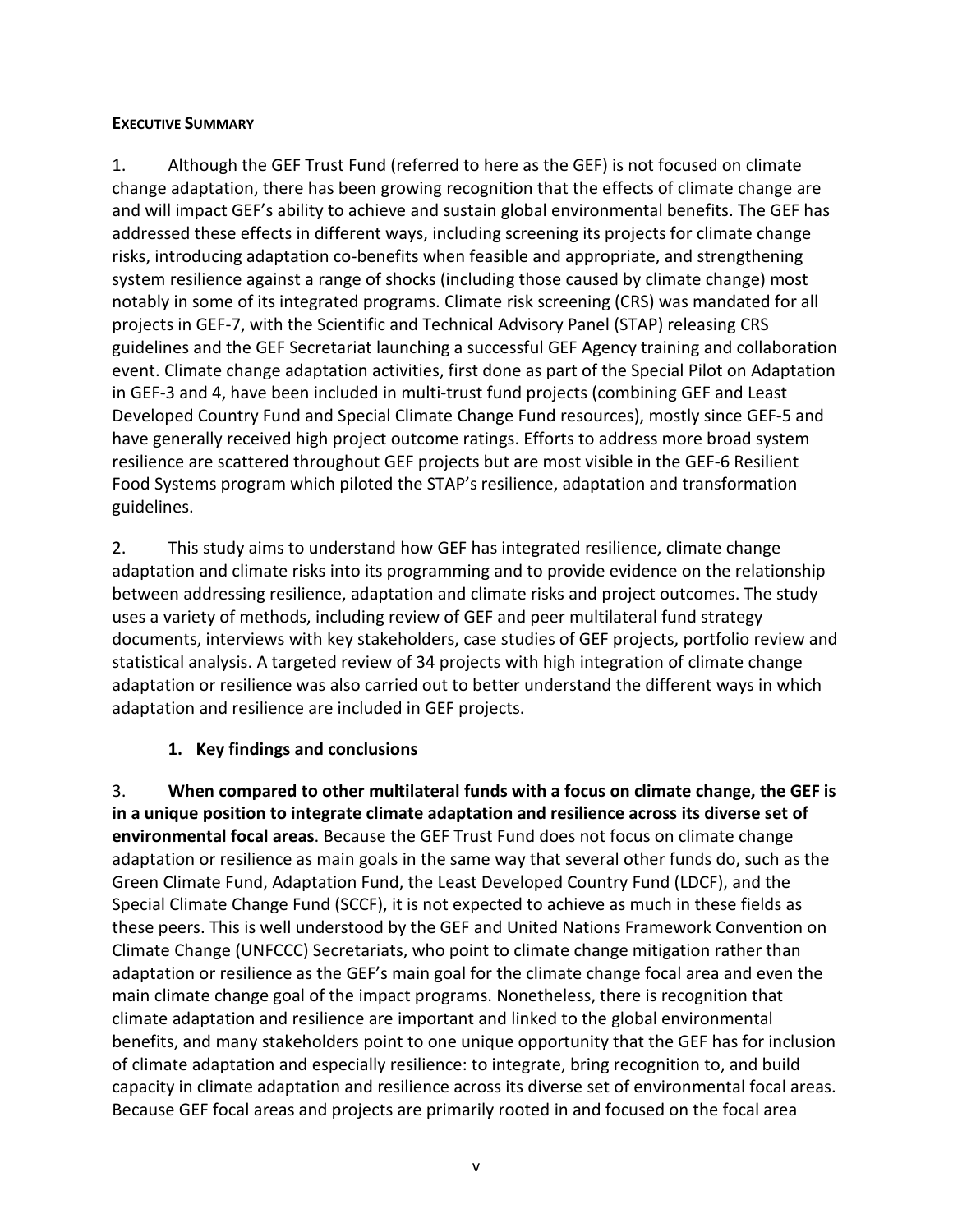**EXECUTIVE SUMMARY**

1. Although the GEF Trust Fund (referred to here as the GEF) is not focused on climate change adaptation, there has been growing recognition that the effects of climate change are and will impact GEF's ability to achieve and sustain global environmental benefits. The GEF has addressed these effects in different ways, including screening its projects for climate change risks, introducing adaptation co-benefits when feasible and appropriate, and strengthening system resilience against a range of shocks (including those caused by climate change) most notably in some of its integrated programs. Climate risk screening (CRS) was mandated for all projects in GEF-7, with the Scientific and Technical Advisory Panel (STAP) releasing CRS guidelines and the GEF Secretariat launching a successful GEF Agency training and collaboration event. Climate change adaptation activities, first done as part of the Special Pilot on Adaptation in GEF-3 and 4, have been included in multi-trust fund projects (combining GEF and Least Developed Country Fund and Special Climate Change Fund resources), mostly since GEF-5 and have generally received high project outcome ratings. Efforts to address more broad system resilience are scattered throughout GEF projects but are most visible in the GEF-6 Resilient Food Systems program which piloted the STAP's resilience, adaptation and transformation guidelines.

2. This study aims to understand how GEF has integrated resilience, climate change adaptation and climate risks into its programming and to provide evidence on the relationship between addressing resilience, adaptation and climate risks and project outcomes. The study uses a variety of methods, including review of GEF and peer multilateral fund strategy documents, interviews with key stakeholders, case studies of GEF projects, portfolio review and statistical analysis. A targeted review of 34 projects with high integration of climate change adaptation or resilience was also carried out to better understand the different ways in which adaptation and resilience are included in GEF projects.

## 1. Key findings and conclusions

3. **When compared to other multilateral funds with a focus on climate change, the GEF is in a unique position to integrate climate adaptation and resilience across its diverse set of environmental focal areas**. Because the GEF Trust Fund does not focus on climate change adaptation or resilience as main goals in the same way that several other funds do, such as the Green Climate Fund, Adaptation Fund, the Least Developed Country Fund (LDCF), and the Special Climate Change Fund (SCCF), it is not expected to achieve as much in these fields as these peers. This is well understood by the GEF and United Nations Framework Convention on Climate Change (UNFCCC) Secretariats, who point to climate change mitigation rather than adaptation or resilience as the GEF's main goal for the climate change focal area and even the main climate change goal of the impact programs. Nonetheless, there is recognition that climate adaptation and resilience are important and linked to the global environmental benefits, and many stakeholders point to one unique opportunity that the GEF has for inclusion of climate adaptation and especially resilience: to integrate, bring recognition to, and build capacity in climate adaptation and resilience across its diverse set of environmental focal areas. Because GEF focal areas and projects are primarily rooted in and focused on the focal area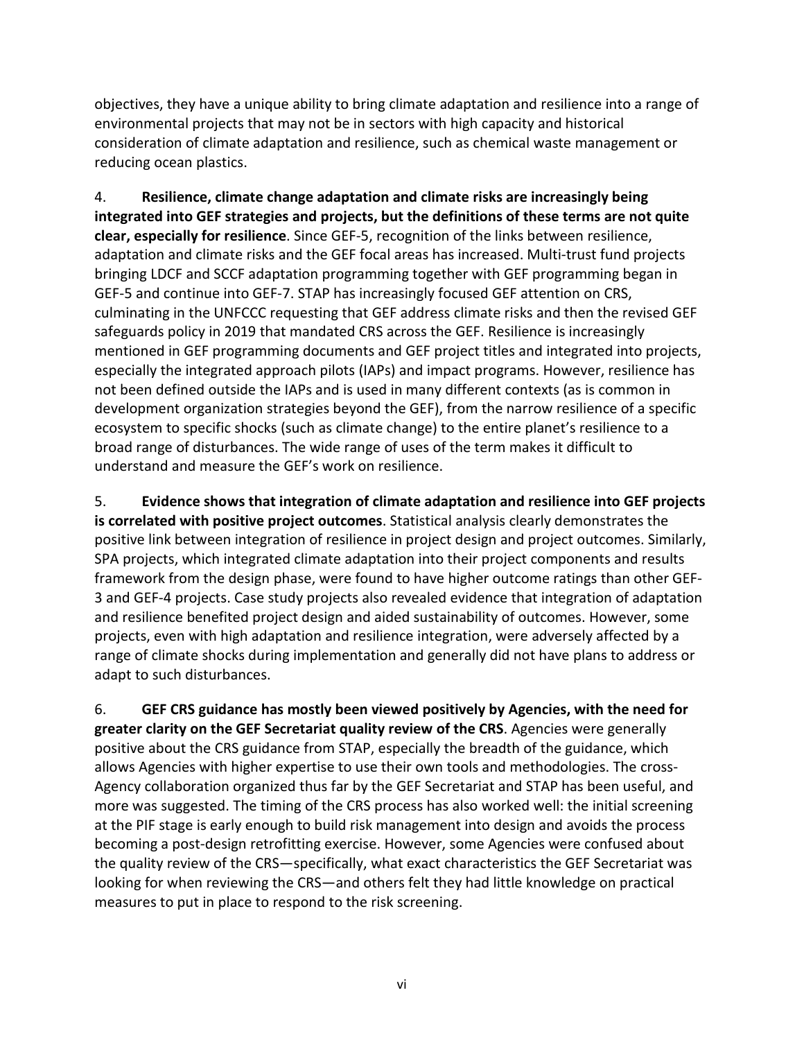objectives, they have a unique ability to bring climate adaptation and resilience into a range of environmental projects that may not be in sectors with high capacity and historical consideration of climate adaptation and resilience, such as chemical waste management or reducing ocean plastics.

4. **Resilience, climate change adaptation and climate risks are increasingly being integrated into GEF strategies and projects, but the definitions of these terms are not quite clear, especially for resilience**. Since GEF-5, recognition of the links between resilience, adaptation and climate risks and the GEF focal areas has increased. Multi-trust fund projects bringing LDCF and SCCF adaptation programming together with GEF programming began in GEF-5 and continue into GEF-7. STAP has increasingly focused GEF attention on CRS, culminating in the UNFCCC requesting that GEF address climate risks and then the revised GEF safeguards policy in 2019 that mandated CRS across the GEF. Resilience is increasingly mentioned in GEF programming documents and GEF project titles and integrated into projects, especially the integrated approach pilots (IAPs) and impact programs. However, resilience has not been defined outside the IAPs and is used in many different contexts (as is common in development organization strategies beyond the GEF), from the narrow resilience of a specific ecosystem to specific shocks (such as climate change) to the entire planet's resilience to a broad range of disturbances. The wide range of uses of the term makes it difficult to understand and measure the GEF's work on resilience.

5. **Evidence shows that integration of climate adaptation and resilience into GEF projects is correlated with positive project outcomes**. Statistical analysis clearly demonstrates the positive link between integration of resilience in project design and project outcomes. Similarly, SPA projects, which integrated climate adaptation into their project components and results framework from the design phase, were found to have higher outcome ratings than other GEF-3 and GEF-4 projects. Case study projects also revealed evidence that integration of adaptation and resilience benefited project design and aided sustainability of outcomes. However, some projects, even with high adaptation and resilience integration, were adversely affected by a range of climate shocks during implementation and generally did not have plans to address or adapt to such disturbances.

6. **GEF CRS guidance has mostly been viewed positively by Agencies, with the need for greater clarity on the GEF Secretariat quality review of the CRS**. Agencies were generally positive about the CRS guidance from STAP, especially the breadth of the guidance, which allows Agencies with higher expertise to use their own tools and methodologies. The cross-Agency collaboration organized thus far by the GEF Secretariat and STAP has been useful, and more was suggested. The timing of the CRS process has also worked well: the initial screening at the PIF stage is early enough to build risk management into design and avoids the process becoming a post-design retrofitting exercise. However, some Agencies were confused about the quality review of the CRS—specifically, what exact characteristics the GEF Secretariat was looking for when reviewing the CRS—and others felt they had little knowledge on practical measures to put in place to respond to the risk screening.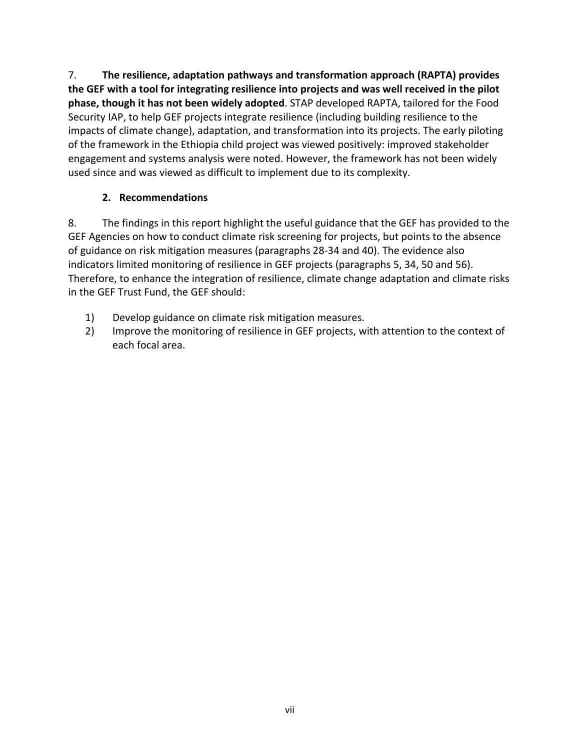7. **The resilience, adaptation pathways and transformation approach (RAPTA) provides the GEF with a tool for integrating resilience into projects and was well received in the pilot phase, though it has not been widely adopted**. STAP developed RAPTA, tailored for the Food Security IAP, to help GEF projects integrate resilience (including building resilience to the impacts of climate change), adaptation, and transformation into its projects. The early piloting of the framework in the Ethiopia child project was viewed positively: improved stakeholder engagement and systems analysis were noted. However, the framework has not been widely used since and was viewed as difficult to implement due to its complexity.

### 2. Recommendations

8. The findings in this report highlight the useful guidance that the GEF has provided to the GEF Agencies on how to conduct climate risk screening for projects, but points to the absence of guidance on risk mitigation measures (paragraphs 28-34 and 40). The evidence also indicators limited monitoring of resilience in GEF projects (paragraphs 5, 34, 50 and 56). Therefore, to enhance the integration of resilience, climate change adaptation and climate risks in the GEF Trust Fund, the GEF should:

1) Develop guidance on climate risk mitigation measures.
2) Improve the monitoring of resilience in GEF projects, with attention to the context of each focal area.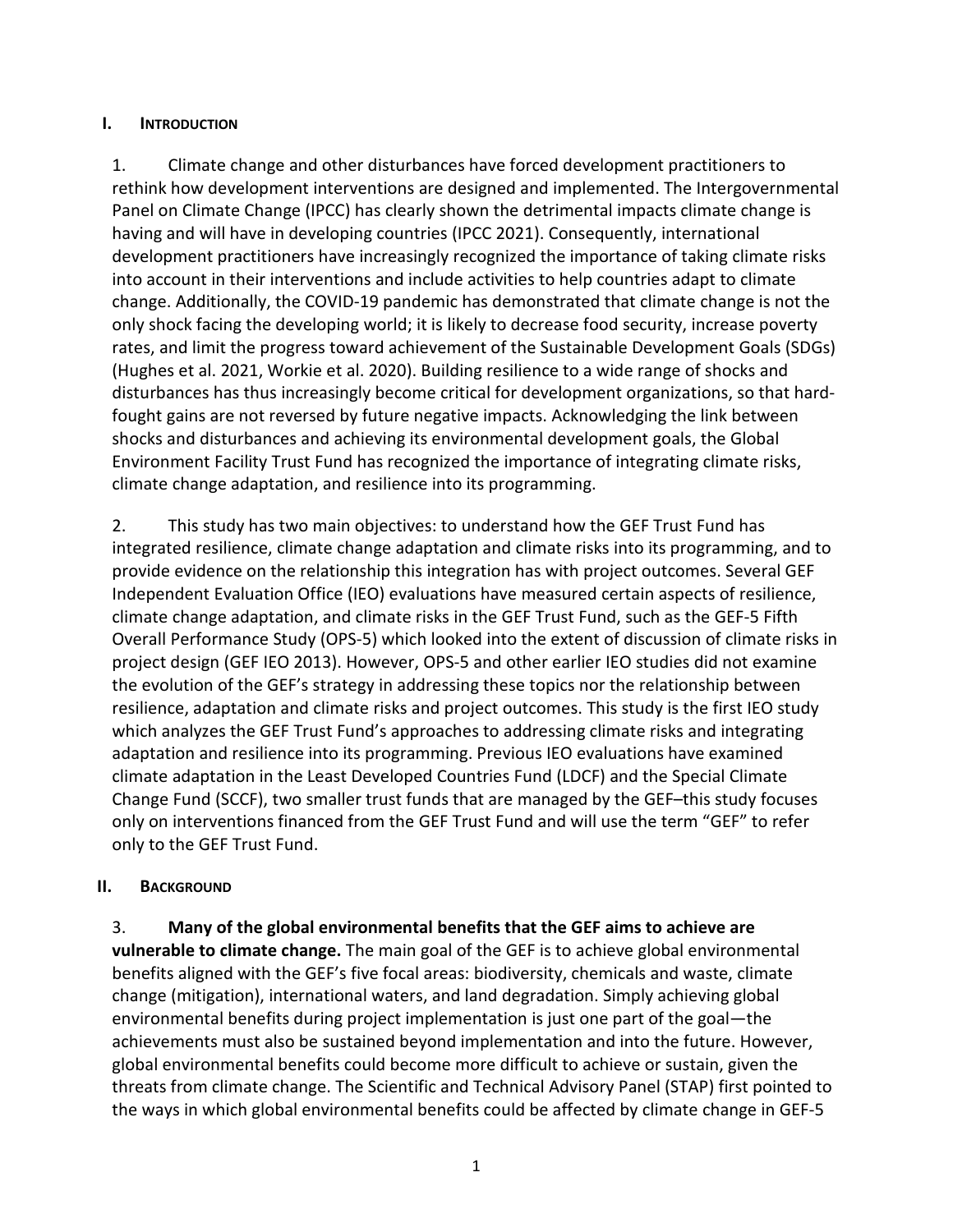## I. Introduction

1. Climate change and other disturbances have forced development practitioners to rethink how development interventions are designed and implemented. The Intergovernmental Panel on Climate Change (IPCC) has clearly shown the detrimental impacts climate change is having and will have in developing countries (IPCC 2021). Consequently, international development practitioners have increasingly recognized the importance of taking climate risks into account in their interventions and include activities to help countries adapt to climate change. Additionally, the COVID-19 pandemic has demonstrated that climate change is not the only shock facing the developing world; it is likely to decrease food security, increase poverty rates, and limit the progress toward achievement of the Sustainable Development Goals (SDGs) (Hughes et al. 2021, Workie et al. 2020). Building resilience to a wide range of shocks and disturbances has thus increasingly become critical for development organizations, so that hard-fought gains are not reversed by future negative impacts. Acknowledging the link between shocks and disturbances and achieving its environmental development goals, the Global Environment Facility Trust Fund has recognized the importance of integrating climate risks, climate change adaptation, and resilience into its programming.

2. This study has two main objectives: to understand how the GEF Trust Fund has integrated resilience, climate change adaptation and climate risks into its programming, and to provide evidence on the relationship this integration has with project outcomes. Several GEF Independent Evaluation Office (IEO) evaluations have measured certain aspects of resilience, climate change adaptation, and climate risks in the GEF Trust Fund, such as the GEF-5 Fifth Overall Performance Study (OPS-5) which looked into the extent of discussion of climate risks in project design (GEF IEO 2013). However, OPS-5 and other earlier IEO studies did not examine the evolution of the GEF's strategy in addressing these topics nor the relationship between resilience, adaptation and climate risks and project outcomes. This study is the first IEO study which analyzes the GEF Trust Fund's approaches to addressing climate risks and integrating adaptation and resilience into its programming. Previous IEO evaluations have examined climate adaptation in the Least Developed Countries Fund (LDCF) and the Special Climate Change Fund (SCCF), two smaller trust funds that are managed by the GEF–this study focuses only on interventions financed from the GEF Trust Fund and will use the term "GEF" to refer only to the GEF Trust Fund.

## II. Background

3. **Many of the global environmental benefits that the GEF aims to achieve are vulnerable to climate change.** The main goal of the GEF is to achieve global environmental benefits aligned with the GEF's five focal areas: biodiversity, chemicals and waste, climate change (mitigation), international waters, and land degradation. Simply achieving global environmental benefits during project implementation is just one part of the goal—the achievements must also be sustained beyond implementation and into the future. However, global environmental benefits could become more difficult to achieve or sustain, given the threats from climate change. The Scientific and Technical Advisory Panel (STAP) first pointed to the ways in which global environmental benefits could be affected by climate change in GEF-5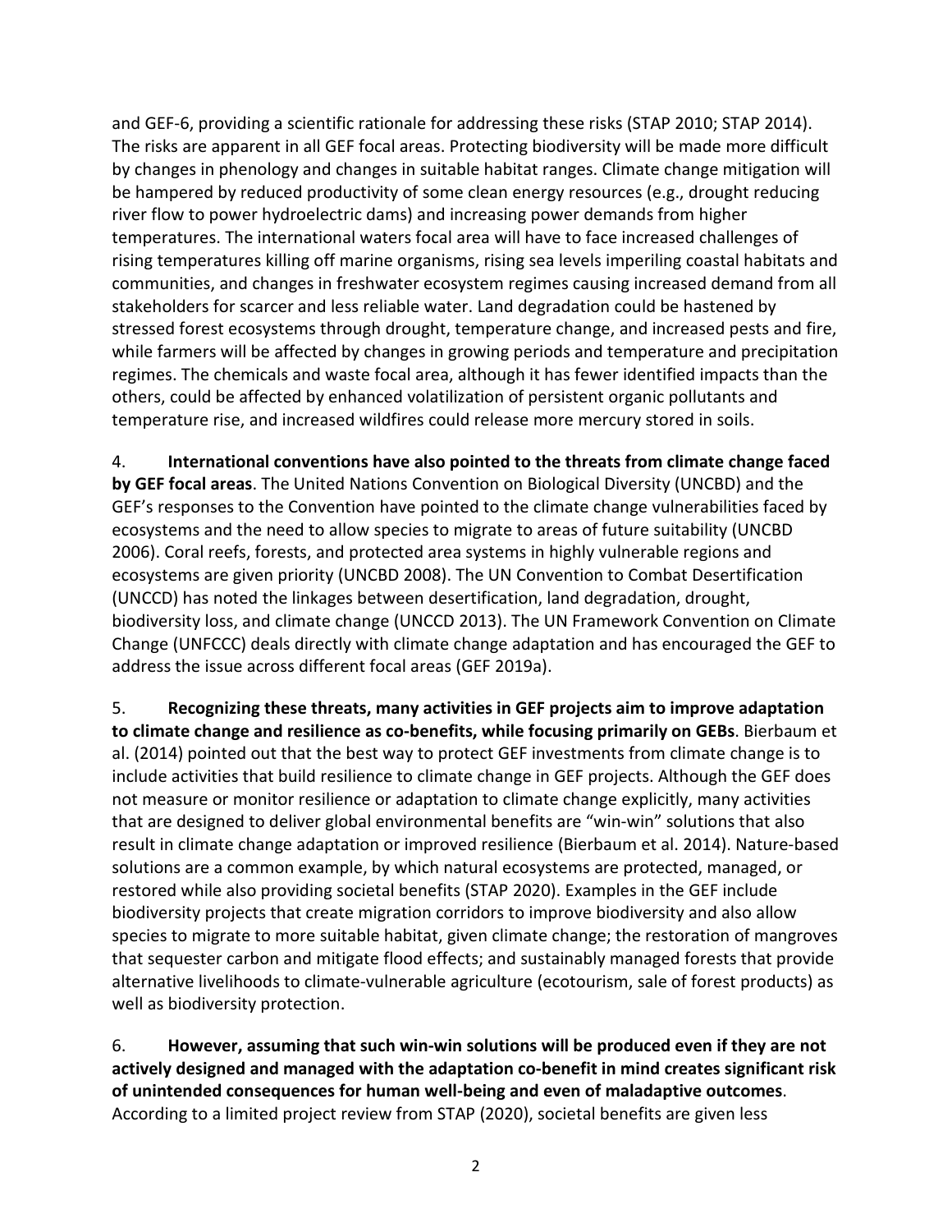and GEF-6, providing a scientific rationale for addressing these risks (STAP 2010; STAP 2014). The risks are apparent in all GEF focal areas. Protecting biodiversity will be made more difficult by changes in phenology and changes in suitable habitat ranges. Climate change mitigation will be hampered by reduced productivity of some clean energy resources (e.g., drought reducing river flow to power hydroelectric dams) and increasing power demands from higher temperatures. The international waters focal area will have to face increased challenges of rising temperatures killing off marine organisms, rising sea levels imperiling coastal habitats and communities, and changes in freshwater ecosystem regimes causing increased demand from all stakeholders for scarcer and less reliable water. Land degradation could be hastened by stressed forest ecosystems through drought, temperature change, and increased pests and fire, while farmers will be affected by changes in growing periods and temperature and precipitation regimes. The chemicals and waste focal area, although it has fewer identified impacts than the others, could be affected by enhanced volatilization of persistent organic pollutants and temperature rise, and increased wildfires could release more mercury stored in soils.

4. **International conventions have also pointed to the threats from climate change faced by GEF focal areas**. The United Nations Convention on Biological Diversity (UNCBD) and the GEF's responses to the Convention have pointed to the climate change vulnerabilities faced by ecosystems and the need to allow species to migrate to areas of future suitability (UNCBD 2006). Coral reefs, forests, and protected area systems in highly vulnerable regions and ecosystems are given priority (UNCBD 2008). The UN Convention to Combat Desertification (UNCCD) has noted the linkages between desertification, land degradation, drought, biodiversity loss, and climate change (UNCCD 2013). The UN Framework Convention on Climate Change (UNFCCC) deals directly with climate change adaptation and has encouraged the GEF to address the issue across different focal areas (GEF 2019a).

5. **Recognizing these threats, many activities in GEF projects aim to improve adaptation to climate change and resilience as co-benefits, while focusing primarily on GEBs**. Bierbaum et al. (2014) pointed out that the best way to protect GEF investments from climate change is to include activities that build resilience to climate change in GEF projects. Although the GEF does not measure or monitor resilience or adaptation to climate change explicitly, many activities that are designed to deliver global environmental benefits are "win-win" solutions that also result in climate change adaptation or improved resilience (Bierbaum et al. 2014). Nature-based solutions are a common example, by which natural ecosystems are protected, managed, or restored while also providing societal benefits (STAP 2020). Examples in the GEF include biodiversity projects that create migration corridors to improve biodiversity and also allow species to migrate to more suitable habitat, given climate change; the restoration of mangroves that sequester carbon and mitigate flood effects; and sustainably managed forests that provide alternative livelihoods to climate-vulnerable agriculture (ecotourism, sale of forest products) as well as biodiversity protection.

6. **However, assuming that such win-win solutions will be produced even if they are not actively designed and managed with the adaptation co-benefit in mind creates significant risk of unintended consequences for human well-being and even of maladaptive outcomes**. According to a limited project review from STAP (2020), societal benefits are given less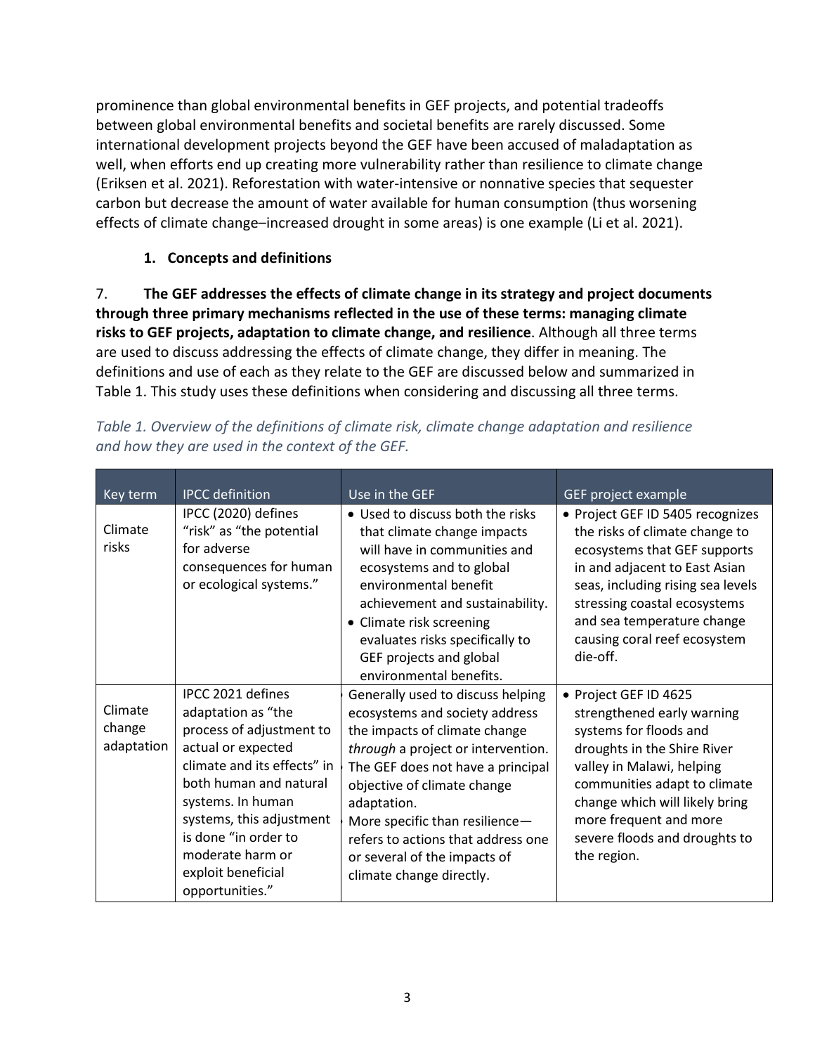prominence than global environmental benefits in GEF projects, and potential tradeoffs between global environmental benefits and societal benefits are rarely discussed. Some international development projects beyond the GEF have been accused of maladaptation as well, when efforts end up creating more vulnerability rather than resilience to climate change (Eriksen et al. 2021). Reforestation with water-intensive or nonnative species that sequester carbon but decrease the amount of water available for human consumption (thus worsening effects of climate change–increased drought in some areas) is one example (Li et al. 2021).

### 1. Concepts and definitions

7. **The GEF addresses the effects of climate change in its strategy and project documents through three primary mechanisms reflected in the use of these terms: managing climate risks to GEF projects, adaptation to climate change, and resilience**. Although all three terms are used to discuss addressing the effects of climate change, they differ in meaning. The definitions and use of each as they relate to the GEF are discussed below and summarized in Table 1. This study uses these definitions when considering and discussing all three terms.

*Table 1. Overview of the definitions of climate risk, climate change adaptation and resilience and how they are used in the context of the GEF.*

| Key term | IPCC definition | Use in the GEF | GEF project example |
|---|---|---|---|
| Climate risks | IPCC (2020) defines "risk" as "the potential for adverse consequences for human or ecological systems." | • Used to discuss both the risks that climate change impacts will have in communities and ecosystems and to global environmental benefit achievement and sustainability.<br>• Climate risk screening evaluates risks specifically to GEF projects and global environmental benefits. | • Project GEF ID 5405 recognizes the risks of climate change to ecosystems that GEF supports in and adjacent to East Asian seas, including rising sea levels stressing coastal ecosystems and sea temperature change causing coral reef ecosystem die-off. |
| Climate change adaptation | IPCC 2021 defines adaptation as "the process of adjustment to actual or expected climate and its effects" in both human and natural systems. In human systems, this adjustment is done "in order to moderate harm or exploit beneficial opportunities." | • Generally used to discuss helping ecosystems and society address the impacts of climate change *through* a project or intervention. The GEF does not have a principal objective of climate change adaptation.<br>• More specific than resilience—refers to actions that address one or several of the impacts of climate change directly. | • Project GEF ID 4625 strengthened early warning systems for floods and droughts in the Shire River valley in Malawi, helping communities adapt to climate change which will likely bring more frequent and more severe floods and droughts to the region. |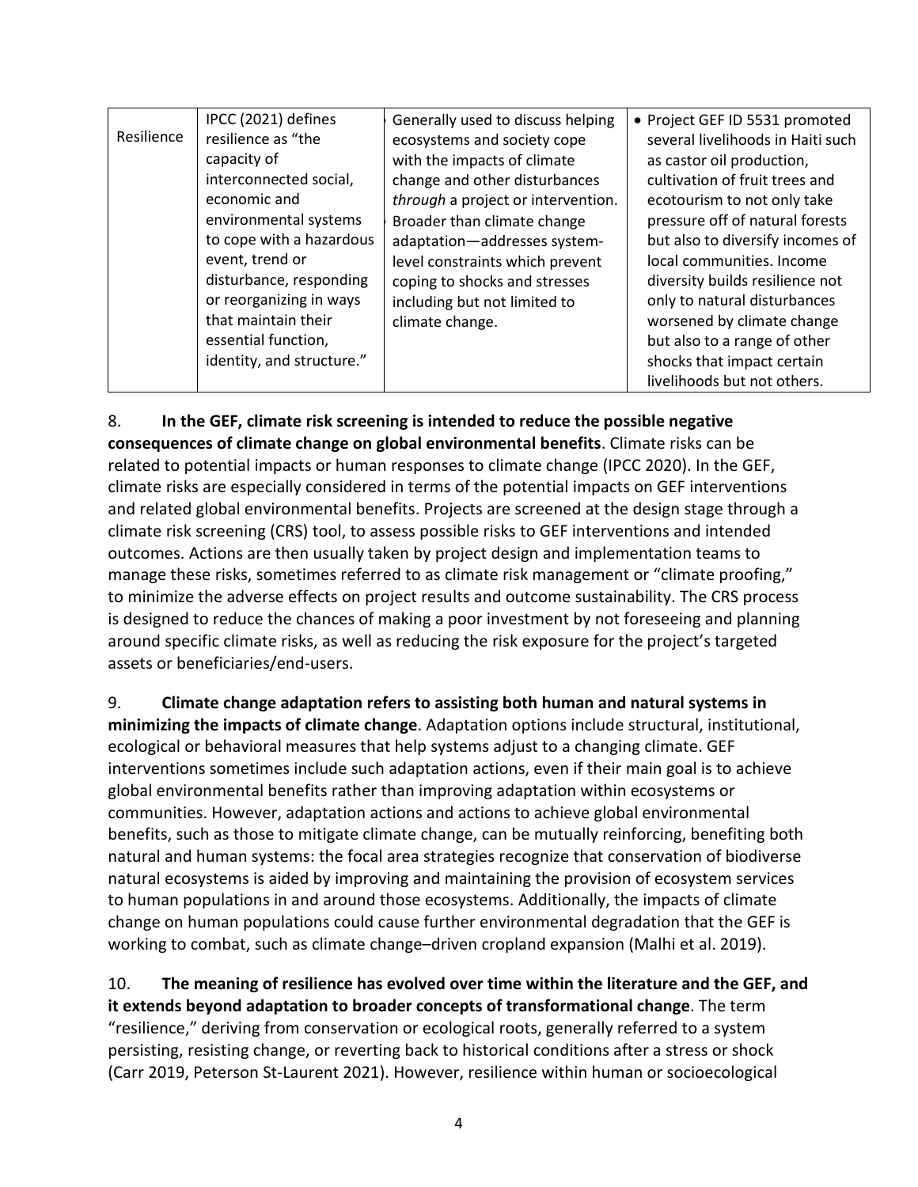| Resilience | IPCC (2021) defines resilience as "the capacity of interconnected social, economic and environmental systems to cope with a hazardous event, trend or disturbance, responding or reorganizing in ways that maintain their essential function, identity, and structure." | Generally used to discuss helping ecosystems and society cope with the impacts of climate change and other disturbances *through* a project or intervention. Broader than climate change adaptation—addresses system-level constraints which prevent coping to shocks and stresses including but not limited to climate change. | • Project GEF ID 5531 promoted several livelihoods in Haiti such as castor oil production, cultivation of fruit trees and ecotourism to not only take pressure off of natural forests but also to diversify incomes of local communities. Income diversity builds resilience not only to natural disturbances worsened by climate change but also to a range of other shocks that impact certain livelihoods but not others. |
|---|---|---|---|

8. **In the GEF, climate risk screening is intended to reduce the possible negative consequences of climate change on global environmental benefits**. Climate risks can be related to potential impacts or human responses to climate change (IPCC 2020). In the GEF, climate risks are especially considered in terms of the potential impacts on GEF interventions and related global environmental benefits. Projects are screened at the design stage through a climate risk screening (CRS) tool, to assess possible risks to GEF interventions and intended outcomes. Actions are then usually taken by project design and implementation teams to manage these risks, sometimes referred to as climate risk management or "climate proofing," to minimize the adverse effects on project results and outcome sustainability. The CRS process is designed to reduce the chances of making a poor investment by not foreseeing and planning around specific climate risks, as well as reducing the risk exposure for the project's targeted assets or beneficiaries/end-users.

9. **Climate change adaptation refers to assisting both human and natural systems in minimizing the impacts of climate change**. Adaptation options include structural, institutional, ecological or behavioral measures that help systems adjust to a changing climate. GEF interventions sometimes include such adaptation actions, even if their main goal is to achieve global environmental benefits rather than improving adaptation within ecosystems or communities. However, adaptation actions and actions to achieve global environmental benefits, such as those to mitigate climate change, can be mutually reinforcing, benefiting both natural and human systems: the focal area strategies recognize that conservation of biodiverse natural ecosystems is aided by improving and maintaining the provision of ecosystem services to human populations in and around those ecosystems. Additionally, the impacts of climate change on human populations could cause further environmental degradation that the GEF is working to combat, such as climate change–driven cropland expansion (Malhi et al. 2019).

10. **The meaning of resilience has evolved over time within the literature and the GEF, and it extends beyond adaptation to broader concepts of transformational change**. The term "resilience," deriving from conservation or ecological roots, generally referred to a system persisting, resisting change, or reverting back to historical conditions after a stress or shock (Carr 2019, Peterson St-Laurent 2021). However, resilience within human or socioecological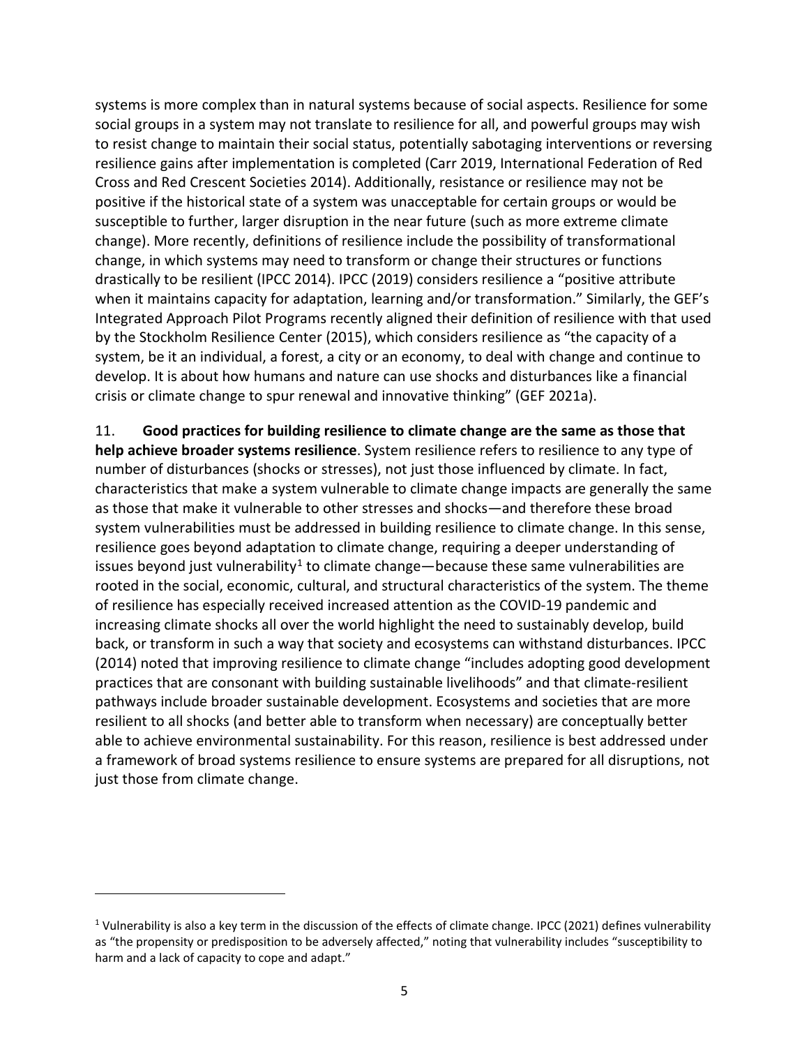systems is more complex than in natural systems because of social aspects. Resilience for some social groups in a system may not translate to resilience for all, and powerful groups may wish to resist change to maintain their social status, potentially sabotaging interventions or reversing resilience gains after implementation is completed (Carr 2019, International Federation of Red Cross and Red Crescent Societies 2014). Additionally, resistance or resilience may not be positive if the historical state of a system was unacceptable for certain groups or would be susceptible to further, larger disruption in the near future (such as more extreme climate change). More recently, definitions of resilience include the possibility of transformational change, in which systems may need to transform or change their structures or functions drastically to be resilient (IPCC 2014). IPCC (2019) considers resilience a "positive attribute when it maintains capacity for adaptation, learning and/or transformation." Similarly, the GEF's Integrated Approach Pilot Programs recently aligned their definition of resilience with that used by the Stockholm Resilience Center (2015), which considers resilience as "the capacity of a system, be it an individual, a forest, a city or an economy, to deal with change and continue to develop. It is about how humans and nature can use shocks and disturbances like a financial crisis or climate change to spur renewal and innovative thinking" (GEF 2021a).

11. **Good practices for building resilience to climate change are the same as those that help achieve broader systems resilience**. System resilience refers to resilience to any type of number of disturbances (shocks or stresses), not just those influenced by climate. In fact, characteristics that make a system vulnerable to climate change impacts are generally the same as those that make it vulnerable to other stresses and shocks—and therefore these broad system vulnerabilities must be addressed in building resilience to climate change. In this sense, resilience goes beyond adaptation to climate change, requiring a deeper understanding of issues beyond just vulnerability[1] to climate change—because these same vulnerabilities are rooted in the social, economic, cultural, and structural characteristics of the system. The theme of resilience has especially received increased attention as the COVID-19 pandemic and increasing climate shocks all over the world highlight the need to sustainably develop, build back, or transform in such a way that society and ecosystems can withstand disturbances. IPCC (2014) noted that improving resilience to climate change "includes adopting good development practices that are consonant with building sustainable livelihoods" and that climate-resilient pathways include broader sustainable development. Ecosystems and societies that are more resilient to all shocks (and better able to transform when necessary) are conceptually better able to achieve environmental sustainability. For this reason, resilience is best addressed under a framework of broad systems resilience to ensure systems are prepared for all disruptions, not just those from climate change.

---

[1] Vulnerability is also a key term in the discussion of the effects of climate change. IPCC (2021) defines vulnerability as "the propensity or predisposition to be adversely affected," noting that vulnerability includes "susceptibility to harm and a lack of capacity to cope and adapt."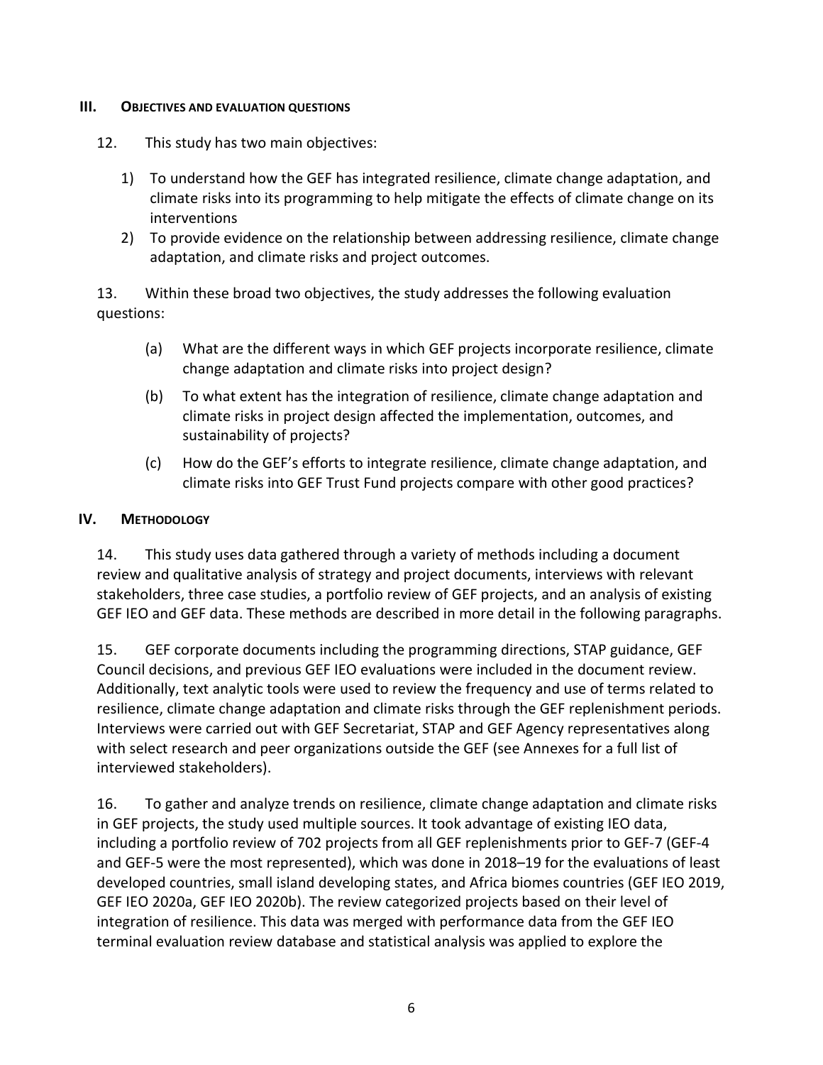## III. OBJECTIVES AND EVALUATION QUESTIONS

12. This study has two main objectives:

1) To understand how the GEF has integrated resilience, climate change adaptation, and climate risks into its programming to help mitigate the effects of climate change on its interventions
2) To provide evidence on the relationship between addressing resilience, climate change adaptation, and climate risks and project outcomes.

13. Within these broad two objectives, the study addresses the following evaluation questions:

(a) What are the different ways in which GEF projects incorporate resilience, climate change adaptation and climate risks into project design?

(b) To what extent has the integration of resilience, climate change adaptation and climate risks in project design affected the implementation, outcomes, and sustainability of projects?

(c) How do the GEF's efforts to integrate resilience, climate change adaptation, and climate risks into GEF Trust Fund projects compare with other good practices?

## IV. METHODOLOGY

14. This study uses data gathered through a variety of methods including a document review and qualitative analysis of strategy and project documents, interviews with relevant stakeholders, three case studies, a portfolio review of GEF projects, and an analysis of existing GEF IEO and GEF data. These methods are described in more detail in the following paragraphs.

15. GEF corporate documents including the programming directions, STAP guidance, GEF Council decisions, and previous GEF IEO evaluations were included in the document review. Additionally, text analytic tools were used to review the frequency and use of terms related to resilience, climate change adaptation and climate risks through the GEF replenishment periods. Interviews were carried out with GEF Secretariat, STAP and GEF Agency representatives along with select research and peer organizations outside the GEF (see Annexes for a full list of interviewed stakeholders).

16. To gather and analyze trends on resilience, climate change adaptation and climate risks in GEF projects, the study used multiple sources. It took advantage of existing IEO data, including a portfolio review of 702 projects from all GEF replenishments prior to GEF-7 (GEF-4 and GEF-5 were the most represented), which was done in 2018–19 for the evaluations of least developed countries, small island developing states, and Africa biomes countries (GEF IEO 2019, GEF IEO 2020a, GEF IEO 2020b). The review categorized projects based on their level of integration of resilience. This data was merged with performance data from the GEF IEO terminal evaluation review database and statistical analysis was applied to explore the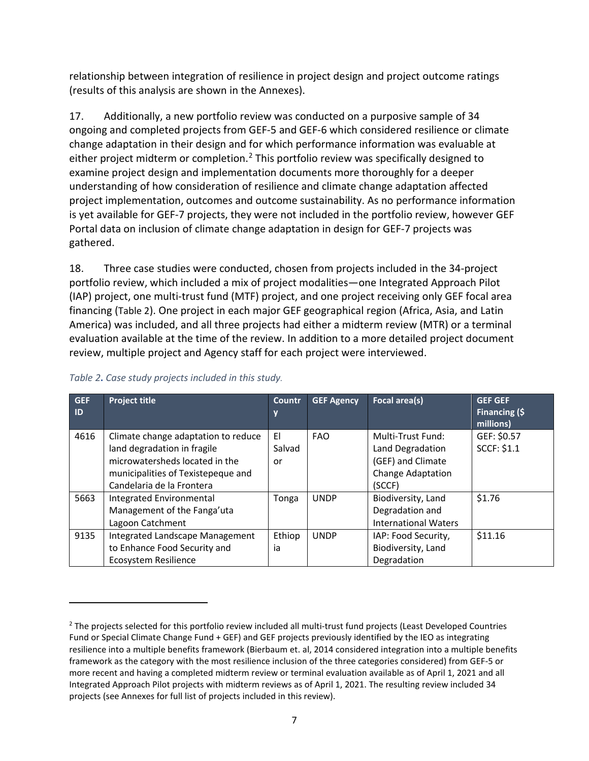relationship between integration of resilience in project design and project outcome ratings (results of this analysis are shown in the Annexes).

17. Additionally, a new portfolio review was conducted on a purposive sample of 34 ongoing and completed projects from GEF-5 and GEF-6 which considered resilience or climate change adaptation in their design and for which performance information was evaluable at either project midterm or completion.[2] This portfolio review was specifically designed to examine project design and implementation documents more thoroughly for a deeper understanding of how consideration of resilience and climate change adaptation affected project implementation, outcomes and outcome sustainability. As no performance information is yet available for GEF-7 projects, they were not included in the portfolio review, however GEF Portal data on inclusion of climate change adaptation in design for GEF-7 projects was gathered.

18. Three case studies were conducted, chosen from projects included in the 34-project portfolio review, which included a mix of project modalities—one Integrated Approach Pilot (IAP) project, one multi-trust fund (MTF) project, and one project receiving only GEF focal area financing (Table 2). One project in each major GEF geographical region (Africa, Asia, and Latin America) was included, and all three projects had either a midterm review (MTR) or a terminal evaluation available at the time of the review. In addition to a more detailed project document review, multiple project and Agency staff for each project were interviewed.

*Table 2. Case study projects included in this study.*

| GEF ID | Project title | Country | GEF Agency | Focal area(s) | GEF GEF Financing ($ millions) |
|---|---|---|---|---|---|
| 4616 | Climate change adaptation to reduce land degradation in fragile microwatersheds located in the municipalities of Texistepeque and Candelaria de la Frontera | El Salvador | FAO | Multi-Trust Fund: Land Degradation (GEF) and Climate Change Adaptation (SCCF) | GEF: $0.57<br>SCCF: $1.1 |
| 5663 | Integrated Environmental Management of the Fanga'uta Lagoon Catchment | Tonga | UNDP | Biodiversity, Land Degradation and International Waters | $1.76 |
| 9135 | Integrated Landscape Management to Enhance Food Security and Ecosystem Resilience | Ethiopia | UNDP | IAP: Food Security, Biodiversity, Land Degradation | $11.16 |

[2] The projects selected for this portfolio review included all multi-trust fund projects (Least Developed Countries Fund or Special Climate Change Fund + GEF) and GEF projects previously identified by the IEO as integrating resilience into a multiple benefits framework (Bierbaum et. al, 2014 considered integration into a multiple benefits framework as the category with the most resilience inclusion of the three categories considered) from GEF-5 or more recent and having a completed midterm review or terminal evaluation available as of April 1, 2021 and all Integrated Approach Pilot projects with midterm reviews as of April 1, 2021. The resulting review included 34 projects (see Annexes for full list of projects included in this review).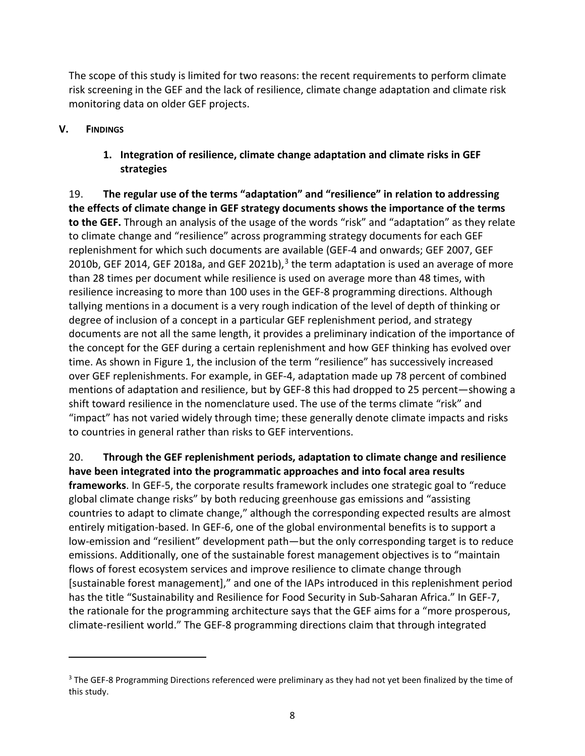The scope of this study is limited for two reasons: the recent requirements to perform climate risk screening in the GEF and the lack of resilience, climate change adaptation and climate risk monitoring data on older GEF projects.

## V. FINDINGS

### 1. Integration of resilience, climate change adaptation and climate risks in GEF strategies

19. **The regular use of the terms "adaptation" and "resilience" in relation to addressing the effects of climate change in GEF strategy documents shows the importance of the terms to the GEF.** Through an analysis of the usage of the words "risk" and "adaptation" as they relate to climate change and "resilience" across programming strategy documents for each GEF replenishment for which such documents are available (GEF-4 and onwards; GEF 2007, GEF 2010b, GEF 2014, GEF 2018a, and GEF 2021b),[3] the term adaptation is used an average of more than 28 times per document while resilience is used on average more than 48 times, with resilience increasing to more than 100 uses in the GEF-8 programming directions. Although tallying mentions in a document is a very rough indication of the level of depth of thinking or degree of inclusion of a concept in a particular GEF replenishment period, and strategy documents are not all the same length, it provides a preliminary indication of the importance of the concept for the GEF during a certain replenishment and how GEF thinking has evolved over time. As shown in Figure 1, the inclusion of the term "resilience" has successively increased over GEF replenishments. For example, in GEF-4, adaptation made up 78 percent of combined mentions of adaptation and resilience, but by GEF-8 this had dropped to 25 percent—showing a shift toward resilience in the nomenclature used. The use of the terms climate "risk" and "impact" has not varied widely through time; these generally denote climate impacts and risks to countries in general rather than risks to GEF interventions.

20. **Through the GEF replenishment periods, adaptation to climate change and resilience have been integrated into the programmatic approaches and into focal area results frameworks**. In GEF-5, the corporate results framework includes one strategic goal to "reduce global climate change risks" by both reducing greenhouse gas emissions and "assisting countries to adapt to climate change," although the corresponding expected results are almost entirely mitigation-based. In GEF-6, one of the global environmental benefits is to support a low-emission and "resilient" development path—but the only corresponding target is to reduce emissions. Additionally, one of the sustainable forest management objectives is to "maintain flows of forest ecosystem services and improve resilience to climate change through [sustainable forest management]," and one of the IAPs introduced in this replenishment period has the title "Sustainability and Resilience for Food Security in Sub-Saharan Africa." In GEF-7, the rationale for the programming architecture says that the GEF aims for a "more prosperous, climate-resilient world." The GEF-8 programming directions claim that through integrated

---

[3] The GEF-8 Programming Directions referenced were preliminary as they had not yet been finalized by the time of this study.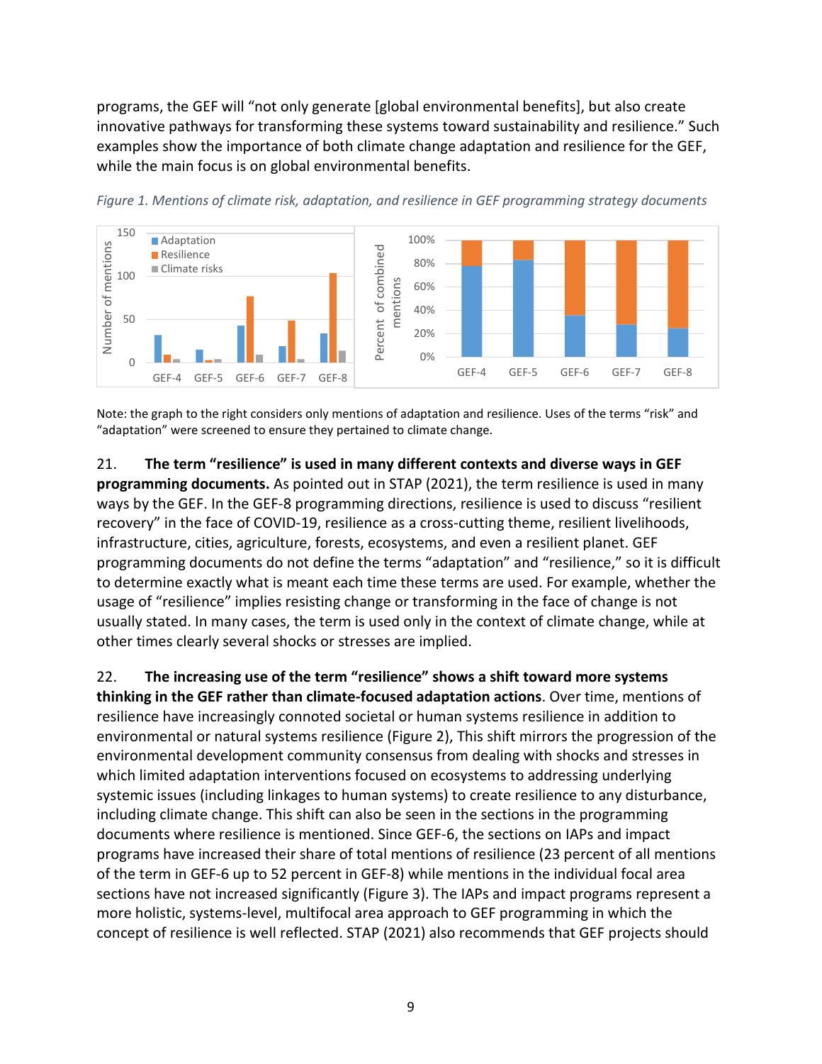programs, the GEF will "not only generate [global environmental benefits], but also create innovative pathways for transforming these systems toward sustainability and resilience." Such examples show the importance of both climate change adaptation and resilience for the GEF, while the main focus is on global environmental benefits.

*Figure 1. Mentions of climate risk, adaptation, and resilience in GEF programming strategy documents*

Note: the graph to the right considers only mentions of adaptation and resilience. Uses of the terms "risk" and "adaptation" were screened to ensure they pertained to climate change.

21. **The term "resilience" is used in many different contexts and diverse ways in GEF programming documents.** As pointed out in STAP (2021), the term resilience is used in many ways by the GEF. In the GEF-8 programming directions, resilience is used to discuss "resilient recovery" in the face of COVID-19, resilience as a cross-cutting theme, resilient livelihoods, infrastructure, cities, agriculture, forests, ecosystems, and even a resilient planet. GEF programming documents do not define the terms "adaptation" and "resilience," so it is difficult to determine exactly what is meant each time these terms are used. For example, whether the usage of "resilience" implies resisting change or transforming in the face of change is not usually stated. In many cases, the term is used only in the context of climate change, while at other times clearly several shocks or stresses are implied.

22. **The increasing use of the term "resilience" shows a shift toward more systems thinking in the GEF rather than climate-focused adaptation actions**. Over time, mentions of resilience have increasingly connoted societal or human systems resilience in addition to environmental or natural systems resilience (Figure 2), This shift mirrors the progression of the environmental development community consensus from dealing with shocks and stresses in which limited adaptation interventions focused on ecosystems to addressing underlying systemic issues (including linkages to human systems) to create resilience to any disturbance, including climate change. This shift can also be seen in the sections in the programming documents where resilience is mentioned. Since GEF-6, the sections on IAPs and impact programs have increased their share of total mentions of resilience (23 percent of all mentions of the term in GEF-6 up to 52 percent in GEF-8) while mentions in the individual focal area sections have not increased significantly (Figure 3). The IAPs and impact programs represent a more holistic, systems-level, multifocal area approach to GEF programming in which the concept of resilience is well reflected. STAP (2021) also recommends that GEF projects should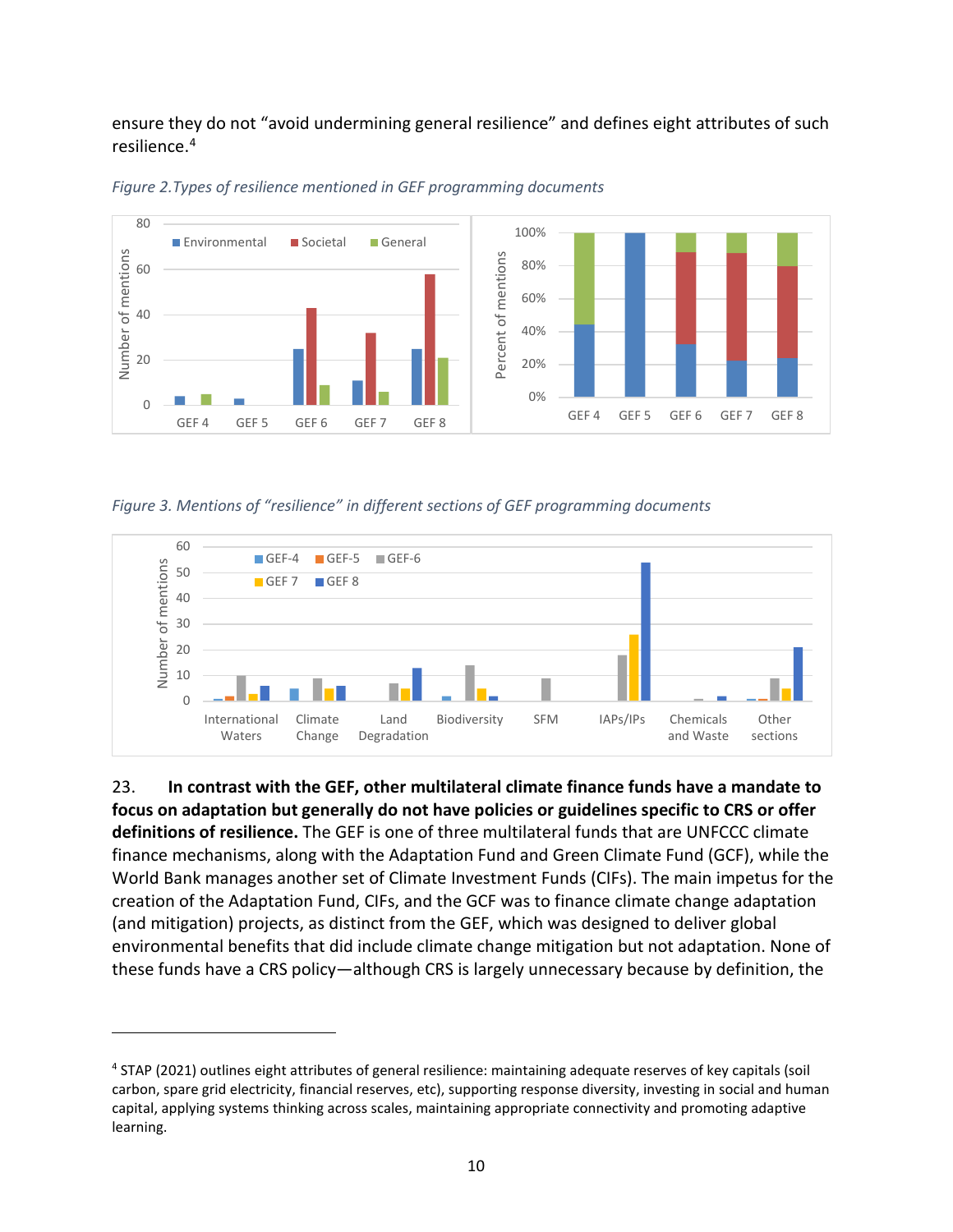ensure they do not "avoid undermining general resilience" and defines eight attributes of such resilience.[4]

*Figure 2. Types of resilience mentioned in GEF programming documents*

*Figure 3. Mentions of "resilience" in different sections of GEF programming documents*

23. **In contrast with the GEF, other multilateral climate finance funds have a mandate to focus on adaptation but generally do not have policies or guidelines specific to CRS or offer definitions of resilience.** The GEF is one of three multilateral funds that are UNFCCC climate finance mechanisms, along with the Adaptation Fund and Green Climate Fund (GCF), while the World Bank manages another set of Climate Investment Funds (CIFs). The main impetus for the creation of the Adaptation Fund, CIFs, and the GCF was to finance climate change adaptation (and mitigation) projects, as distinct from the GEF, which was designed to deliver global environmental benefits that did include climate change mitigation but not adaptation. None of these funds have a CRS policy—although CRS is largely unnecessary because by definition, the

---

[4] STAP (2021) outlines eight attributes of general resilience: maintaining adequate reserves of key capitals (soil carbon, spare grid electricity, financial reserves, etc), supporting response diversity, investing in social and human capital, applying systems thinking across scales, maintaining appropriate connectivity and promoting adaptive learning.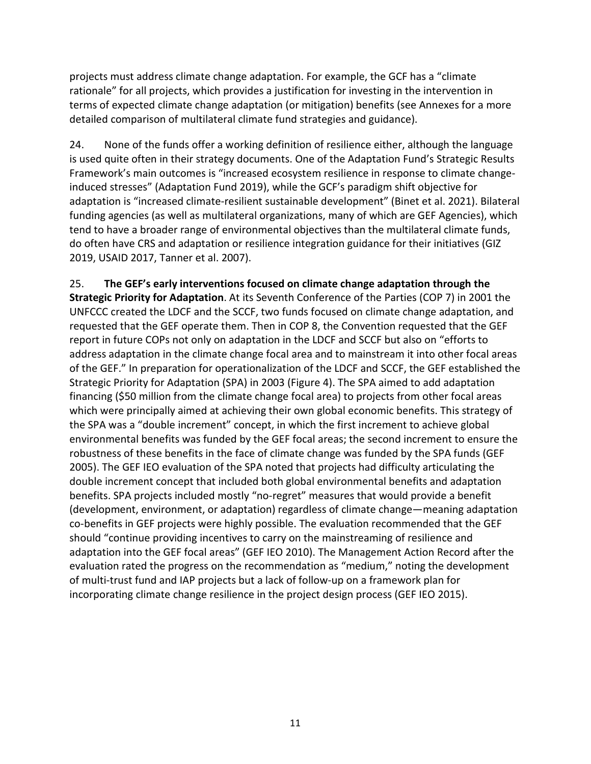projects must address climate change adaptation. For example, the GCF has a "climate rationale" for all projects, which provides a justification for investing in the intervention in terms of expected climate change adaptation (or mitigation) benefits (see Annexes for a more detailed comparison of multilateral climate fund strategies and guidance).

24. None of the funds offer a working definition of resilience either, although the language is used quite often in their strategy documents. One of the Adaptation Fund's Strategic Results Framework's main outcomes is "increased ecosystem resilience in response to climate change-induced stresses" (Adaptation Fund 2019), while the GCF's paradigm shift objective for adaptation is "increased climate-resilient sustainable development" (Binet et al. 2021). Bilateral funding agencies (as well as multilateral organizations, many of which are GEF Agencies), which tend to have a broader range of environmental objectives than the multilateral climate funds, do often have CRS and adaptation or resilience integration guidance for their initiatives (GIZ 2019, USAID 2017, Tanner et al. 2007).

25. **The GEF's early interventions focused on climate change adaptation through the Strategic Priority for Adaptation**. At its Seventh Conference of the Parties (COP 7) in 2001 the UNFCCC created the LDCF and the SCCF, two funds focused on climate change adaptation, and requested that the GEF operate them. Then in COP 8, the Convention requested that the GEF report in future COPs not only on adaptation in the LDCF and SCCF but also on "efforts to address adaptation in the climate change focal area and to mainstream it into other focal areas of the GEF." In preparation for operationalization of the LDCF and SCCF, the GEF established the Strategic Priority for Adaptation (SPA) in 2003 (Figure 4). The SPA aimed to add adaptation financing ($50 million from the climate change focal area) to projects from other focal areas which were principally aimed at achieving their own global economic benefits. This strategy of the SPA was a "double increment" concept, in which the first increment to achieve global environmental benefits was funded by the GEF focal areas; the second increment to ensure the robustness of these benefits in the face of climate change was funded by the SPA funds (GEF 2005). The GEF IEO evaluation of the SPA noted that projects had difficulty articulating the double increment concept that included both global environmental benefits and adaptation benefits. SPA projects included mostly "no-regret" measures that would provide a benefit (development, environment, or adaptation) regardless of climate change—meaning adaptation co-benefits in GEF projects were highly possible. The evaluation recommended that the GEF should "continue providing incentives to carry on the mainstreaming of resilience and adaptation into the GEF focal areas" (GEF IEO 2010). The Management Action Record after the evaluation rated the progress on the recommendation as "medium," noting the development of multi-trust fund and IAP projects but a lack of follow-up on a framework plan for incorporating climate change resilience in the project design process (GEF IEO 2015).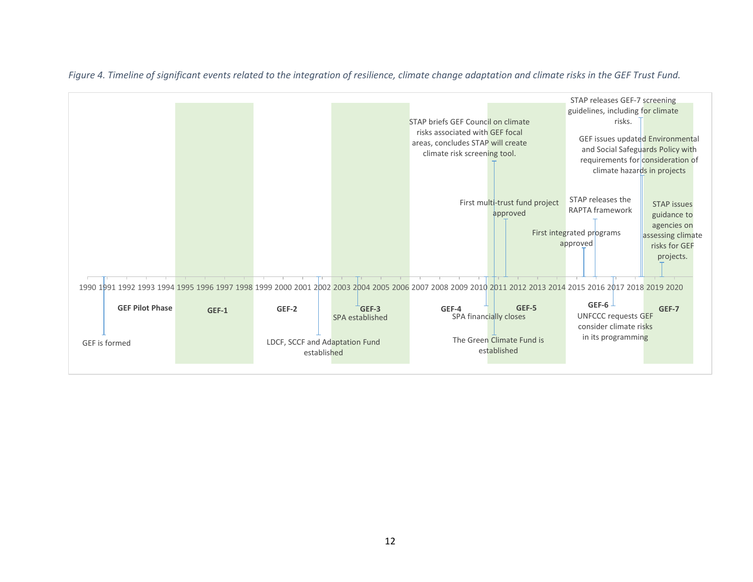*Figure 4. Timeline of significant events related to the integration of resilience, climate change adaptation and climate risks in the GEF Trust Fund.*

1990 1991 1992 1993 1994 1995 1996 1997 1998 1999 2000 2001 2002 2003 2004 2005 2006 2007 2008 2009 2010 2011 2012 2013 2014 2015 2016 2017 2018 2019 2020

**GEF Pilot Phase** **GEF-1** **GEF-2** **GEF-3** **GEF-4** **GEF-5** **GEF-6** **GEF-7**

GEF is formed

LDCF, SCCF and Adaptation Fund established

SPA established

SPA financially closes

The Green Climate Fund is established

STAP briefs GEF Council on climate risks associated with GEF focal areas, concludes STAP will create climate risk screening tool.

First multi-trust fund project approved

First integrated programs approved

STAP releases the RAPTA framework

UNFCCC requests GEF consider climate risks in its programming

STAP releases GEF-7 screening guidelines, including for climate risks.

GEF issues updated Environmental and Social Safeguards Policy with requirements for consideration of climate hazards in projects

STAP issues guidance to agencies on assessing climate risks for GEF projects.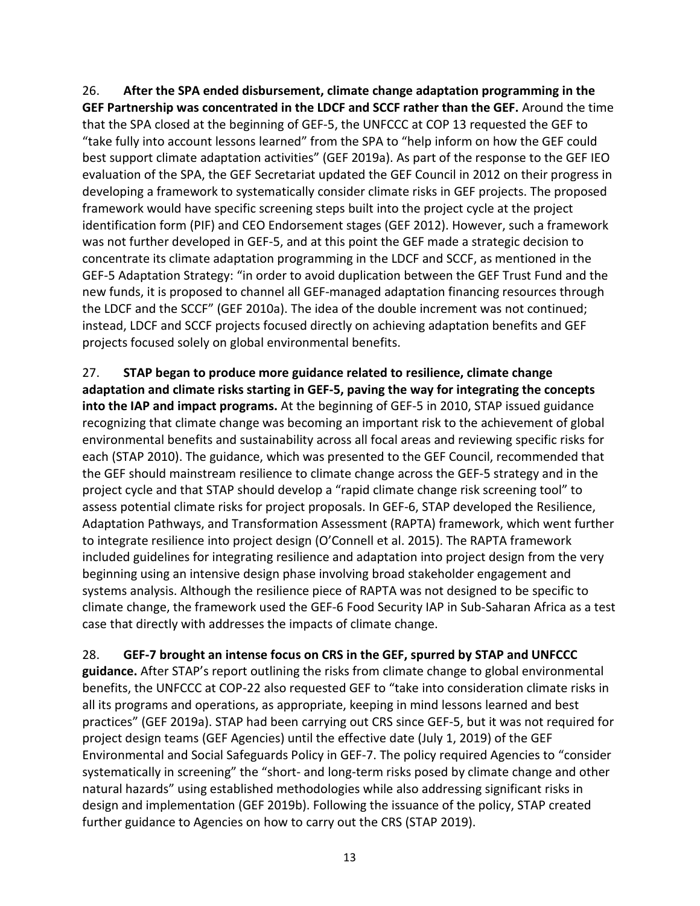26. **After the SPA ended disbursement, climate change adaptation programming in the GEF Partnership was concentrated in the LDCF and SCCF rather than the GEF.** Around the time that the SPA closed at the beginning of GEF-5, the UNFCCC at COP 13 requested the GEF to "take fully into account lessons learned" from the SPA to "help inform on how the GEF could best support climate adaptation activities" (GEF 2019a). As part of the response to the GEF IEO evaluation of the SPA, the GEF Secretariat updated the GEF Council in 2012 on their progress in developing a framework to systematically consider climate risks in GEF projects. The proposed framework would have specific screening steps built into the project cycle at the project identification form (PIF) and CEO Endorsement stages (GEF 2012). However, such a framework was not further developed in GEF-5, and at this point the GEF made a strategic decision to concentrate its climate adaptation programming in the LDCF and SCCF, as mentioned in the GEF-5 Adaptation Strategy: "in order to avoid duplication between the GEF Trust Fund and the new funds, it is proposed to channel all GEF-managed adaptation financing resources through the LDCF and the SCCF" (GEF 2010a). The idea of the double increment was not continued; instead, LDCF and SCCF projects focused directly on achieving adaptation benefits and GEF projects focused solely on global environmental benefits.

27. **STAP began to produce more guidance related to resilience, climate change adaptation and climate risks starting in GEF-5, paving the way for integrating the concepts into the IAP and impact programs.** At the beginning of GEF-5 in 2010, STAP issued guidance recognizing that climate change was becoming an important risk to the achievement of global environmental benefits and sustainability across all focal areas and reviewing specific risks for each (STAP 2010). The guidance, which was presented to the GEF Council, recommended that the GEF should mainstream resilience to climate change across the GEF-5 strategy and in the project cycle and that STAP should develop a "rapid climate change risk screening tool" to assess potential climate risks for project proposals. In GEF-6, STAP developed the Resilience, Adaptation Pathways, and Transformation Assessment (RAPTA) framework, which went further to integrate resilience into project design (O'Connell et al. 2015). The RAPTA framework included guidelines for integrating resilience and adaptation into project design from the very beginning using an intensive design phase involving broad stakeholder engagement and systems analysis. Although the resilience piece of RAPTA was not designed to be specific to climate change, the framework used the GEF-6 Food Security IAP in Sub-Saharan Africa as a test case that directly with addresses the impacts of climate change.

28. **GEF-7 brought an intense focus on CRS in the GEF, spurred by STAP and UNFCCC guidance.** After STAP's report outlining the risks from climate change to global environmental benefits, the UNFCCC at COP-22 also requested GEF to "take into consideration climate risks in all its programs and operations, as appropriate, keeping in mind lessons learned and best practices" (GEF 2019a). STAP had been carrying out CRS since GEF-5, but it was not required for project design teams (GEF Agencies) until the effective date (July 1, 2019) of the GEF Environmental and Social Safeguards Policy in GEF-7. The policy required Agencies to "consider systematically in screening" the "short- and long-term risks posed by climate change and other natural hazards" using established methodologies while also addressing significant risks in design and implementation (GEF 2019b). Following the issuance of the policy, STAP created further guidance to Agencies on how to carry out the CRS (STAP 2019).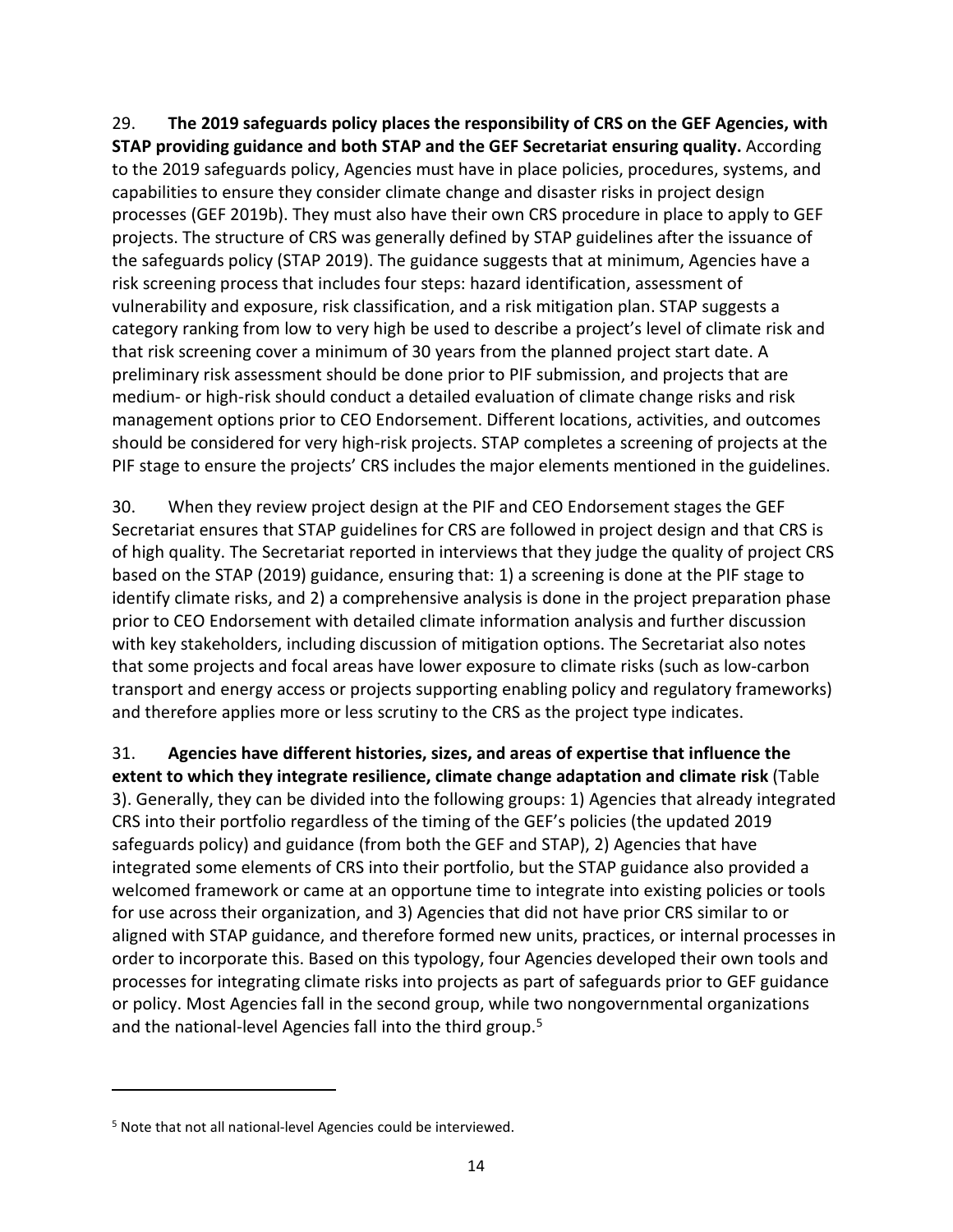29. **The 2019 safeguards policy places the responsibility of CRS on the GEF Agencies, with STAP providing guidance and both STAP and the GEF Secretariat ensuring quality.** According to the 2019 safeguards policy, Agencies must have in place policies, procedures, systems, and capabilities to ensure they consider climate change and disaster risks in project design processes (GEF 2019b). They must also have their own CRS procedure in place to apply to GEF projects. The structure of CRS was generally defined by STAP guidelines after the issuance of the safeguards policy (STAP 2019). The guidance suggests that at minimum, Agencies have a risk screening process that includes four steps: hazard identification, assessment of vulnerability and exposure, risk classification, and a risk mitigation plan. STAP suggests a category ranking from low to very high be used to describe a project's level of climate risk and that risk screening cover a minimum of 30 years from the planned project start date. A preliminary risk assessment should be done prior to PIF submission, and projects that are medium- or high-risk should conduct a detailed evaluation of climate change risks and risk management options prior to CEO Endorsement. Different locations, activities, and outcomes should be considered for very high-risk projects. STAP completes a screening of projects at the PIF stage to ensure the projects' CRS includes the major elements mentioned in the guidelines.

30. When they review project design at the PIF and CEO Endorsement stages the GEF Secretariat ensures that STAP guidelines for CRS are followed in project design and that CRS is of high quality. The Secretariat reported in interviews that they judge the quality of project CRS based on the STAP (2019) guidance, ensuring that: 1) a screening is done at the PIF stage to identify climate risks, and 2) a comprehensive analysis is done in the project preparation phase prior to CEO Endorsement with detailed climate information analysis and further discussion with key stakeholders, including discussion of mitigation options. The Secretariat also notes that some projects and focal areas have lower exposure to climate risks (such as low-carbon transport and energy access or projects supporting enabling policy and regulatory frameworks) and therefore applies more or less scrutiny to the CRS as the project type indicates.

31. **Agencies have different histories, sizes, and areas of expertise that influence the extent to which they integrate resilience, climate change adaptation and climate risk** (Table 3). Generally, they can be divided into the following groups: 1) Agencies that already integrated CRS into their portfolio regardless of the timing of the GEF's policies (the updated 2019 safeguards policy) and guidance (from both the GEF and STAP), 2) Agencies that have integrated some elements of CRS into their portfolio, but the STAP guidance also provided a welcomed framework or came at an opportune time to integrate into existing policies or tools for use across their organization, and 3) Agencies that did not have prior CRS similar to or aligned with STAP guidance, and therefore formed new units, practices, or internal processes in order to incorporate this. Based on this typology, four Agencies developed their own tools and processes for integrating climate risks into projects as part of safeguards prior to GEF guidance or policy. Most Agencies fall in the second group, while two nongovernmental organizations and the national-level Agencies fall into the third group.[5]

[5] Note that not all national-level Agencies could be interviewed.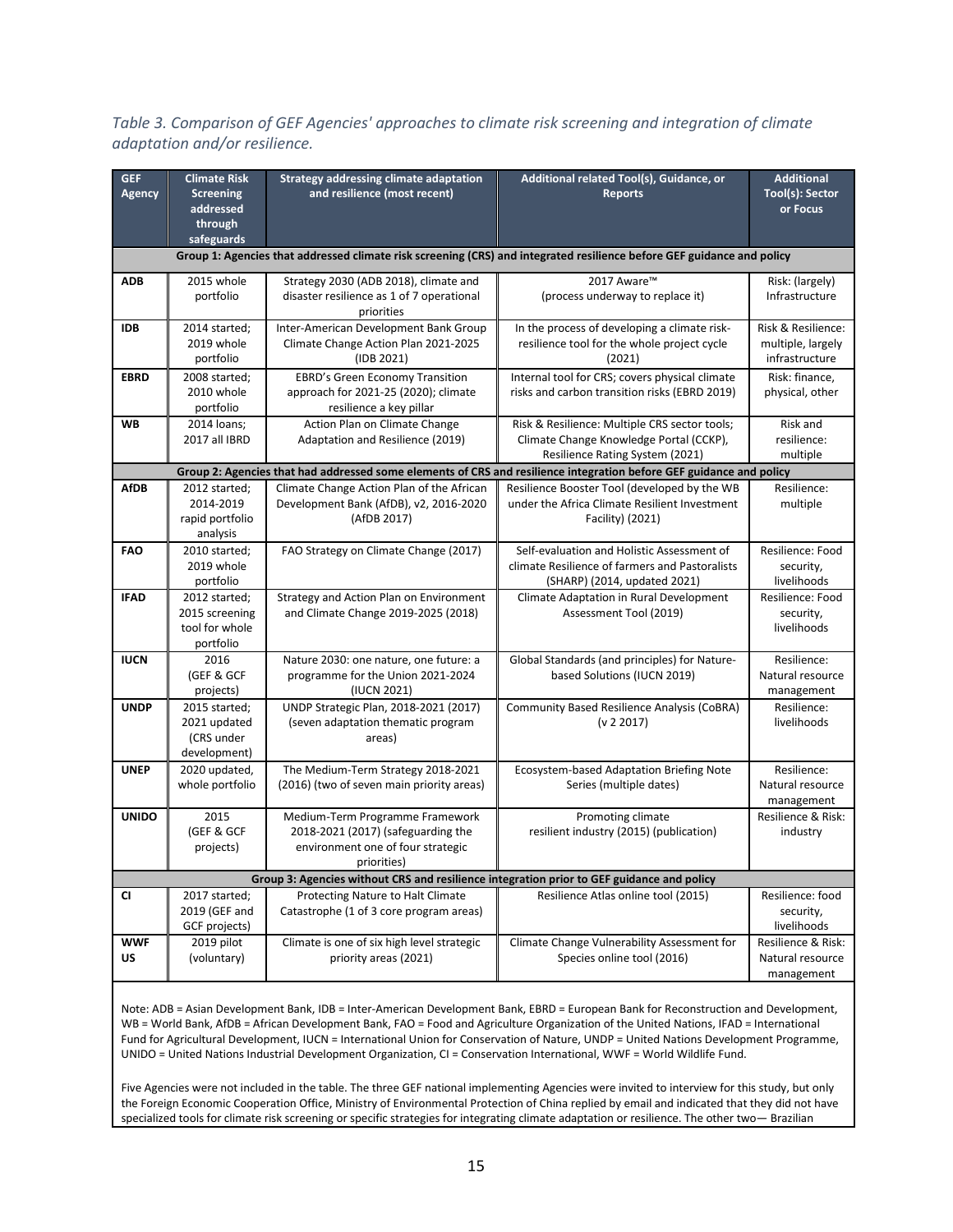*Table 3. Comparison of GEF Agencies' approaches to climate risk screening and integration of climate adaptation and/or resilience.*

| GEF Agency | Climate Risk Screening addressed through safeguards | Strategy addressing climate adaptation and resilience (most recent) | Additional related Tool(s), Guidance, or Reports | Additional Tool(s): Sector or Focus |
|---|---|---|---|---|
| **Group 1: Agencies that addressed climate risk screening (CRS) and integrated resilience before GEF guidance and policy** | | | | |
| **ADB** | 2015 whole portfolio | Strategy 2030 (ADB 2018), climate and disaster resilience as 1 of 7 operational priorities | 2017 Aware™ (process underway to replace it) | Risk: (largely) Infrastructure |
| **IDB** | 2014 started; 2019 whole portfolio | Inter-American Development Bank Group Climate Change Action Plan 2021-2025 (IDB 2021) | In the process of developing a climate risk-resilience tool for the whole project cycle (2021) | Risk & Resilience: multiple, largely infrastructure |
| **EBRD** | 2008 started; 2010 whole portfolio | EBRD's Green Economy Transition approach for 2021-25 (2020); climate resilience a key pillar | Internal tool for CRS; covers physical climate risks and carbon transition risks (EBRD 2019) | Risk: finance, physical, other |
| **WB** | 2014 loans; 2017 all IBRD | Action Plan on Climate Change Adaptation and Resilience (2019) | Risk & Resilience: Multiple CRS sector tools; Climate Change Knowledge Portal (CCKP), Resilience Rating System (2021) | Risk and resilience: multiple |
| **Group 2: Agencies that had addressed some elements of CRS and resilience integration before GEF guidance and policy** | | | | |
| **AfDB** | 2012 started; 2014-2019 rapid portfolio analysis | Climate Change Action Plan of the African Development Bank (AfDB), v2, 2016-2020 (AfDB 2017) | Resilience Booster Tool (developed by the WB under the Africa Climate Resilient Investment Facility) (2021) | Resilience: multiple |
| **FAO** | 2010 started; 2019 whole portfolio | FAO Strategy on Climate Change (2017) | Self-evaluation and Holistic Assessment of climate Resilience of farmers and Pastoralists (SHARP) (2014, updated 2021) | Resilience: Food security, livelihoods |
| **IFAD** | 2012 started; 2015 screening tool for whole portfolio | Strategy and Action Plan on Environment and Climate Change 2019-2025 (2018) | Climate Adaptation in Rural Development Assessment Tool (2019) | Resilience: Food security, livelihoods |
| **IUCN** | 2016 (GEF & GCF projects) | Nature 2030: one nature, one future: a programme for the Union 2021-2024 (IUCN 2021) | Global Standards (and principles) for Nature-based Solutions (IUCN 2019) | Resilience: Natural resource management |
| **UNDP** | 2015 started; 2021 updated (CRS under development) | UNDP Strategic Plan, 2018-2021 (2017) (seven adaptation thematic program areas) | Community Based Resilience Analysis (CoBRA) (v 2 2017) | Resilience: livelihoods |
| **UNEP** | 2020 updated, whole portfolio | The Medium-Term Strategy 2018-2021 (2016) (two of seven main priority areas) | Ecosystem-based Adaptation Briefing Note Series (multiple dates) | Resilience: Natural resource management |
| **UNIDO** | 2015 (GEF & GCF projects) | Medium-Term Programme Framework 2018-2021 (2017) (safeguarding the environment one of four strategic priorities) | Promoting climate resilient industry (2015) (publication) | Resilience & Risk: industry |
| **Group 3: Agencies without CRS and resilience integration prior to GEF guidance and policy** | | | | |
| **CI** | 2017 started; 2019 (GEF and GCF projects) | Protecting Nature to Halt Climate Catastrophe (1 of 3 core program areas) | Resilience Atlas online tool (2015) | Resilience: food security, livelihoods |
| **WWF US** | 2019 pilot (voluntary) | Climate is one of six high level strategic priority areas (2021) | Climate Change Vulnerability Assessment for Species online tool (2016) | Resilience & Risk: Natural resource management |

Note: ADB = Asian Development Bank, IDB = Inter-American Development Bank, EBRD = European Bank for Reconstruction and Development, WB = World Bank, AfDB = African Development Bank, FAO = Food and Agriculture Organization of the United Nations, IFAD = International Fund for Agricultural Development, IUCN = International Union for Conservation of Nature, UNDP = United Nations Development Programme, UNIDO = United Nations Industrial Development Organization, CI = Conservation International, WWF = World Wildlife Fund.

Five Agencies were not included in the table. The three GEF national implementing Agencies were invited to interview for this study, but only the Foreign Economic Cooperation Office, Ministry of Environmental Protection of China replied by email and indicated that they did not have specialized tools for climate risk screening or specific strategies for integrating climate adaptation or resilience. The other two— Brazilian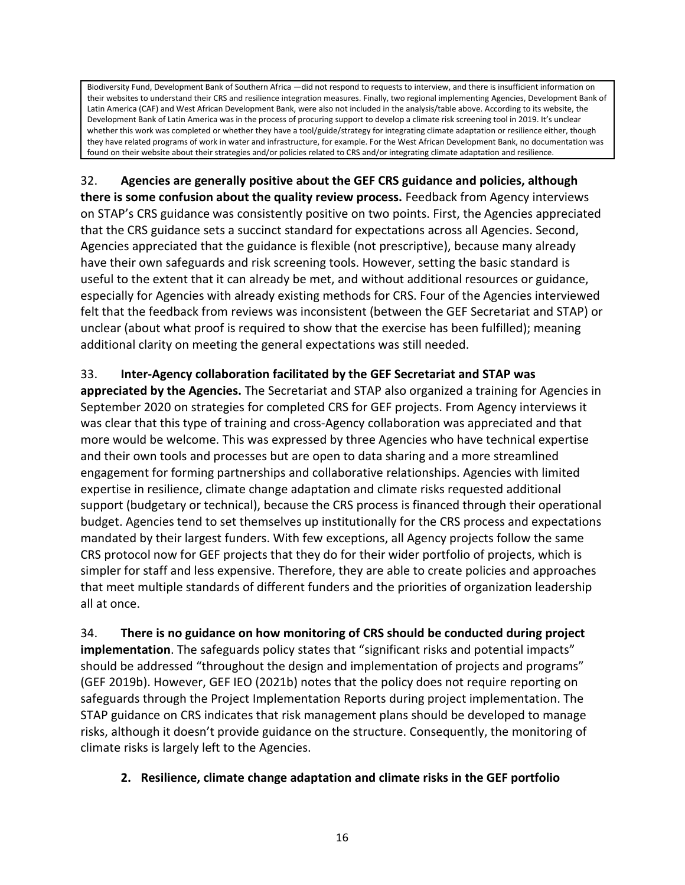Biodiversity Fund, Development Bank of Southern Africa —did not respond to requests to interview, and there is insufficient information on their websites to understand their CRS and resilience integration measures. Finally, two regional implementing Agencies, Development Bank of Latin America (CAF) and West African Development Bank, were also not included in the analysis/table above. According to its website, the Development Bank of Latin America was in the process of procuring support to develop a climate risk screening tool in 2019. It's unclear whether this work was completed or whether they have a tool/guide/strategy for integrating climate adaptation or resilience either, though they have related programs of work in water and infrastructure, for example. For the West African Development Bank, no documentation was found on their website about their strategies and/or policies related to CRS and/or integrating climate adaptation and resilience.

32. **Agencies are generally positive about the GEF CRS guidance and policies, although there is some confusion about the quality review process.** Feedback from Agency interviews on STAP's CRS guidance was consistently positive on two points. First, the Agencies appreciated that the CRS guidance sets a succinct standard for expectations across all Agencies. Second, Agencies appreciated that the guidance is flexible (not prescriptive), because many already have their own safeguards and risk screening tools. However, setting the basic standard is useful to the extent that it can already be met, and without additional resources or guidance, especially for Agencies with already existing methods for CRS. Four of the Agencies interviewed felt that the feedback from reviews was inconsistent (between the GEF Secretariat and STAP) or unclear (about what proof is required to show that the exercise has been fulfilled); meaning additional clarity on meeting the general expectations was still needed.

33. **Inter-Agency collaboration facilitated by the GEF Secretariat and STAP was appreciated by the Agencies.** The Secretariat and STAP also organized a training for Agencies in September 2020 on strategies for completed CRS for GEF projects. From Agency interviews it was clear that this type of training and cross-Agency collaboration was appreciated and that more would be welcome. This was expressed by three Agencies who have technical expertise and their own tools and processes but are open to data sharing and a more streamlined engagement for forming partnerships and collaborative relationships. Agencies with limited expertise in resilience, climate change adaptation and climate risks requested additional support (budgetary or technical), because the CRS process is financed through their operational budget. Agencies tend to set themselves up institutionally for the CRS process and expectations mandated by their largest funders. With few exceptions, all Agency projects follow the same CRS protocol now for GEF projects that they do for their wider portfolio of projects, which is simpler for staff and less expensive. Therefore, they are able to create policies and approaches that meet multiple standards of different funders and the priorities of organization leadership all at once.

34. **There is no guidance on how monitoring of CRS should be conducted during project implementation**. The safeguards policy states that "significant risks and potential impacts" should be addressed "throughout the design and implementation of projects and programs" (GEF 2019b). However, GEF IEO (2021b) notes that the policy does not require reporting on safeguards through the Project Implementation Reports during project implementation. The STAP guidance on CRS indicates that risk management plans should be developed to manage risks, although it doesn't provide guidance on the structure. Consequently, the monitoring of climate risks is largely left to the Agencies.

## 2. Resilience, climate change adaptation and climate risks in the GEF portfolio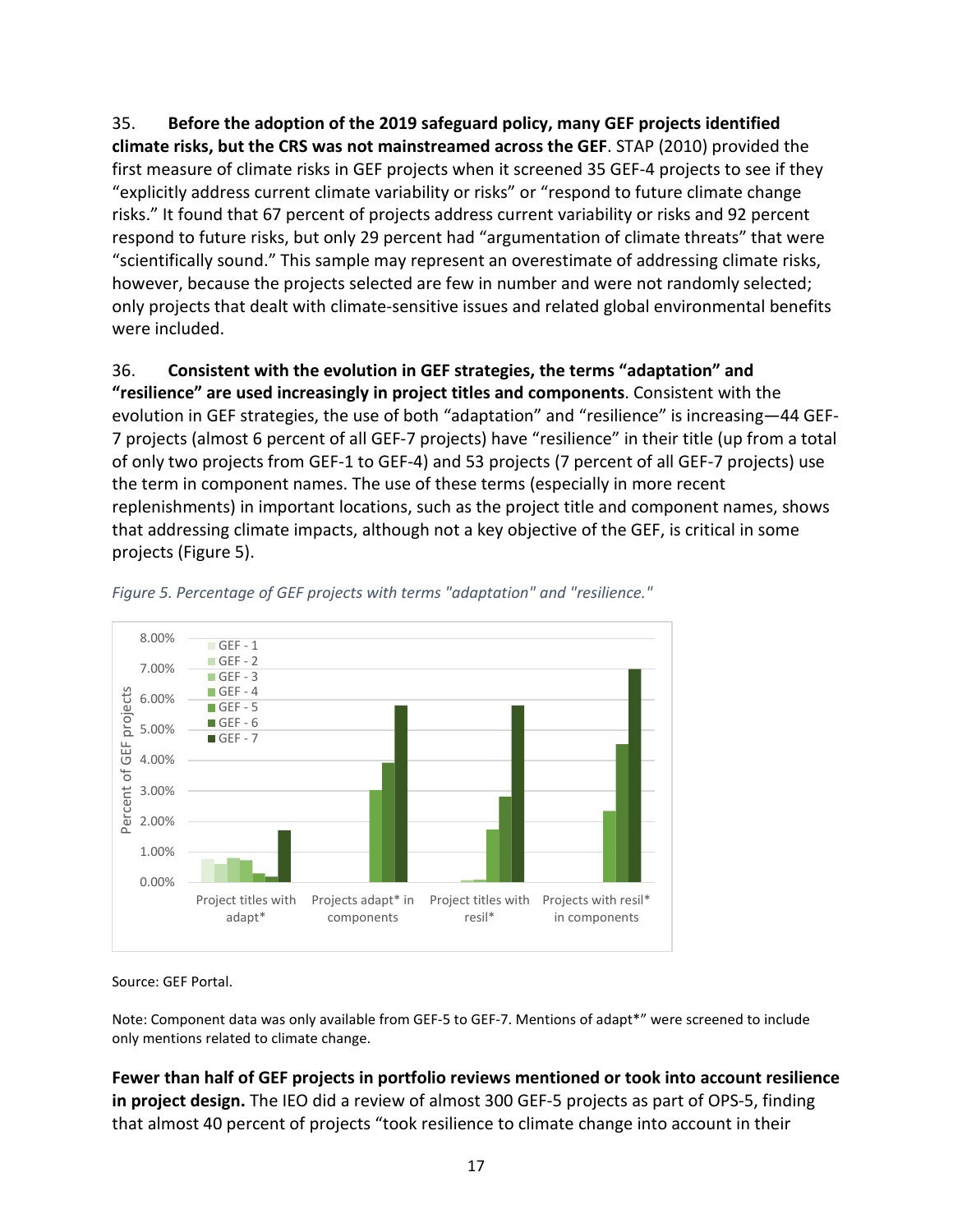35. **Before the adoption of the 2019 safeguard policy, many GEF projects identified climate risks, but the CRS was not mainstreamed across the GEF**. STAP (2010) provided the first measure of climate risks in GEF projects when it screened 35 GEF-4 projects to see if they "explicitly address current climate variability or risks" or "respond to future climate change risks." It found that 67 percent of projects address current variability or risks and 92 percent respond to future risks, but only 29 percent had "argumentation of climate threats" that were "scientifically sound." This sample may represent an overestimate of addressing climate risks, however, because the projects selected are few in number and were not randomly selected; only projects that dealt with climate-sensitive issues and related global environmental benefits were included.

36. **Consistent with the evolution in GEF strategies, the terms "adaptation" and "resilience" are used increasingly in project titles and components**. Consistent with the evolution in GEF strategies, the use of both "adaptation" and "resilience" is increasing—44 GEF-7 projects (almost 6 percent of all GEF-7 projects) have "resilience" in their title (up from a total of only two projects from GEF-1 to GEF-4) and 53 projects (7 percent of all GEF-7 projects) use the term in component names. The use of these terms (especially in more recent replenishments) in important locations, such as the project title and component names, shows that addressing climate impacts, although not a key objective of the GEF, is critical in some projects (Figure 5).

*Figure 5. Percentage of GEF projects with terms "adaptation" and "resilience."*

Source: GEF Portal.

Note: Component data was only available from GEF-5 to GEF-7. Mentions of adapt*" were screened to include only mentions related to climate change.

**Fewer than half of GEF projects in portfolio reviews mentioned or took into account resilience in project design.** The IEO did a review of almost 300 GEF-5 projects as part of OPS-5, finding that almost 40 percent of projects "took resilience to climate change into account in their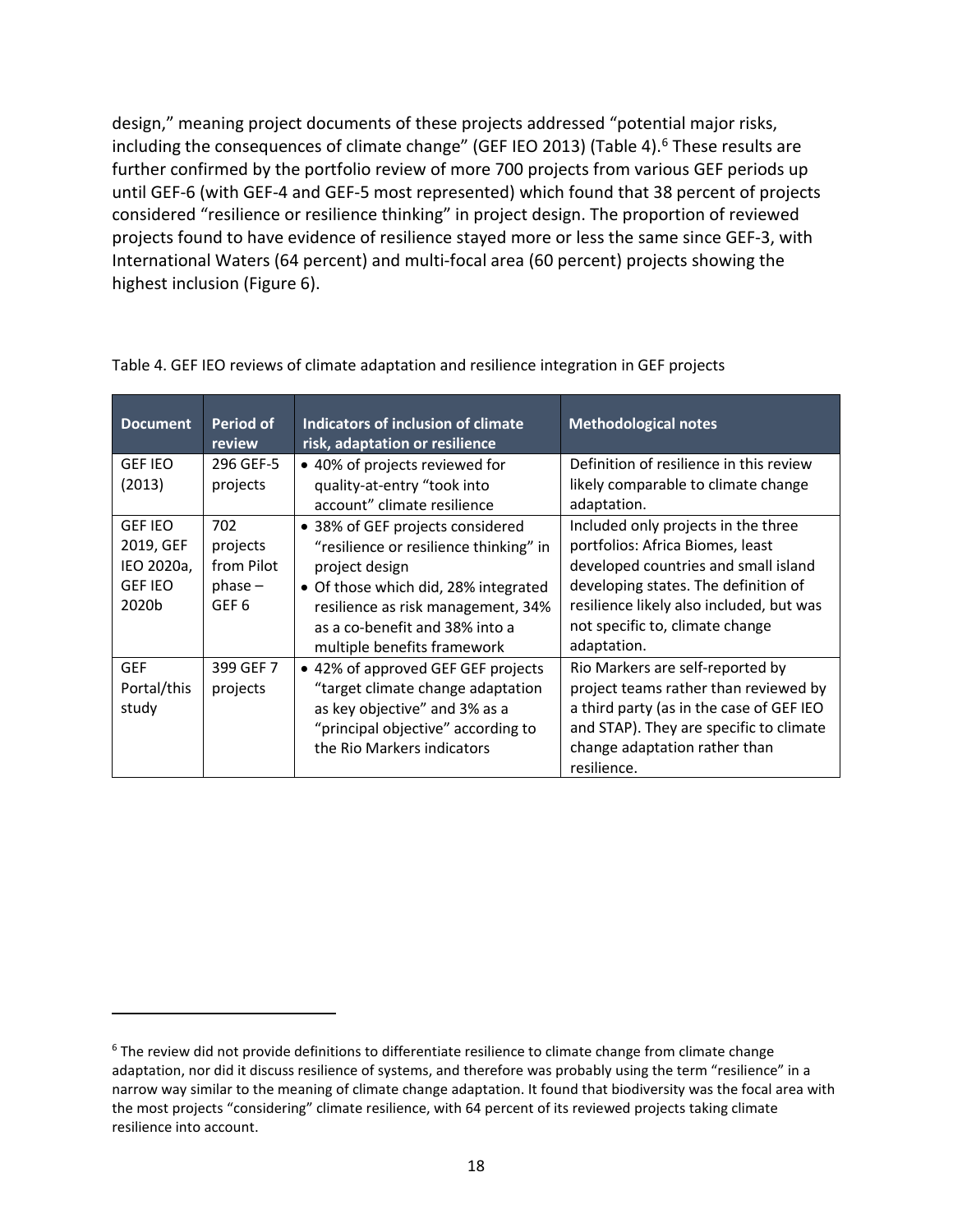design," meaning project documents of these projects addressed "potential major risks, including the consequences of climate change" (GEF IEO 2013) (Table 4).[6] These results are further confirmed by the portfolio review of more 700 projects from various GEF periods up until GEF-6 (with GEF-4 and GEF-5 most represented) which found that 38 percent of projects considered "resilience or resilience thinking" in project design. The proportion of reviewed projects found to have evidence of resilience stayed more or less the same since GEF-3, with International Waters (64 percent) and multi-focal area (60 percent) projects showing the highest inclusion (Figure 6).

Table 4. GEF IEO reviews of climate adaptation and resilience integration in GEF projects

| Document | Period of review | Indicators of inclusion of climate risk, adaptation or resilience | Methodological notes |
|---|---|---|---|
| GEF IEO (2013) | 296 GEF-5 projects | • 40% of projects reviewed for quality-at-entry "took into account" climate resilience | Definition of resilience in this review likely comparable to climate change adaptation. |
| GEF IEO 2019, GEF IEO 2020a, GEF IEO 2020b | 702 projects from Pilot phase – GEF 6 | • 38% of GEF projects considered "resilience or resilience thinking" in project design<br>• Of those which did, 28% integrated resilience as risk management, 34% as a co-benefit and 38% into a multiple benefits framework | Included only projects in the three portfolios: Africa Biomes, least developed countries and small island developing states. The definition of resilience likely also included, but was not specific to, climate change adaptation. |
| GEF Portal/this study | 399 GEF 7 projects | • 42% of approved GEF GEF projects "target climate change adaptation as key objective" and 3% as a "principal objective" according to the Rio Markers indicators | Rio Markers are self-reported by project teams rather than reviewed by a third party (as in the case of GEF IEO and STAP). They are specific to climate change adaptation rather than resilience. |

[6] The review did not provide definitions to differentiate resilience to climate change from climate change adaptation, nor did it discuss resilience of systems, and therefore was probably using the term "resilience" in a narrow way similar to the meaning of climate change adaptation. It found that biodiversity was the focal area with the most projects "considering" climate resilience, with 64 percent of its reviewed projects taking climate resilience into account.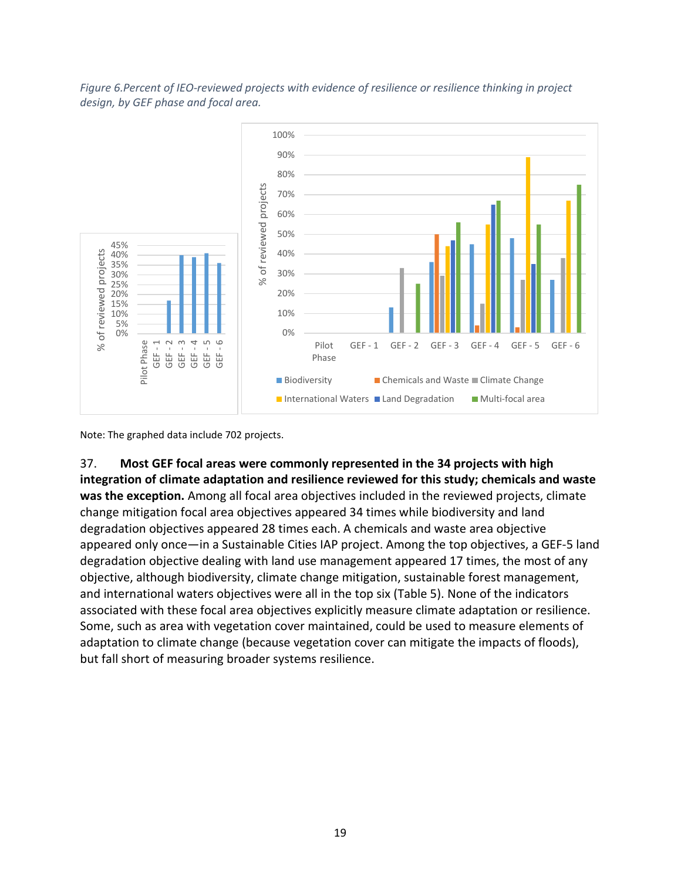*Figure 6.Percent of IEO-reviewed projects with evidence of resilience or resilience thinking in project design, by GEF phase and focal area.*

Note: The graphed data include 702 projects.

37. **Most GEF focal areas were commonly represented in the 34 projects with high integration of climate adaptation and resilience reviewed for this study; chemicals and waste was the exception.** Among all focal area objectives included in the reviewed projects, climate change mitigation focal area objectives appeared 34 times while biodiversity and land degradation objectives appeared 28 times each. A chemicals and waste area objective appeared only once—in a Sustainable Cities IAP project. Among the top objectives, a GEF-5 land degradation objective dealing with land use management appeared 17 times, the most of any objective, although biodiversity, climate change mitigation, sustainable forest management, and international waters objectives were all in the top six (Table 5). None of the indicators associated with these focal area objectives explicitly measure climate adaptation or resilience. Some, such as area with vegetation cover maintained, could be used to measure elements of adaptation to climate change (because vegetation cover can mitigate the impacts of floods), but fall short of measuring broader systems resilience.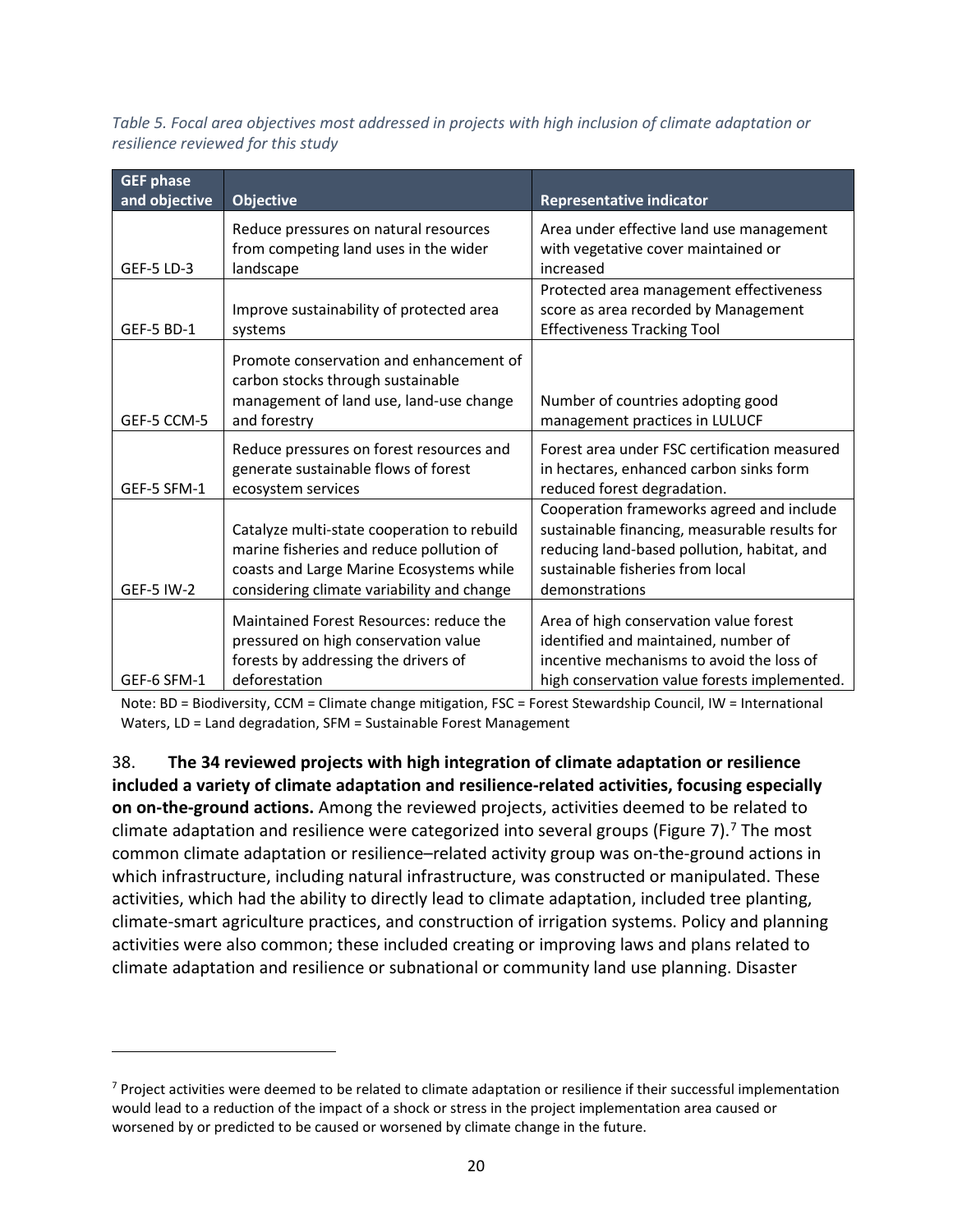*Table 5. Focal area objectives most addressed in projects with high inclusion of climate adaptation or resilience reviewed for this study*

| GEF phase and objective | Objective | Representative indicator |
|---|---|---|
| GEF-5 LD-3 | Reduce pressures on natural resources from competing land uses in the wider landscape | Area under effective land use management with vegetative cover maintained or increased |
| GEF-5 BD-1 | Improve sustainability of protected area systems | Protected area management effectiveness score as area recorded by Management Effectiveness Tracking Tool |
| GEF-5 CCM-5 | Promote conservation and enhancement of carbon stocks through sustainable management of land use, land-use change and forestry | Number of countries adopting good management practices in LULUCF |
| GEF-5 SFM-1 | Reduce pressures on forest resources and generate sustainable flows of forest ecosystem services | Forest area under FSC certification measured in hectares, enhanced carbon sinks form reduced forest degradation. |
| GEF-5 IW-2 | Catalyze multi-state cooperation to rebuild marine fisheries and reduce pollution of coasts and Large Marine Ecosystems while considering climate variability and change | Cooperation frameworks agreed and include sustainable financing, measurable results for reducing land-based pollution, habitat, and sustainable fisheries from local demonstrations |
| GEF-6 SFM-1 | Maintained Forest Resources: reduce the pressured on high conservation value forests by addressing the drivers of deforestation | Area of high conservation value forest identified and maintained, number of incentive mechanisms to avoid the loss of high conservation value forests implemented. |

Note: BD = Biodiversity, CCM = Climate change mitigation, FSC = Forest Stewardship Council, IW = International Waters, LD = Land degradation, SFM = Sustainable Forest Management

38. **The 34 reviewed projects with high integration of climate adaptation or resilience included a variety of climate adaptation and resilience-related activities, focusing especially on on-the-ground actions.** Among the reviewed projects, activities deemed to be related to climate adaptation and resilience were categorized into several groups (Figure 7).[7] The most common climate adaptation or resilience–related activity group was on-the-ground actions in which infrastructure, including natural infrastructure, was constructed or manipulated. These activities, which had the ability to directly lead to climate adaptation, included tree planting, climate-smart agriculture practices, and construction of irrigation systems. Policy and planning activities were also common; these included creating or improving laws and plans related to climate adaptation and resilience or subnational or community land use planning. Disaster

[7] Project activities were deemed to be related to climate adaptation or resilience if their successful implementation would lead to a reduction of the impact of a shock or stress in the project implementation area caused or worsened by or predicted to be caused or worsened by climate change in the future.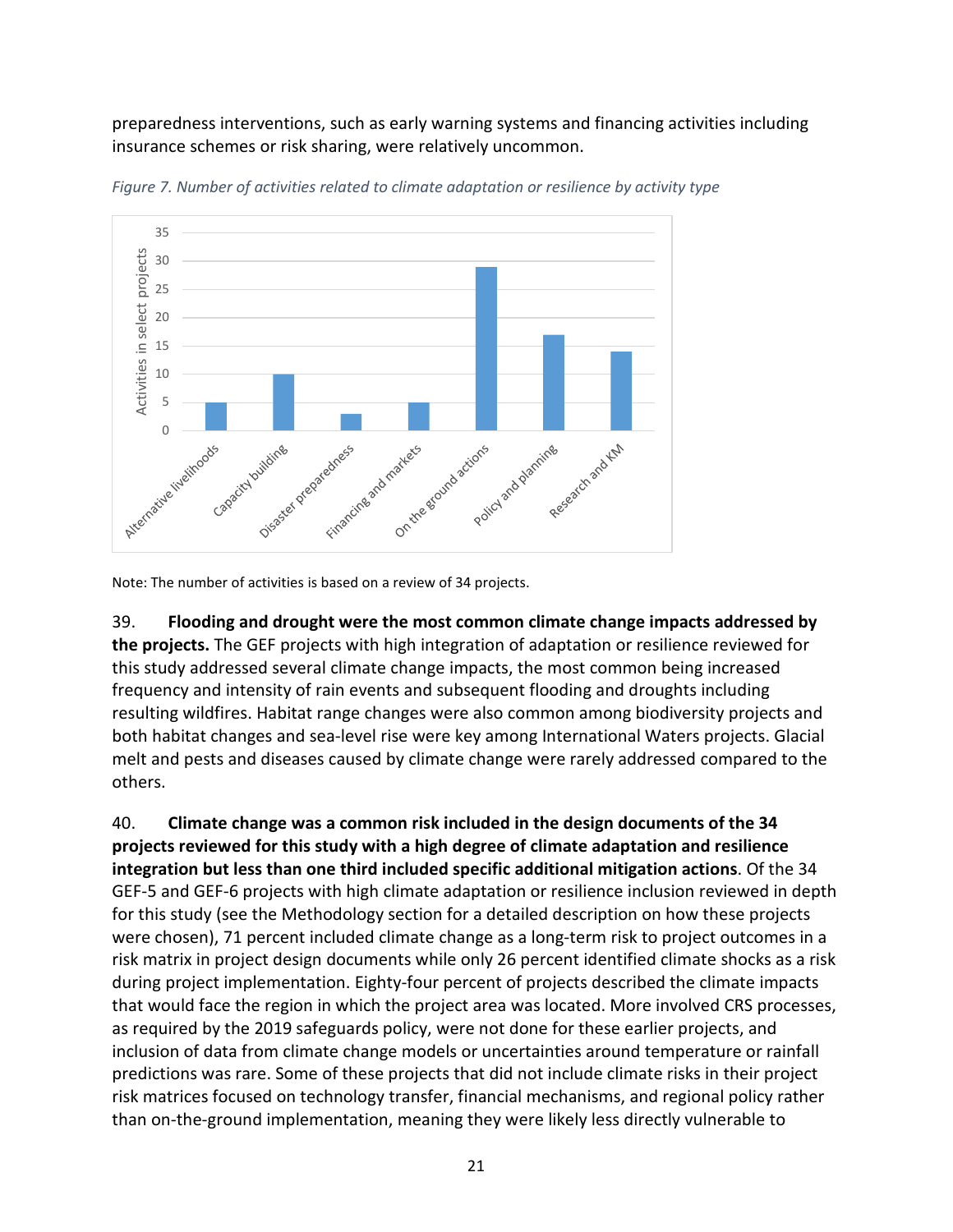preparedness interventions, such as early warning systems and financing activities including insurance schemes or risk sharing, were relatively uncommon.

*Figure 7. Number of activities related to climate adaptation or resilience by activity type*

| Activity type | Activities in select projects |
|---|---|
| Alternative livelihoods | 5 |
| Capacity building | 10 |
| Disaster preparedness | 3 |
| Financing and markets | 5 |
| On the ground actions | 29 |
| Policy and planning | 17 |
| Research and KM | 14 |

Note: The number of activities is based on a review of 34 projects.

39. **Flooding and drought were the most common climate change impacts addressed by the projects.** The GEF projects with high integration of adaptation or resilience reviewed for this study addressed several climate change impacts, the most common being increased frequency and intensity of rain events and subsequent flooding and droughts including resulting wildfires. Habitat range changes were also common among biodiversity projects and both habitat changes and sea-level rise were key among International Waters projects. Glacial melt and pests and diseases caused by climate change were rarely addressed compared to the others.

40. **Climate change was a common risk included in the design documents of the 34 projects reviewed for this study with a high degree of climate adaptation and resilience integration but less than one third included specific additional mitigation actions**. Of the 34 GEF-5 and GEF-6 projects with high climate adaptation or resilience inclusion reviewed in depth for this study (see the Methodology section for a detailed description on how these projects were chosen), 71 percent included climate change as a long-term risk to project outcomes in a risk matrix in project design documents while only 26 percent identified climate shocks as a risk during project implementation. Eighty-four percent of projects described the climate impacts that would face the region in which the project area was located. More involved CRS processes, as required by the 2019 safeguards policy, were not done for these earlier projects, and inclusion of data from climate change models or uncertainties around temperature or rainfall predictions was rare. Some of these projects that did not include climate risks in their project risk matrices focused on technology transfer, financial mechanisms, and regional policy rather than on-the-ground implementation, meaning they were likely less directly vulnerable to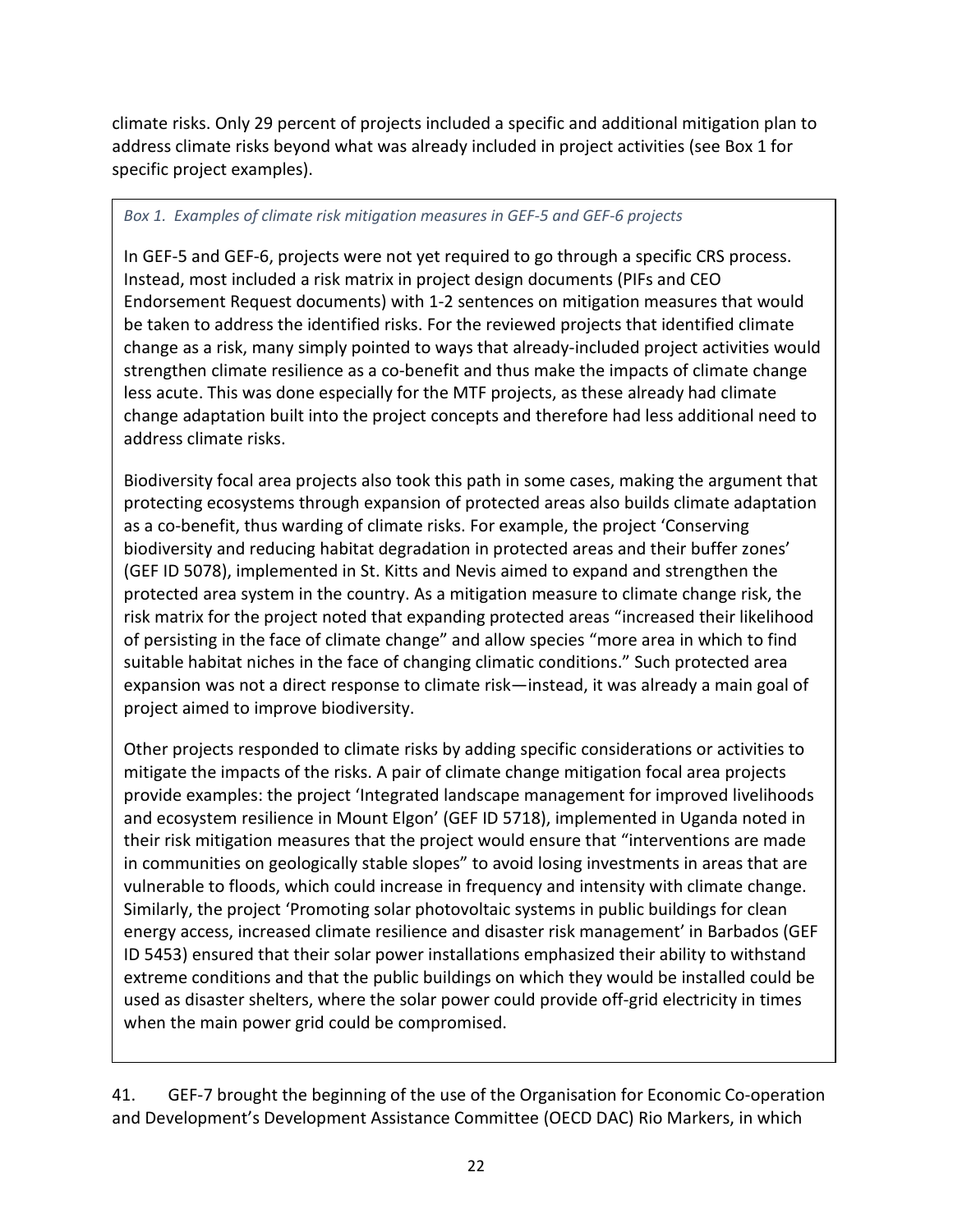climate risks. Only 29 percent of projects included a specific and additional mitigation plan to address climate risks beyond what was already included in project activities (see Box 1 for specific project examples).

> *Box 1. Examples of climate risk mitigation measures in GEF-5 and GEF-6 projects*
>
> In GEF-5 and GEF-6, projects were not yet required to go through a specific CRS process. Instead, most included a risk matrix in project design documents (PIFs and CEO Endorsement Request documents) with 1-2 sentences on mitigation measures that would be taken to address the identified risks. For the reviewed projects that identified climate change as a risk, many simply pointed to ways that already-included project activities would strengthen climate resilience as a co-benefit and thus make the impacts of climate change less acute. This was done especially for the MTF projects, as these already had climate change adaptation built into the project concepts and therefore had less additional need to address climate risks.
>
> Biodiversity focal area projects also took this path in some cases, making the argument that protecting ecosystems through expansion of protected areas also builds climate adaptation as a co-benefit, thus warding of climate risks. For example, the project 'Conserving biodiversity and reducing habitat degradation in protected areas and their buffer zones' (GEF ID 5078), implemented in St. Kitts and Nevis aimed to expand and strengthen the protected area system in the country. As a mitigation measure to climate change risk, the risk matrix for the project noted that expanding protected areas "increased their likelihood of persisting in the face of climate change" and allow species "more area in which to find suitable habitat niches in the face of changing climatic conditions." Such protected area expansion was not a direct response to climate risk—instead, it was already a main goal of project aimed to improve biodiversity.
>
> Other projects responded to climate risks by adding specific considerations or activities to mitigate the impacts of the risks. A pair of climate change mitigation focal area projects provide examples: the project 'Integrated landscape management for improved livelihoods and ecosystem resilience in Mount Elgon' (GEF ID 5718), implemented in Uganda noted in their risk mitigation measures that the project would ensure that "interventions are made in communities on geologically stable slopes" to avoid losing investments in areas that are vulnerable to floods, which could increase in frequency and intensity with climate change. Similarly, the project 'Promoting solar photovoltaic systems in public buildings for clean energy access, increased climate resilience and disaster risk management' in Barbados (GEF ID 5453) ensured that their solar power installations emphasized their ability to withstand extreme conditions and that the public buildings on which they would be installed could be used as disaster shelters, where the solar power could provide off-grid electricity in times when the main power grid could be compromised.

41. GEF-7 brought the beginning of the use of the Organisation for Economic Co-operation and Development's Development Assistance Committee (OECD DAC) Rio Markers, in which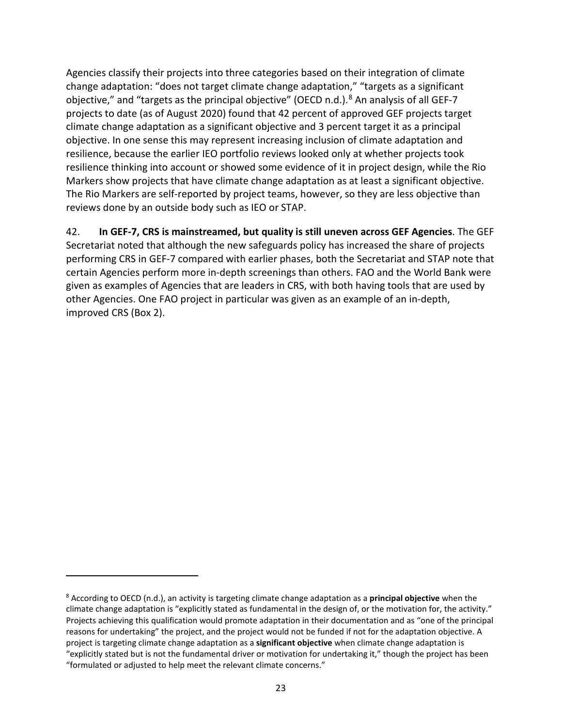Agencies classify their projects into three categories based on their integration of climate change adaptation: "does not target climate change adaptation," "targets as a significant objective," and "targets as the principal objective" (OECD n.d.).[8] An analysis of all GEF-7 projects to date (as of August 2020) found that 42 percent of approved GEF projects target climate change adaptation as a significant objective and 3 percent target it as a principal objective. In one sense this may represent increasing inclusion of climate adaptation and resilience, because the earlier IEO portfolio reviews looked only at whether projects took resilience thinking into account or showed some evidence of it in project design, while the Rio Markers show projects that have climate change adaptation as at least a significant objective. The Rio Markers are self-reported by project teams, however, so they are less objective than reviews done by an outside body such as IEO or STAP.

42. **In GEF-7, CRS is mainstreamed, but quality is still uneven across GEF Agencies**. The GEF Secretariat noted that although the new safeguards policy has increased the share of projects performing CRS in GEF-7 compared with earlier phases, both the Secretariat and STAP note that certain Agencies perform more in-depth screenings than others. FAO and the World Bank were given as examples of Agencies that are leaders in CRS, with both having tools that are used by other Agencies. One FAO project in particular was given as an example of an in-depth, improved CRS (Box 2).

---

[8] According to OECD (n.d.), an activity is targeting climate change adaptation as a **principal objective** when the climate change adaptation is "explicitly stated as fundamental in the design of, or the motivation for, the activity." Projects achieving this qualification would promote adaptation in their documentation and as "one of the principal reasons for undertaking" the project, and the project would not be funded if not for the adaptation objective. A project is targeting climate change adaptation as a **significant objective** when climate change adaptation is "explicitly stated but is not the fundamental driver or motivation for undertaking it," though the project has been "formulated or adjusted to help meet the relevant climate concerns."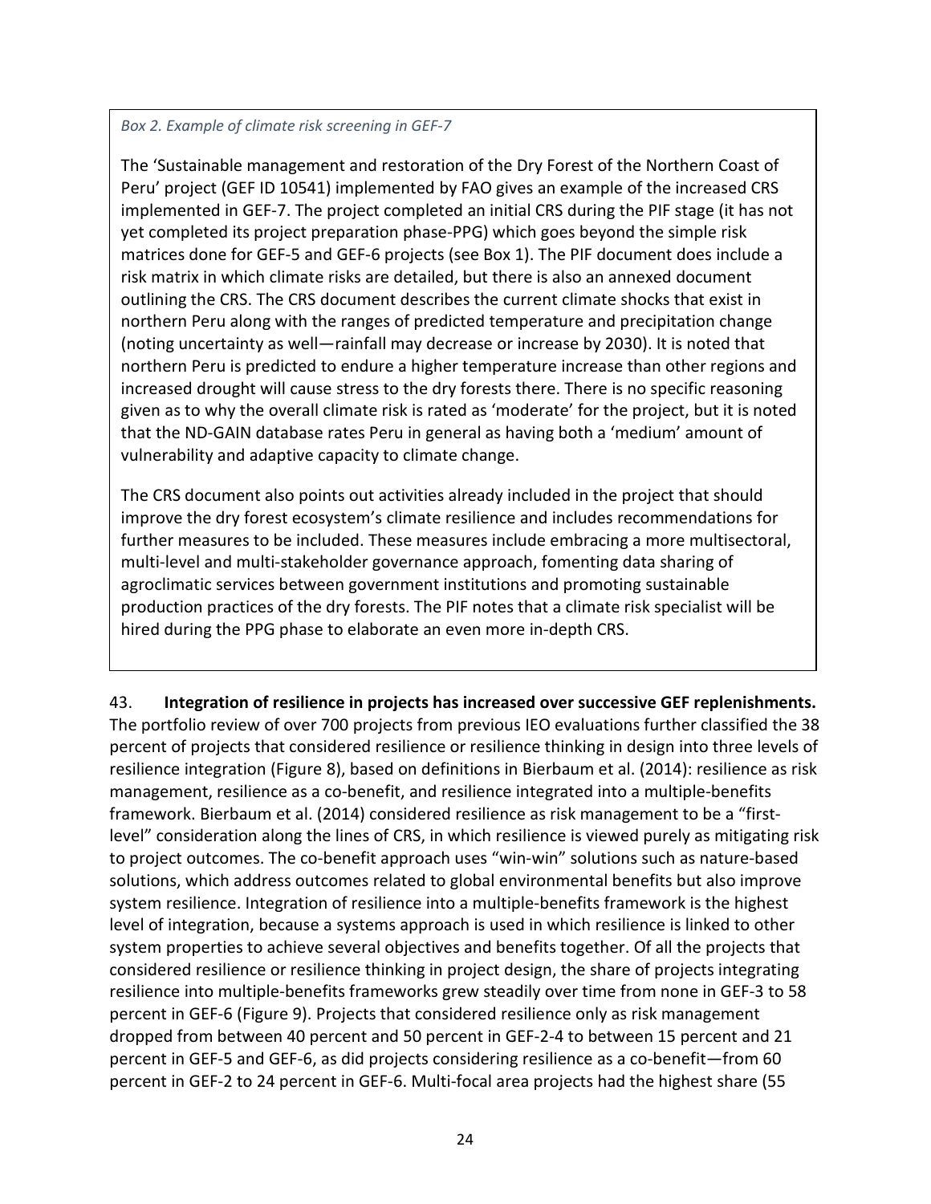*Box 2. Example of climate risk screening in GEF-7*

The 'Sustainable management and restoration of the Dry Forest of the Northern Coast of Peru' project (GEF ID 10541) implemented by FAO gives an example of the increased CRS implemented in GEF-7. The project completed an initial CRS during the PIF stage (it has not yet completed its project preparation phase-PPG) which goes beyond the simple risk matrices done for GEF-5 and GEF-6 projects (see Box 1). The PIF document does include a risk matrix in which climate risks are detailed, but there is also an annexed document outlining the CRS. The CRS document describes the current climate shocks that exist in northern Peru along with the ranges of predicted temperature and precipitation change (noting uncertainty as well—rainfall may decrease or increase by 2030). It is noted that northern Peru is predicted to endure a higher temperature increase than other regions and increased drought will cause stress to the dry forests there. There is no specific reasoning given as to why the overall climate risk is rated as 'moderate' for the project, but it is noted that the ND-GAIN database rates Peru in general as having both a 'medium' amount of vulnerability and adaptive capacity to climate change.

The CRS document also points out activities already included in the project that should improve the dry forest ecosystem's climate resilience and includes recommendations for further measures to be included. These measures include embracing a more multisectoral, multi-level and multi-stakeholder governance approach, fomenting data sharing of agroclimatic services between government institutions and promoting sustainable production practices of the dry forests. The PIF notes that a climate risk specialist will be hired during the PPG phase to elaborate an even more in-depth CRS.

43. **Integration of resilience in projects has increased over successive GEF replenishments.** The portfolio review of over 700 projects from previous IEO evaluations further classified the 38 percent of projects that considered resilience or resilience thinking in design into three levels of resilience integration (Figure 8), based on definitions in Bierbaum et al. (2014): resilience as risk management, resilience as a co-benefit, and resilience integrated into a multiple-benefits framework. Bierbaum et al. (2014) considered resilience as risk management to be a "first-level" consideration along the lines of CRS, in which resilience is viewed purely as mitigating risk to project outcomes. The co-benefit approach uses "win-win" solutions such as nature-based solutions, which address outcomes related to global environmental benefits but also improve system resilience. Integration of resilience into a multiple-benefits framework is the highest level of integration, because a systems approach is used in which resilience is linked to other system properties to achieve several objectives and benefits together. Of all the projects that considered resilience or resilience thinking in project design, the share of projects integrating resilience into multiple-benefits frameworks grew steadily over time from none in GEF-3 to 58 percent in GEF-6 (Figure 9). Projects that considered resilience only as risk management dropped from between 40 percent and 50 percent in GEF-2-4 to between 15 percent and 21 percent in GEF-5 and GEF-6, as did projects considering resilience as a co-benefit—from 60 percent in GEF-2 to 24 percent in GEF-6. Multi-focal area projects had the highest share (55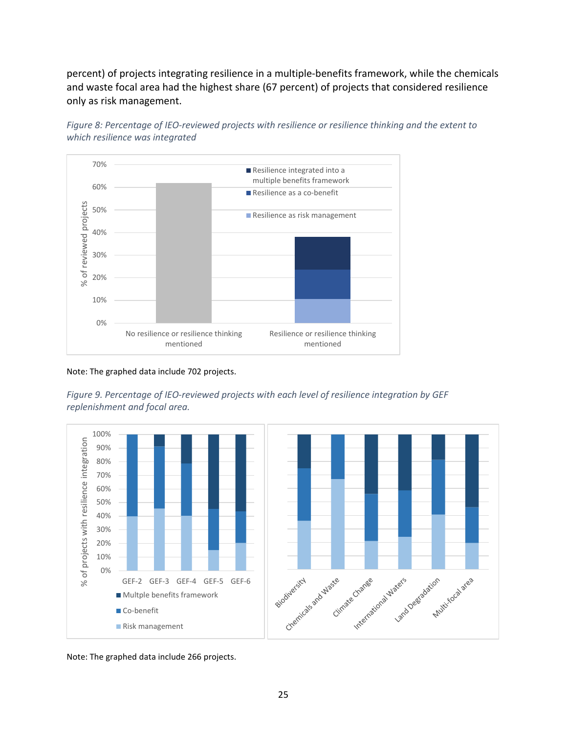percent) of projects integrating resilience in a multiple-benefits framework, while the chemicals and waste focal area had the highest share (67 percent) of projects that considered resilience only as risk management.

*Figure 8: Percentage of IEO-reviewed projects with resilience or resilience thinking and the extent to which resilience was integrated*

Note: The graphed data include 702 projects.

*Figure 9. Percentage of IEO-reviewed projects with each level of resilience integration by GEF replenishment and focal area.*

Note: The graphed data include 266 projects.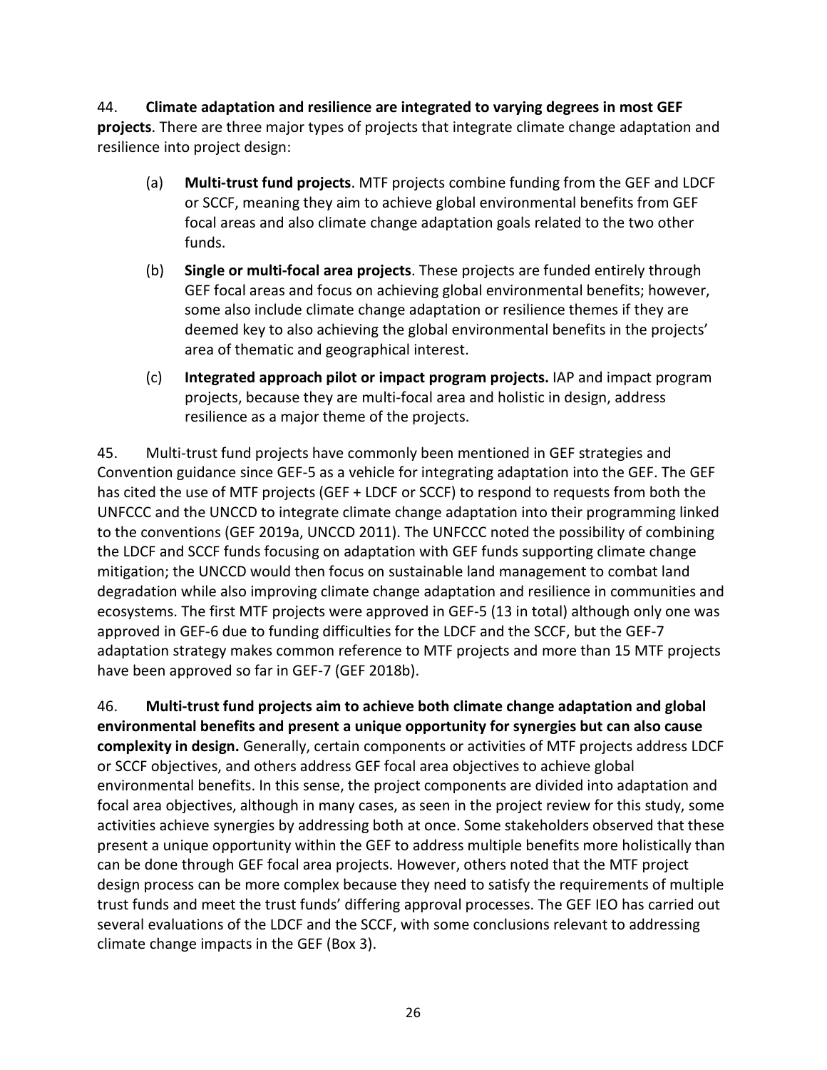44. **Climate adaptation and resilience are integrated to varying degrees in most GEF projects**. There are three major types of projects that integrate climate change adaptation and resilience into project design:

(a) **Multi-trust fund projects**. MTF projects combine funding from the GEF and LDCF or SCCF, meaning they aim to achieve global environmental benefits from GEF focal areas and also climate change adaptation goals related to the two other funds.

(b) **Single or multi-focal area projects**. These projects are funded entirely through GEF focal areas and focus on achieving global environmental benefits; however, some also include climate change adaptation or resilience themes if they are deemed key to also achieving the global environmental benefits in the projects' area of thematic and geographical interest.

(c) **Integrated approach pilot or impact program projects.** IAP and impact program projects, because they are multi-focal area and holistic in design, address resilience as a major theme of the projects.

45. Multi-trust fund projects have commonly been mentioned in GEF strategies and Convention guidance since GEF-5 as a vehicle for integrating adaptation into the GEF. The GEF has cited the use of MTF projects (GEF + LDCF or SCCF) to respond to requests from both the UNFCCC and the UNCCD to integrate climate change adaptation into their programming linked to the conventions (GEF 2019a, UNCCD 2011). The UNFCCC noted the possibility of combining the LDCF and SCCF funds focusing on adaptation with GEF funds supporting climate change mitigation; the UNCCD would then focus on sustainable land management to combat land degradation while also improving climate change adaptation and resilience in communities and ecosystems. The first MTF projects were approved in GEF-5 (13 in total) although only one was approved in GEF-6 due to funding difficulties for the LDCF and the SCCF, but the GEF-7 adaptation strategy makes common reference to MTF projects and more than 15 MTF projects have been approved so far in GEF-7 (GEF 2018b).

46. **Multi-trust fund projects aim to achieve both climate change adaptation and global environmental benefits and present a unique opportunity for synergies but can also cause complexity in design.** Generally, certain components or activities of MTF projects address LDCF or SCCF objectives, and others address GEF focal area objectives to achieve global environmental benefits. In this sense, the project components are divided into adaptation and focal area objectives, although in many cases, as seen in the project review for this study, some activities achieve synergies by addressing both at once. Some stakeholders observed that these present a unique opportunity within the GEF to address multiple benefits more holistically than can be done through GEF focal area projects. However, others noted that the MTF project design process can be more complex because they need to satisfy the requirements of multiple trust funds and meet the trust funds' differing approval processes. The GEF IEO has carried out several evaluations of the LDCF and the SCCF, with some conclusions relevant to addressing climate change impacts in the GEF (Box 3).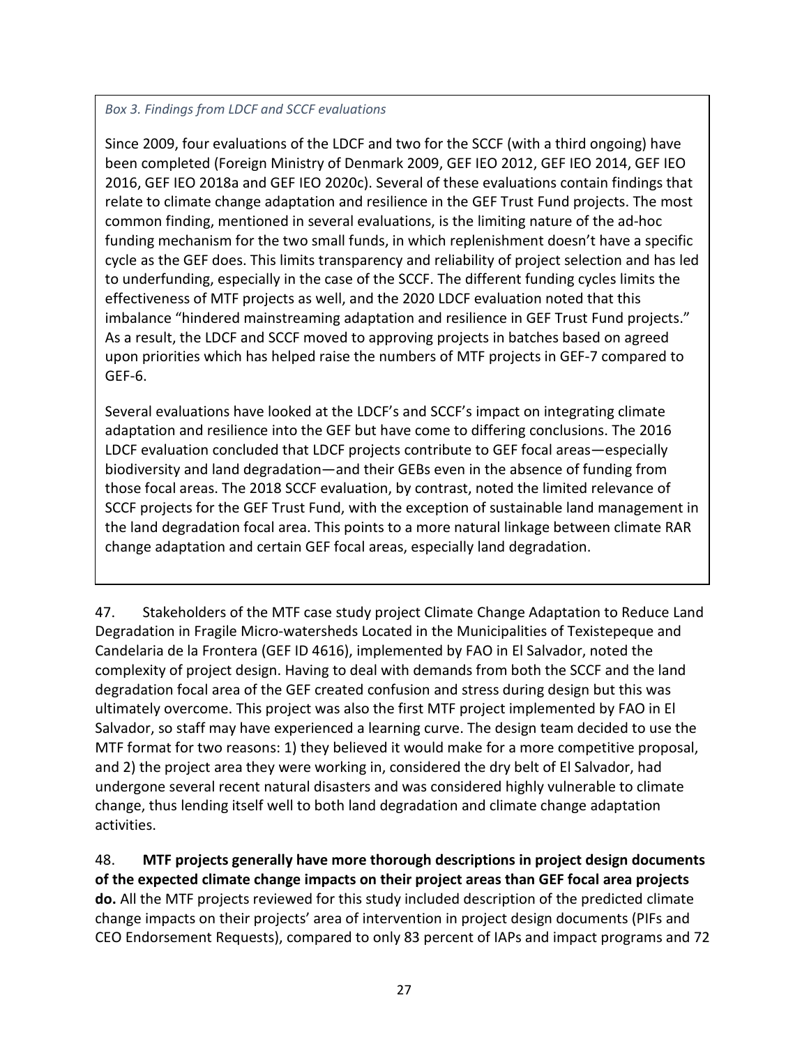*Box 3. Findings from LDCF and SCCF evaluations*

Since 2009, four evaluations of the LDCF and two for the SCCF (with a third ongoing) have been completed (Foreign Ministry of Denmark 2009, GEF IEO 2012, GEF IEO 2014, GEF IEO 2016, GEF IEO 2018a and GEF IEO 2020c). Several of these evaluations contain findings that relate to climate change adaptation and resilience in the GEF Trust Fund projects. The most common finding, mentioned in several evaluations, is the limiting nature of the ad-hoc funding mechanism for the two small funds, in which replenishment doesn't have a specific cycle as the GEF does. This limits transparency and reliability of project selection and has led to underfunding, especially in the case of the SCCF. The different funding cycles limits the effectiveness of MTF projects as well, and the 2020 LDCF evaluation noted that this imbalance "hindered mainstreaming adaptation and resilience in GEF Trust Fund projects." As a result, the LDCF and SCCF moved to approving projects in batches based on agreed upon priorities which has helped raise the numbers of MTF projects in GEF-7 compared to GEF-6.

Several evaluations have looked at the LDCF's and SCCF's impact on integrating climate adaptation and resilience into the GEF but have come to differing conclusions. The 2016 LDCF evaluation concluded that LDCF projects contribute to GEF focal areas—especially biodiversity and land degradation—and their GEBs even in the absence of funding from those focal areas. The 2018 SCCF evaluation, by contrast, noted the limited relevance of SCCF projects for the GEF Trust Fund, with the exception of sustainable land management in the land degradation focal area. This points to a more natural linkage between climate RAR change adaptation and certain GEF focal areas, especially land degradation.

47. Stakeholders of the MTF case study project Climate Change Adaptation to Reduce Land Degradation in Fragile Micro-watersheds Located in the Municipalities of Texistepeque and Candelaria de la Frontera (GEF ID 4616), implemented by FAO in El Salvador, noted the complexity of project design. Having to deal with demands from both the SCCF and the land degradation focal area of the GEF created confusion and stress during design but this was ultimately overcome. This project was also the first MTF project implemented by FAO in El Salvador, so staff may have experienced a learning curve. The design team decided to use the MTF format for two reasons: 1) they believed it would make for a more competitive proposal, and 2) the project area they were working in, considered the dry belt of El Salvador, had undergone several recent natural disasters and was considered highly vulnerable to climate change, thus lending itself well to both land degradation and climate change adaptation activities.

48. **MTF projects generally have more thorough descriptions in project design documents of the expected climate change impacts on their project areas than GEF focal area projects do.** All the MTF projects reviewed for this study included description of the predicted climate change impacts on their projects' area of intervention in project design documents (PIFs and CEO Endorsement Requests), compared to only 83 percent of IAPs and impact programs and 72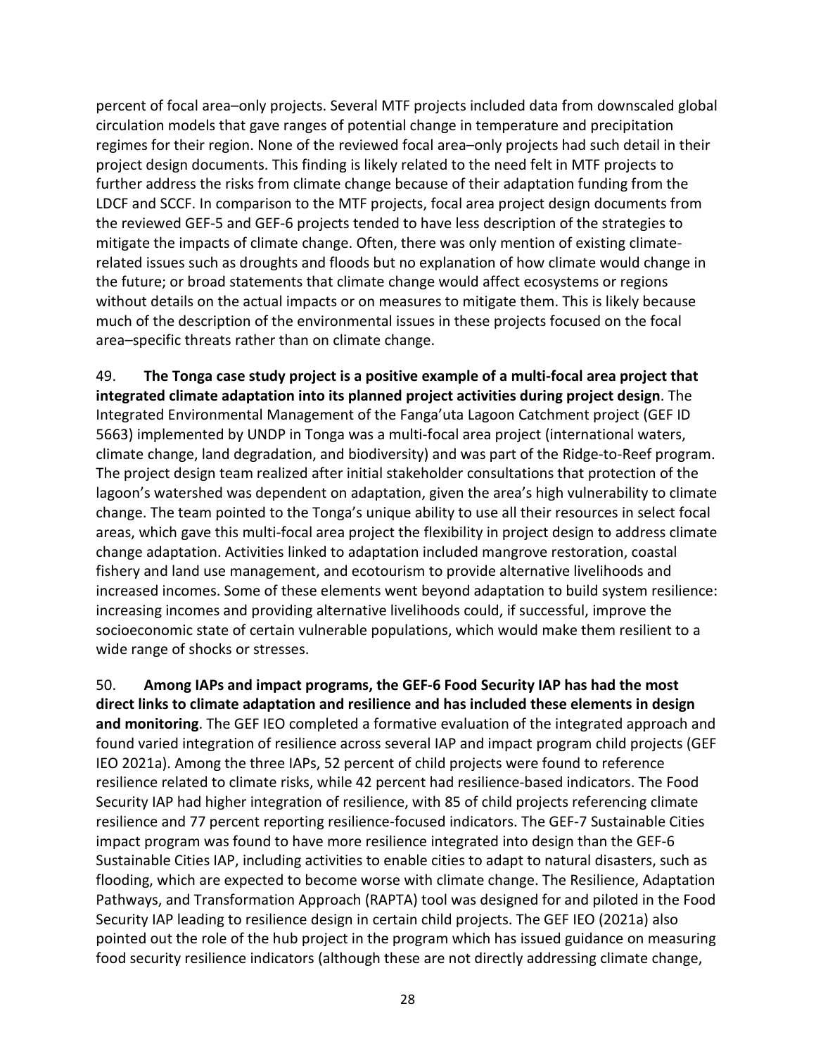percent of focal area–only projects. Several MTF projects included data from downscaled global circulation models that gave ranges of potential change in temperature and precipitation regimes for their region. None of the reviewed focal area–only projects had such detail in their project design documents. This finding is likely related to the need felt in MTF projects to further address the risks from climate change because of their adaptation funding from the LDCF and SCCF. In comparison to the MTF projects, focal area project design documents from the reviewed GEF-5 and GEF-6 projects tended to have less description of the strategies to mitigate the impacts of climate change. Often, there was only mention of existing climate-related issues such as droughts and floods but no explanation of how climate would change in the future; or broad statements that climate change would affect ecosystems or regions without details on the actual impacts or on measures to mitigate them. This is likely because much of the description of the environmental issues in these projects focused on the focal area–specific threats rather than on climate change.

49. **The Tonga case study project is a positive example of a multi-focal area project that integrated climate adaptation into its planned project activities during project design**. The Integrated Environmental Management of the Fanga'uta Lagoon Catchment project (GEF ID 5663) implemented by UNDP in Tonga was a multi-focal area project (international waters, climate change, land degradation, and biodiversity) and was part of the Ridge-to-Reef program. The project design team realized after initial stakeholder consultations that protection of the lagoon's watershed was dependent on adaptation, given the area's high vulnerability to climate change. The team pointed to the Tonga's unique ability to use all their resources in select focal areas, which gave this multi-focal area project the flexibility in project design to address climate change adaptation. Activities linked to adaptation included mangrove restoration, coastal fishery and land use management, and ecotourism to provide alternative livelihoods and increased incomes. Some of these elements went beyond adaptation to build system resilience: increasing incomes and providing alternative livelihoods could, if successful, improve the socioeconomic state of certain vulnerable populations, which would make them resilient to a wide range of shocks or stresses.

50. **Among IAPs and impact programs, the GEF-6 Food Security IAP has had the most direct links to climate adaptation and resilience and has included these elements in design and monitoring**. The GEF IEO completed a formative evaluation of the integrated approach and found varied integration of resilience across several IAP and impact program child projects (GEF IEO 2021a). Among the three IAPs, 52 percent of child projects were found to reference resilience related to climate risks, while 42 percent had resilience-based indicators. The Food Security IAP had higher integration of resilience, with 85 of child projects referencing climate resilience and 77 percent reporting resilience-focused indicators. The GEF-7 Sustainable Cities impact program was found to have more resilience integrated into design than the GEF-6 Sustainable Cities IAP, including activities to enable cities to adapt to natural disasters, such as flooding, which are expected to become worse with climate change. The Resilience, Adaptation Pathways, and Transformation Approach (RAPTA) tool was designed for and piloted in the Food Security IAP leading to resilience design in certain child projects. The GEF IEO (2021a) also pointed out the role of the hub project in the program which has issued guidance on measuring food security resilience indicators (although these are not directly addressing climate change,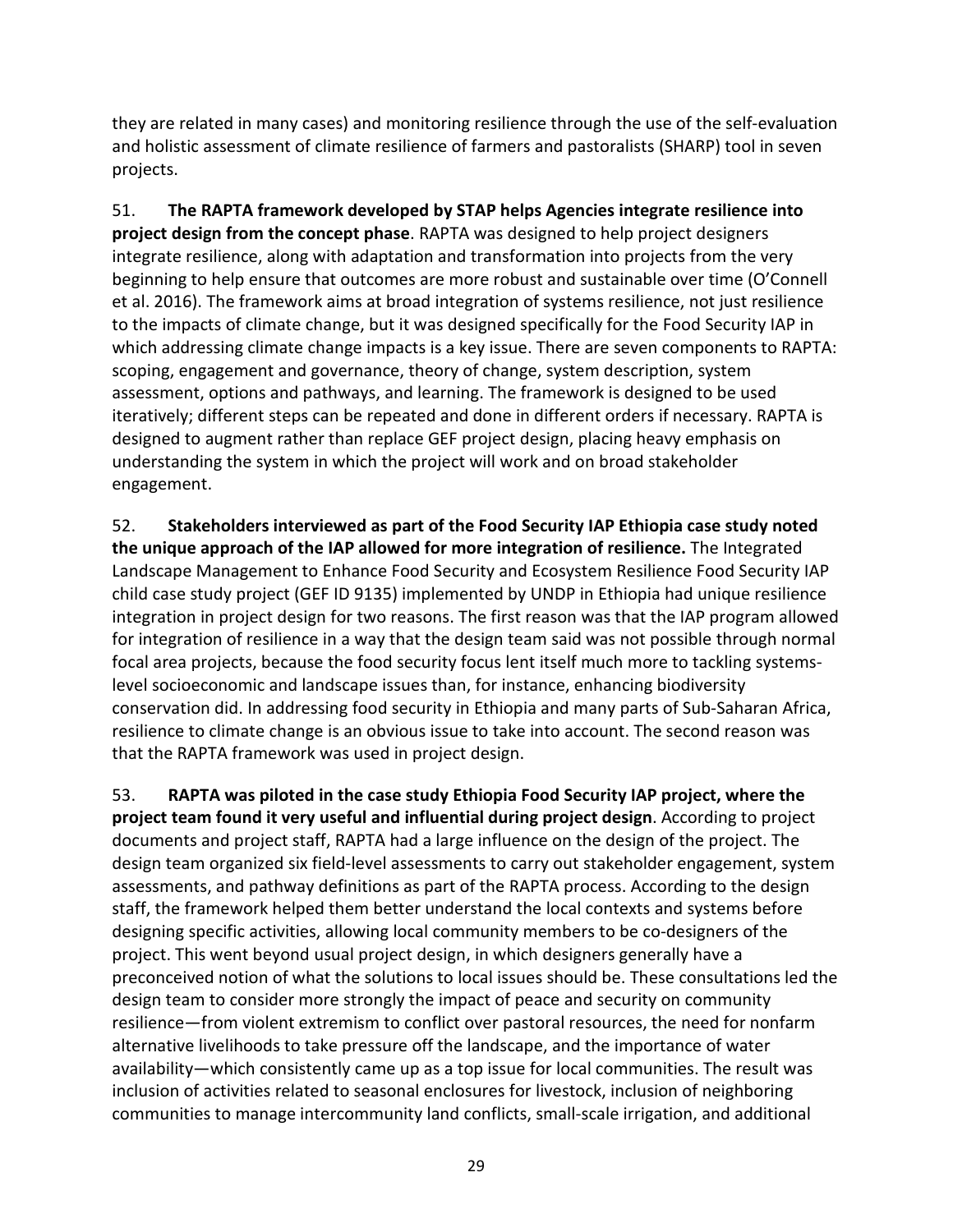they are related in many cases) and monitoring resilience through the use of the self-evaluation and holistic assessment of climate resilience of farmers and pastoralists (SHARP) tool in seven projects.

51. **The RAPTA framework developed by STAP helps Agencies integrate resilience into project design from the concept phase**. RAPTA was designed to help project designers integrate resilience, along with adaptation and transformation into projects from the very beginning to help ensure that outcomes are more robust and sustainable over time (O'Connell et al. 2016). The framework aims at broad integration of systems resilience, not just resilience to the impacts of climate change, but it was designed specifically for the Food Security IAP in which addressing climate change impacts is a key issue. There are seven components to RAPTA: scoping, engagement and governance, theory of change, system description, system assessment, options and pathways, and learning. The framework is designed to be used iteratively; different steps can be repeated and done in different orders if necessary. RAPTA is designed to augment rather than replace GEF project design, placing heavy emphasis on understanding the system in which the project will work and on broad stakeholder engagement.

52. **Stakeholders interviewed as part of the Food Security IAP Ethiopia case study noted the unique approach of the IAP allowed for more integration of resilience.** The Integrated Landscape Management to Enhance Food Security and Ecosystem Resilience Food Security IAP child case study project (GEF ID 9135) implemented by UNDP in Ethiopia had unique resilience integration in project design for two reasons. The first reason was that the IAP program allowed for integration of resilience in a way that the design team said was not possible through normal focal area projects, because the food security focus lent itself much more to tackling systems-level socioeconomic and landscape issues than, for instance, enhancing biodiversity conservation did. In addressing food security in Ethiopia and many parts of Sub-Saharan Africa, resilience to climate change is an obvious issue to take into account. The second reason was that the RAPTA framework was used in project design.

53. **RAPTA was piloted in the case study Ethiopia Food Security IAP project, where the project team found it very useful and influential during project design**. According to project documents and project staff, RAPTA had a large influence on the design of the project. The design team organized six field-level assessments to carry out stakeholder engagement, system assessments, and pathway definitions as part of the RAPTA process. According to the design staff, the framework helped them better understand the local contexts and systems before designing specific activities, allowing local community members to be co-designers of the project. This went beyond usual project design, in which designers generally have a preconceived notion of what the solutions to local issues should be. These consultations led the design team to consider more strongly the impact of peace and security on community resilience—from violent extremism to conflict over pastoral resources, the need for nonfarm alternative livelihoods to take pressure off the landscape, and the importance of water availability—which consistently came up as a top issue for local communities. The result was inclusion of activities related to seasonal enclosures for livestock, inclusion of neighboring communities to manage intercommunity land conflicts, small-scale irrigation, and additional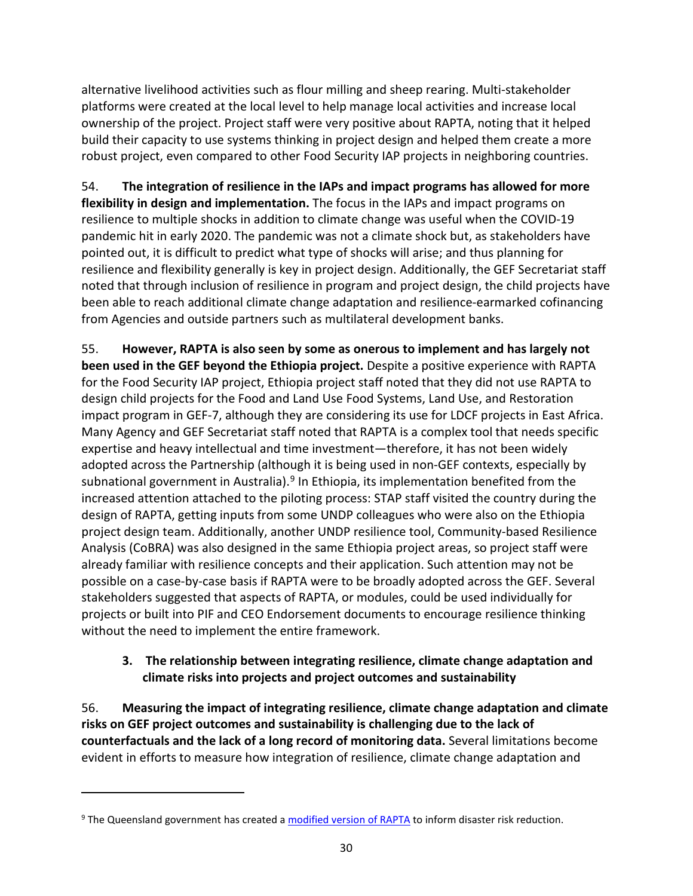alternative livelihood activities such as flour milling and sheep rearing. Multi-stakeholder platforms were created at the local level to help manage local activities and increase local ownership of the project. Project staff were very positive about RAPTA, noting that it helped build their capacity to use systems thinking in project design and helped them create a more robust project, even compared to other Food Security IAP projects in neighboring countries.

54. **The integration of resilience in the IAPs and impact programs has allowed for more flexibility in design and implementation.** The focus in the IAPs and impact programs on resilience to multiple shocks in addition to climate change was useful when the COVID-19 pandemic hit in early 2020. The pandemic was not a climate shock but, as stakeholders have pointed out, it is difficult to predict what type of shocks will arise; and thus planning for resilience and flexibility generally is key in project design. Additionally, the GEF Secretariat staff noted that through inclusion of resilience in program and project design, the child projects have been able to reach additional climate change adaptation and resilience-earmarked cofinancing from Agencies and outside partners such as multilateral development banks.

55. **However, RAPTA is also seen by some as onerous to implement and has largely not been used in the GEF beyond the Ethiopia project.** Despite a positive experience with RAPTA for the Food Security IAP project, Ethiopia project staff noted that they did not use RAPTA to design child projects for the Food and Land Use Food Systems, Land Use, and Restoration impact program in GEF-7, although they are considering its use for LDCF projects in East Africa. Many Agency and GEF Secretariat staff noted that RAPTA is a complex tool that needs specific expertise and heavy intellectual and time investment—therefore, it has not been widely adopted across the Partnership (although it is being used in non-GEF contexts, especially by subnational government in Australia).[9] In Ethiopia, its implementation benefited from the increased attention attached to the piloting process: STAP staff visited the country during the design of RAPTA, getting inputs from some UNDP colleagues who were also on the Ethiopia project design team. Additionally, another UNDP resilience tool, Community-based Resilience Analysis (CoBRA) was also designed in the same Ethiopia project areas, so project staff were already familiar with resilience concepts and their application. Such attention may not be possible on a case-by-case basis if RAPTA were to be broadly adopted across the GEF. Several stakeholders suggested that aspects of RAPTA, or modules, could be used individually for projects or built into PIF and CEO Endorsement documents to encourage resilience thinking without the need to implement the entire framework.

### 3. The relationship between integrating resilience, climate change adaptation and climate risks into projects and project outcomes and sustainability

56. **Measuring the impact of integrating resilience, climate change adaptation and climate risks on GEF project outcomes and sustainability is challenging due to the lack of counterfactuals and the lack of a long record of monitoring data.** Several limitations become evident in efforts to measure how integration of resilience, climate change adaptation and

---

[9] The Queensland government has created a modified version of RAPTA to inform disaster risk reduction.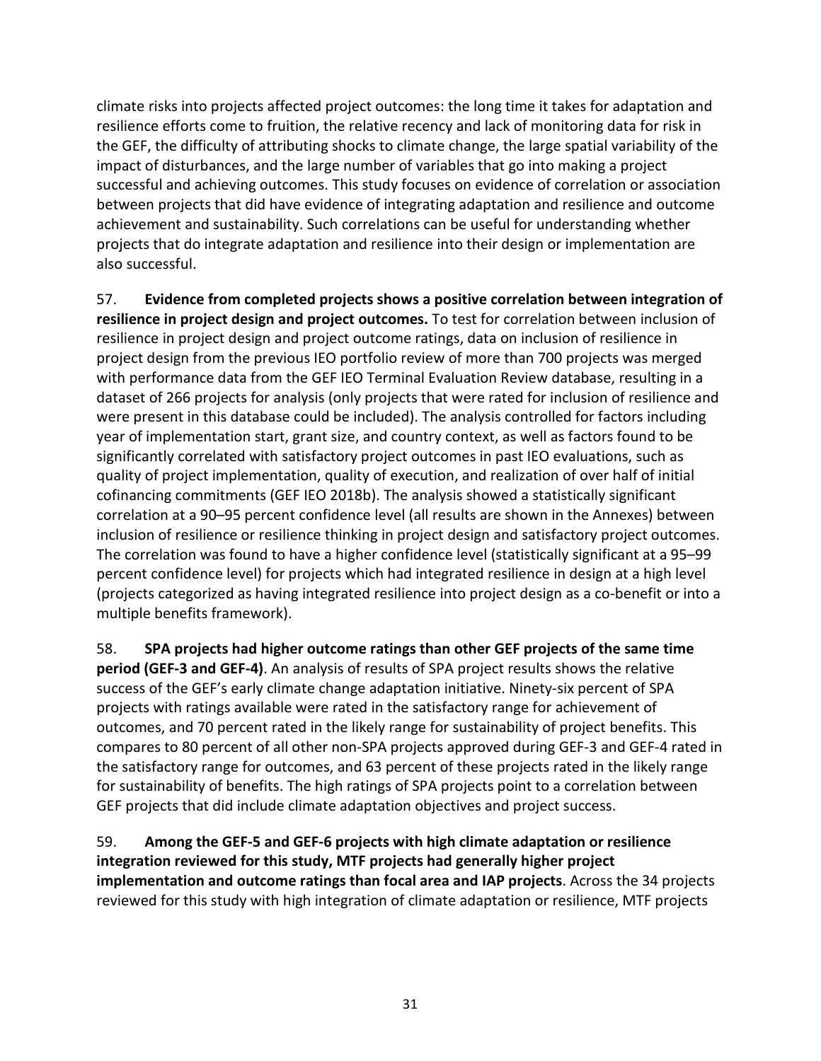climate risks into projects affected project outcomes: the long time it takes for adaptation and resilience efforts come to fruition, the relative recency and lack of monitoring data for risk in the GEF, the difficulty of attributing shocks to climate change, the large spatial variability of the impact of disturbances, and the large number of variables that go into making a project successful and achieving outcomes. This study focuses on evidence of correlation or association between projects that did have evidence of integrating adaptation and resilience and outcome achievement and sustainability. Such correlations can be useful for understanding whether projects that do integrate adaptation and resilience into their design or implementation are also successful.

57. **Evidence from completed projects shows a positive correlation between integration of resilience in project design and project outcomes.** To test for correlation between inclusion of resilience in project design and project outcome ratings, data on inclusion of resilience in project design from the previous IEO portfolio review of more than 700 projects was merged with performance data from the GEF IEO Terminal Evaluation Review database, resulting in a dataset of 266 projects for analysis (only projects that were rated for inclusion of resilience and were present in this database could be included). The analysis controlled for factors including year of implementation start, grant size, and country context, as well as factors found to be significantly correlated with satisfactory project outcomes in past IEO evaluations, such as quality of project implementation, quality of execution, and realization of over half of initial cofinancing commitments (GEF IEO 2018b). The analysis showed a statistically significant correlation at a 90–95 percent confidence level (all results are shown in the Annexes) between inclusion of resilience or resilience thinking in project design and satisfactory project outcomes. The correlation was found to have a higher confidence level (statistically significant at a 95–99 percent confidence level) for projects which had integrated resilience in design at a high level (projects categorized as having integrated resilience into project design as a co-benefit or into a multiple benefits framework).

58. **SPA projects had higher outcome ratings than other GEF projects of the same time period (GEF-3 and GEF-4)**. An analysis of results of SPA project results shows the relative success of the GEF's early climate change adaptation initiative. Ninety-six percent of SPA projects with ratings available were rated in the satisfactory range for achievement of outcomes, and 70 percent rated in the likely range for sustainability of project benefits. This compares to 80 percent of all other non-SPA projects approved during GEF-3 and GEF-4 rated in the satisfactory range for outcomes, and 63 percent of these projects rated in the likely range for sustainability of benefits. The high ratings of SPA projects point to a correlation between GEF projects that did include climate adaptation objectives and project success.

59. **Among the GEF-5 and GEF-6 projects with high climate adaptation or resilience integration reviewed for this study, MTF projects had generally higher project implementation and outcome ratings than focal area and IAP projects**. Across the 34 projects reviewed for this study with high integration of climate adaptation or resilience, MTF projects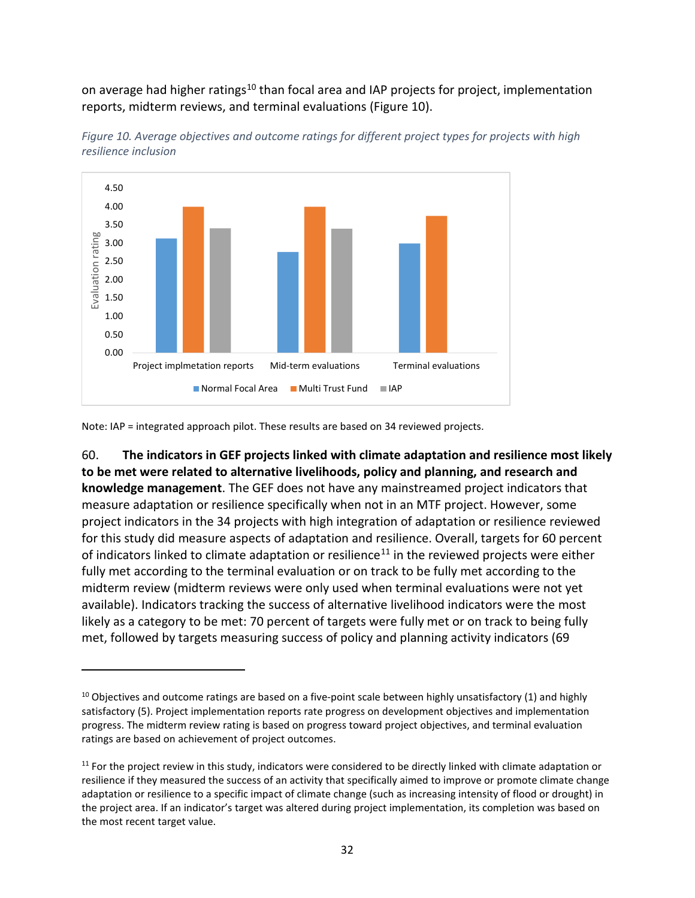on average had higher ratings[10] than focal area and IAP projects for project, implementation reports, midterm reviews, and terminal evaluations (Figure 10).

*Figure 10. Average objectives and outcome ratings for different project types for projects with high resilience inclusion*

Note: IAP = integrated approach pilot. These results are based on 34 reviewed projects.

60. **The indicators in GEF projects linked with climate adaptation and resilience most likely to be met were related to alternative livelihoods, policy and planning, and research and knowledge management**. The GEF does not have any mainstreamed project indicators that measure adaptation or resilience specifically when not in an MTF project. However, some project indicators in the 34 projects with high integration of adaptation or resilience reviewed for this study did measure aspects of adaptation and resilience. Overall, targets for 60 percent of indicators linked to climate adaptation or resilience[11] in the reviewed projects were either fully met according to the terminal evaluation or on track to be fully met according to the midterm review (midterm reviews were only used when terminal evaluations were not yet available). Indicators tracking the success of alternative livelihood indicators were the most likely as a category to be met: 70 percent of targets were fully met or on track to being fully met, followed by targets measuring success of policy and planning activity indicators (69

---

[10] Objectives and outcome ratings are based on a five-point scale between highly unsatisfactory (1) and highly satisfactory (5). Project implementation reports rate progress on development objectives and implementation progress. The midterm review rating is based on progress toward project objectives, and terminal evaluation ratings are based on achievement of project outcomes.

[11] For the project review in this study, indicators were considered to be directly linked with climate adaptation or resilience if they measured the success of an activity that specifically aimed to improve or promote climate change adaptation or resilience to a specific impact of climate change (such as increasing intensity of flood or drought) in the project area. If an indicator's target was altered during project implementation, its completion was based on the most recent target value.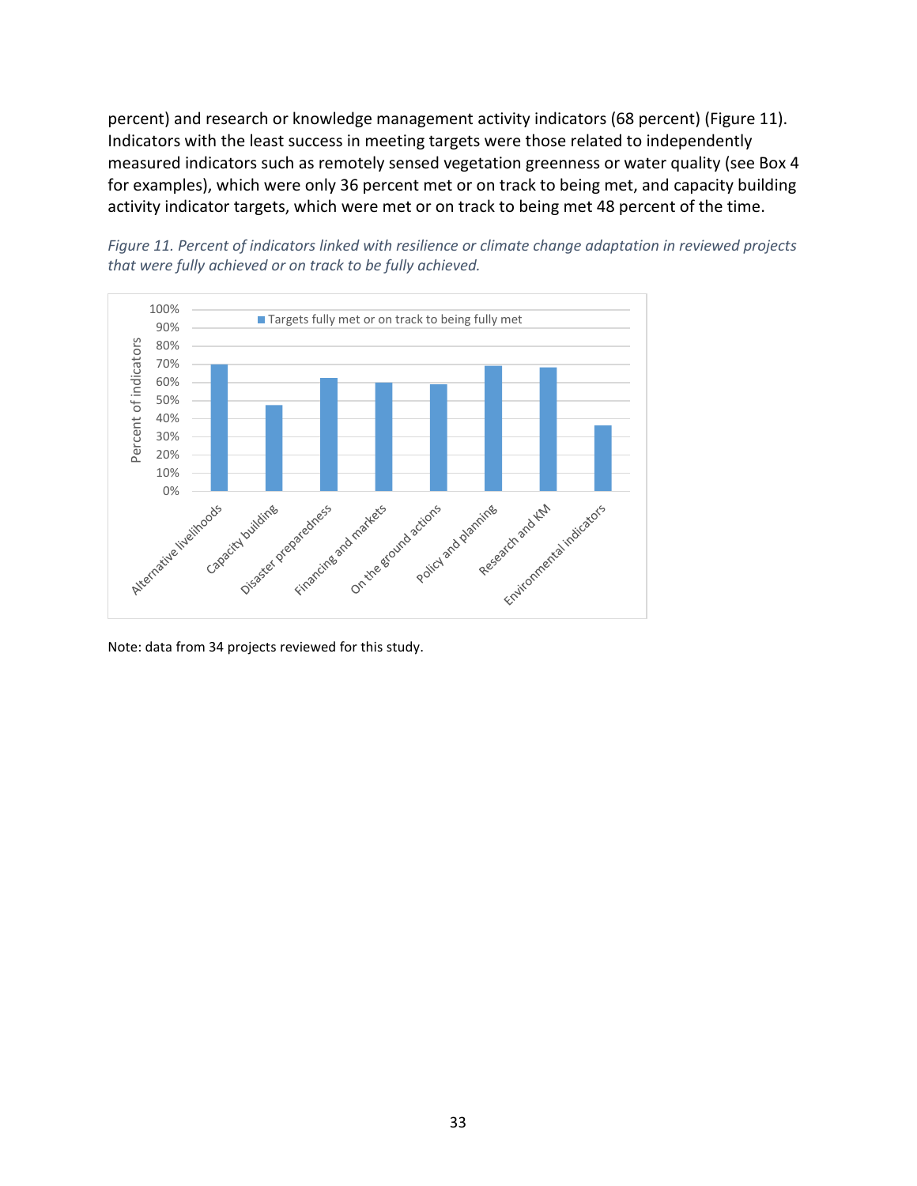percent) and research or knowledge management activity indicators (68 percent) (Figure 11). Indicators with the least success in meeting targets were those related to independently measured indicators such as remotely sensed vegetation greenness or water quality (see Box 4 for examples), which were only 36 percent met or on track to being met, and capacity building activity indicator targets, which were met or on track to being met 48 percent of the time.

*Figure 11. Percent of indicators linked with resilience or climate change adaptation in reviewed projects that were fully achieved or on track to be fully achieved.*

Note: data from 34 projects reviewed for this study.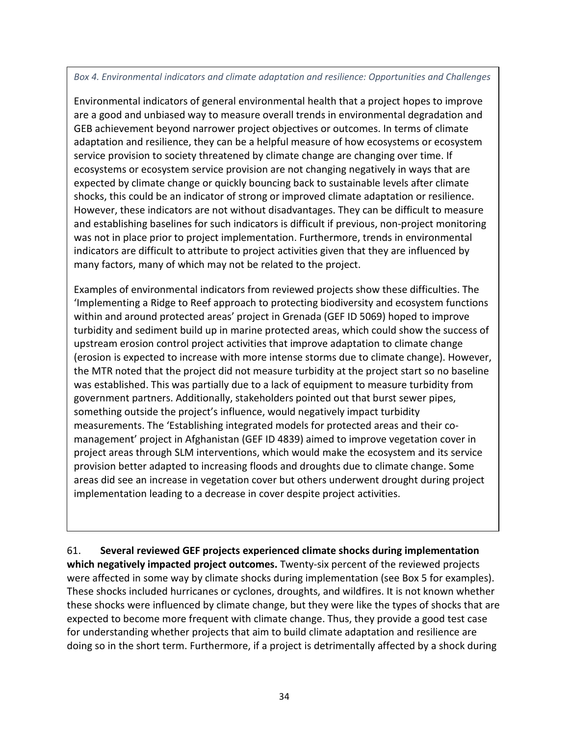*Box 4. Environmental indicators and climate adaptation and resilience: Opportunities and Challenges*

Environmental indicators of general environmental health that a project hopes to improve are a good and unbiased way to measure overall trends in environmental degradation and GEB achievement beyond narrower project objectives or outcomes. In terms of climate adaptation and resilience, they can be a helpful measure of how ecosystems or ecosystem service provision to society threatened by climate change are changing over time. If ecosystems or ecosystem service provision are not changing negatively in ways that are expected by climate change or quickly bouncing back to sustainable levels after climate shocks, this could be an indicator of strong or improved climate adaptation or resilience. However, these indicators are not without disadvantages. They can be difficult to measure and establishing baselines for such indicators is difficult if previous, non-project monitoring was not in place prior to project implementation. Furthermore, trends in environmental indicators are difficult to attribute to project activities given that they are influenced by many factors, many of which may not be related to the project.

Examples of environmental indicators from reviewed projects show these difficulties. The 'Implementing a Ridge to Reef approach to protecting biodiversity and ecosystem functions within and around protected areas' project in Grenada (GEF ID 5069) hoped to improve turbidity and sediment build up in marine protected areas, which could show the success of upstream erosion control project activities that improve adaptation to climate change (erosion is expected to increase with more intense storms due to climate change). However, the MTR noted that the project did not measure turbidity at the project start so no baseline was established. This was partially due to a lack of equipment to measure turbidity from government partners. Additionally, stakeholders pointed out that burst sewer pipes, something outside the project's influence, would negatively impact turbidity measurements. The 'Establishing integrated models for protected areas and their co-management' project in Afghanistan (GEF ID 4839) aimed to improve vegetation cover in project areas through SLM interventions, which would make the ecosystem and its service provision better adapted to increasing floods and droughts due to climate change. Some areas did see an increase in vegetation cover but others underwent drought during project implementation leading to a decrease in cover despite project activities.

61. **Several reviewed GEF projects experienced climate shocks during implementation which negatively impacted project outcomes.** Twenty-six percent of the reviewed projects were affected in some way by climate shocks during implementation (see Box 5 for examples). These shocks included hurricanes or cyclones, droughts, and wildfires. It is not known whether these shocks were influenced by climate change, but they were like the types of shocks that are expected to become more frequent with climate change. Thus, they provide a good test case for understanding whether projects that aim to build climate adaptation and resilience are doing so in the short term. Furthermore, if a project is detrimentally affected by a shock during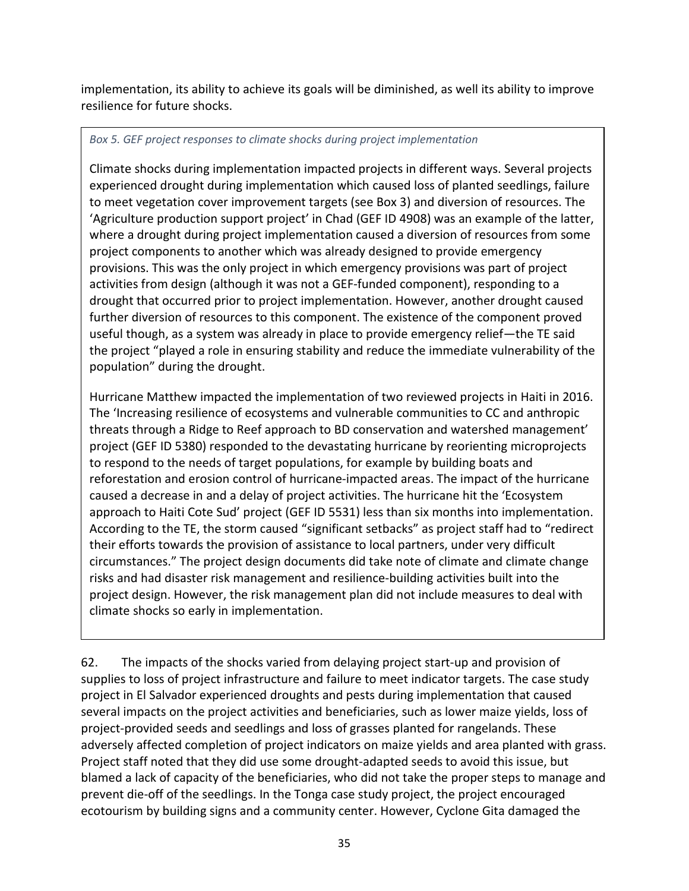implementation, its ability to achieve its goals will be diminished, as well its ability to improve resilience for future shocks.

*Box 5. GEF project responses to climate shocks during project implementation*

Climate shocks during implementation impacted projects in different ways. Several projects experienced drought during implementation which caused loss of planted seedlings, failure to meet vegetation cover improvement targets (see Box 3) and diversion of resources. The 'Agriculture production support project' in Chad (GEF ID 4908) was an example of the latter, where a drought during project implementation caused a diversion of resources from some project components to another which was already designed to provide emergency provisions. This was the only project in which emergency provisions was part of project activities from design (although it was not a GEF-funded component), responding to a drought that occurred prior to project implementation. However, another drought caused further diversion of resources to this component. The existence of the component proved useful though, as a system was already in place to provide emergency relief—the TE said the project "played a role in ensuring stability and reduce the immediate vulnerability of the population" during the drought.

Hurricane Matthew impacted the implementation of two reviewed projects in Haiti in 2016. The 'Increasing resilience of ecosystems and vulnerable communities to CC and anthropic threats through a Ridge to Reef approach to BD conservation and watershed management' project (GEF ID 5380) responded to the devastating hurricane by reorienting microprojects to respond to the needs of target populations, for example by building boats and reforestation and erosion control of hurricane-impacted areas. The impact of the hurricane caused a decrease in and a delay of project activities. The hurricane hit the 'Ecosystem approach to Haiti Cote Sud' project (GEF ID 5531) less than six months into implementation. According to the TE, the storm caused "significant setbacks" as project staff had to "redirect their efforts towards the provision of assistance to local partners, under very difficult circumstances." The project design documents did take note of climate and climate change risks and had disaster risk management and resilience-building activities built into the project design. However, the risk management plan did not include measures to deal with climate shocks so early in implementation.

62. The impacts of the shocks varied from delaying project start-up and provision of supplies to loss of project infrastructure and failure to meet indicator targets. The case study project in El Salvador experienced droughts and pests during implementation that caused several impacts on the project activities and beneficiaries, such as lower maize yields, loss of project-provided seeds and seedlings and loss of grasses planted for rangelands. These adversely affected completion of project indicators on maize yields and area planted with grass. Project staff noted that they did use some drought-adapted seeds to avoid this issue, but blamed a lack of capacity of the beneficiaries, who did not take the proper steps to manage and prevent die-off of the seedlings. In the Tonga case study project, the project encouraged ecotourism by building signs and a community center. However, Cyclone Gita damaged the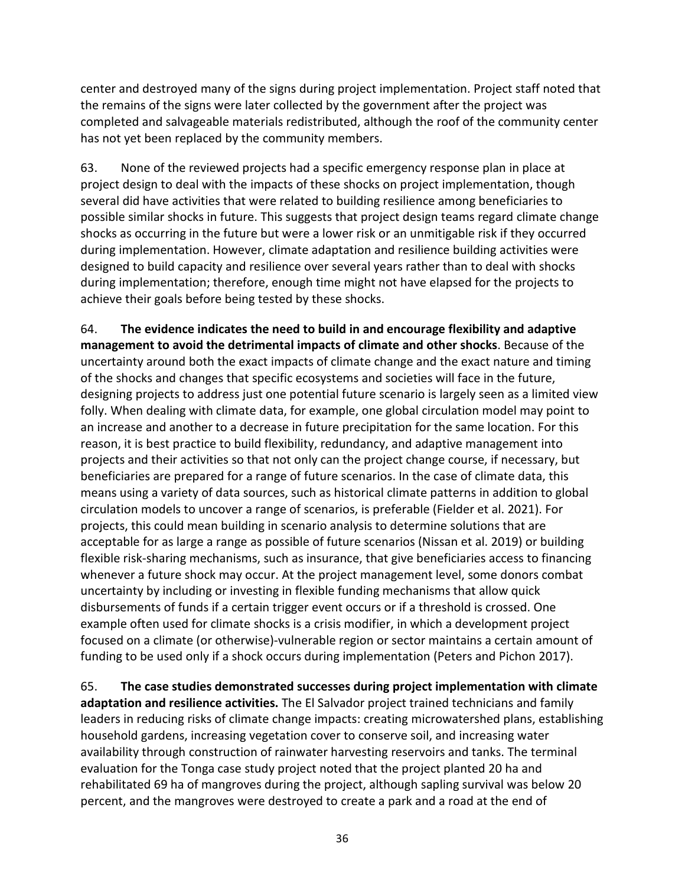center and destroyed many of the signs during project implementation. Project staff noted that the remains of the signs were later collected by the government after the project was completed and salvageable materials redistributed, although the roof of the community center has not yet been replaced by the community members.

63. None of the reviewed projects had a specific emergency response plan in place at project design to deal with the impacts of these shocks on project implementation, though several did have activities that were related to building resilience among beneficiaries to possible similar shocks in future. This suggests that project design teams regard climate change shocks as occurring in the future but were a lower risk or an unmitigable risk if they occurred during implementation. However, climate adaptation and resilience building activities were designed to build capacity and resilience over several years rather than to deal with shocks during implementation; therefore, enough time might not have elapsed for the projects to achieve their goals before being tested by these shocks.

64. **The evidence indicates the need to build in and encourage flexibility and adaptive management to avoid the detrimental impacts of climate and other shocks**. Because of the uncertainty around both the exact impacts of climate change and the exact nature and timing of the shocks and changes that specific ecosystems and societies will face in the future, designing projects to address just one potential future scenario is largely seen as a limited view folly. When dealing with climate data, for example, one global circulation model may point to an increase and another to a decrease in future precipitation for the same location. For this reason, it is best practice to build flexibility, redundancy, and adaptive management into projects and their activities so that not only can the project change course, if necessary, but beneficiaries are prepared for a range of future scenarios. In the case of climate data, this means using a variety of data sources, such as historical climate patterns in addition to global circulation models to uncover a range of scenarios, is preferable (Fielder et al. 2021). For projects, this could mean building in scenario analysis to determine solutions that are acceptable for as large a range as possible of future scenarios (Nissan et al. 2019) or building flexible risk-sharing mechanisms, such as insurance, that give beneficiaries access to financing whenever a future shock may occur. At the project management level, some donors combat uncertainty by including or investing in flexible funding mechanisms that allow quick disbursements of funds if a certain trigger event occurs or if a threshold is crossed. One example often used for climate shocks is a crisis modifier, in which a development project focused on a climate (or otherwise)-vulnerable region or sector maintains a certain amount of funding to be used only if a shock occurs during implementation (Peters and Pichon 2017).

65. **The case studies demonstrated successes during project implementation with climate adaptation and resilience activities.** The El Salvador project trained technicians and family leaders in reducing risks of climate change impacts: creating microwatershed plans, establishing household gardens, increasing vegetation cover to conserve soil, and increasing water availability through construction of rainwater harvesting reservoirs and tanks. The terminal evaluation for the Tonga case study project noted that the project planted 20 ha and rehabilitated 69 ha of mangroves during the project, although sapling survival was below 20 percent, and the mangroves were destroyed to create a park and a road at the end of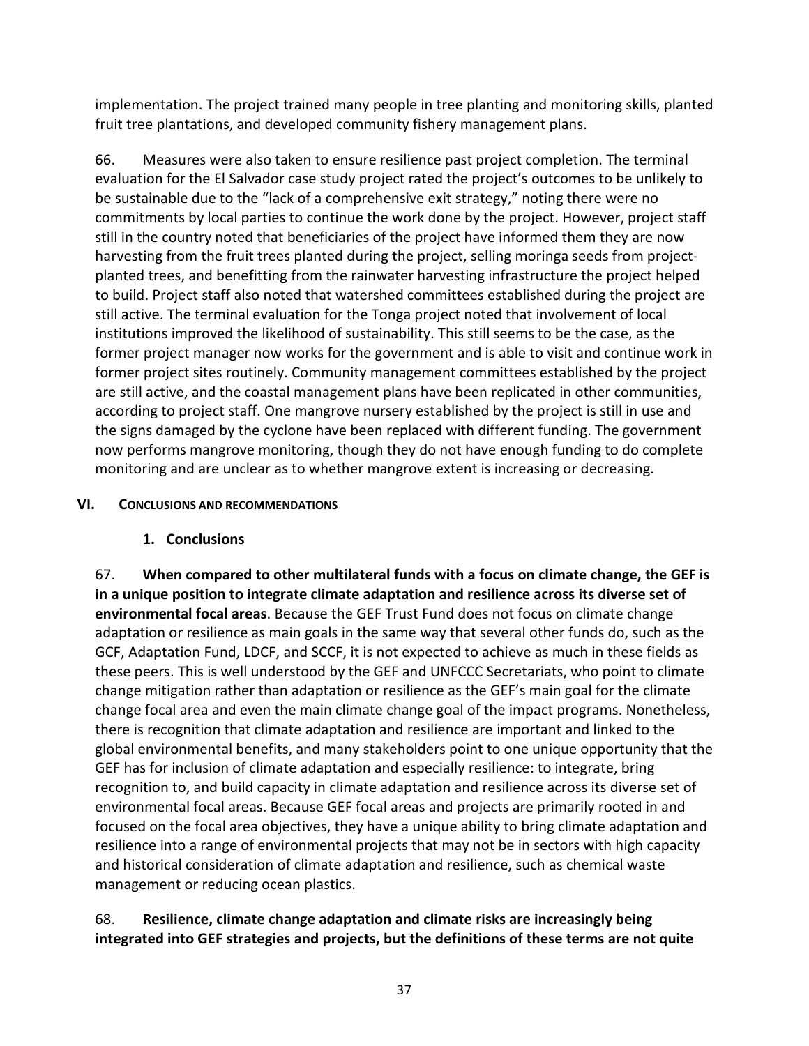implementation. The project trained many people in tree planting and monitoring skills, planted fruit tree plantations, and developed community fishery management plans.

66. Measures were also taken to ensure resilience past project completion. The terminal evaluation for the El Salvador case study project rated the project's outcomes to be unlikely to be sustainable due to the "lack of a comprehensive exit strategy," noting there were no commitments by local parties to continue the work done by the project. However, project staff still in the country noted that beneficiaries of the project have informed them they are now harvesting from the fruit trees planted during the project, selling moringa seeds from project-planted trees, and benefitting from the rainwater harvesting infrastructure the project helped to build. Project staff also noted that watershed committees established during the project are still active. The terminal evaluation for the Tonga project noted that involvement of local institutions improved the likelihood of sustainability. This still seems to be the case, as the former project manager now works for the government and is able to visit and continue work in former project sites routinely. Community management committees established by the project are still active, and the coastal management plans have been replicated in other communities, according to project staff. One mangrove nursery established by the project is still in use and the signs damaged by the cyclone have been replaced with different funding. The government now performs mangrove monitoring, though they do not have enough funding to do complete monitoring and are unclear as to whether mangrove extent is increasing or decreasing.

## VI. Conclusions and Recommendations

### 1. Conclusions

67. **When compared to other multilateral funds with a focus on climate change, the GEF is in a unique position to integrate climate adaptation and resilience across its diverse set of environmental focal areas**. Because the GEF Trust Fund does not focus on climate change adaptation or resilience as main goals in the same way that several other funds do, such as the GCF, Adaptation Fund, LDCF, and SCCF, it is not expected to achieve as much in these fields as these peers. This is well understood by the GEF and UNFCCC Secretariats, who point to climate change mitigation rather than adaptation or resilience as the GEF's main goal for the climate change focal area and even the main climate change goal of the impact programs. Nonetheless, there is recognition that climate adaptation and resilience are important and linked to the global environmental benefits, and many stakeholders point to one unique opportunity that the GEF has for inclusion of climate adaptation and especially resilience: to integrate, bring recognition to, and build capacity in climate adaptation and resilience across its diverse set of environmental focal areas. Because GEF focal areas and projects are primarily rooted in and focused on the focal area objectives, they have a unique ability to bring climate adaptation and resilience into a range of environmental projects that may not be in sectors with high capacity and historical consideration of climate adaptation and resilience, such as chemical waste management or reducing ocean plastics.

68. **Resilience, climate change adaptation and climate risks are increasingly being integrated into GEF strategies and projects, but the definitions of these terms are not quite**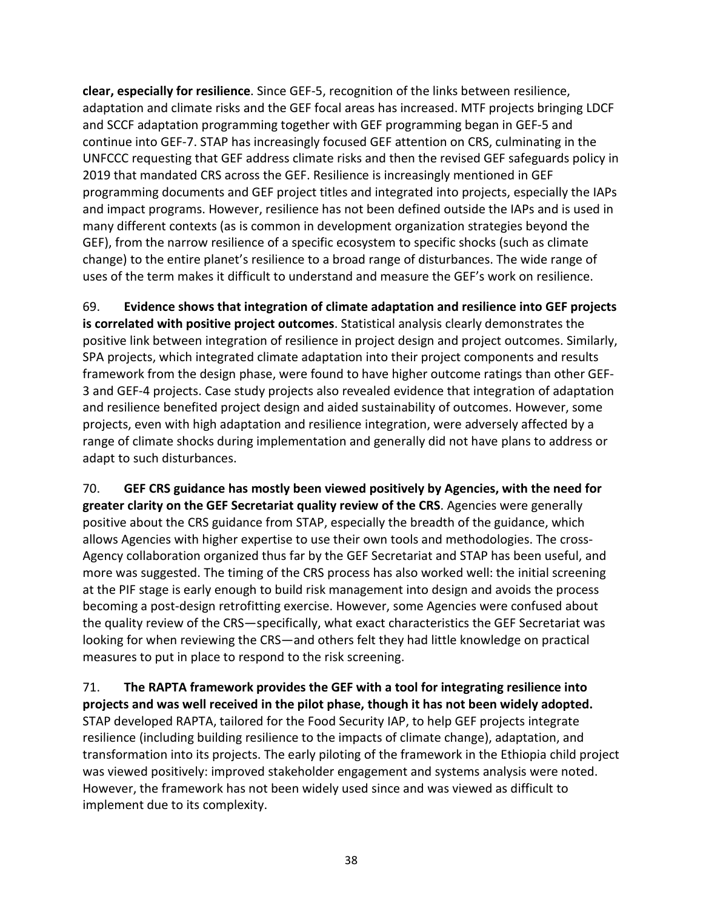**clear, especially for resilience**. Since GEF-5, recognition of the links between resilience, adaptation and climate risks and the GEF focal areas has increased. MTF projects bringing LDCF and SCCF adaptation programming together with GEF programming began in GEF-5 and continue into GEF-7. STAP has increasingly focused GEF attention on CRS, culminating in the UNFCCC requesting that GEF address climate risks and then the revised GEF safeguards policy in 2019 that mandated CRS across the GEF. Resilience is increasingly mentioned in GEF programming documents and GEF project titles and integrated into projects, especially the IAPs and impact programs. However, resilience has not been defined outside the IAPs and is used in many different contexts (as is common in development organization strategies beyond the GEF), from the narrow resilience of a specific ecosystem to specific shocks (such as climate change) to the entire planet's resilience to a broad range of disturbances. The wide range of uses of the term makes it difficult to understand and measure the GEF's work on resilience.

69. **Evidence shows that integration of climate adaptation and resilience into GEF projects is correlated with positive project outcomes**. Statistical analysis clearly demonstrates the positive link between integration of resilience in project design and project outcomes. Similarly, SPA projects, which integrated climate adaptation into their project components and results framework from the design phase, were found to have higher outcome ratings than other GEF-3 and GEF-4 projects. Case study projects also revealed evidence that integration of adaptation and resilience benefited project design and aided sustainability of outcomes. However, some projects, even with high adaptation and resilience integration, were adversely affected by a range of climate shocks during implementation and generally did not have plans to address or adapt to such disturbances.

70. **GEF CRS guidance has mostly been viewed positively by Agencies, with the need for greater clarity on the GEF Secretariat quality review of the CRS**. Agencies were generally positive about the CRS guidance from STAP, especially the breadth of the guidance, which allows Agencies with higher expertise to use their own tools and methodologies. The cross-Agency collaboration organized thus far by the GEF Secretariat and STAP has been useful, and more was suggested. The timing of the CRS process has also worked well: the initial screening at the PIF stage is early enough to build risk management into design and avoids the process becoming a post-design retrofitting exercise. However, some Agencies were confused about the quality review of the CRS—specifically, what exact characteristics the GEF Secretariat was looking for when reviewing the CRS—and others felt they had little knowledge on practical measures to put in place to respond to the risk screening.

71. **The RAPTA framework provides the GEF with a tool for integrating resilience into projects and was well received in the pilot phase, though it has not been widely adopted.** STAP developed RAPTA, tailored for the Food Security IAP, to help GEF projects integrate resilience (including building resilience to the impacts of climate change), adaptation, and transformation into its projects. The early piloting of the framework in the Ethiopia child project was viewed positively: improved stakeholder engagement and systems analysis were noted. However, the framework has not been widely used since and was viewed as difficult to implement due to its complexity.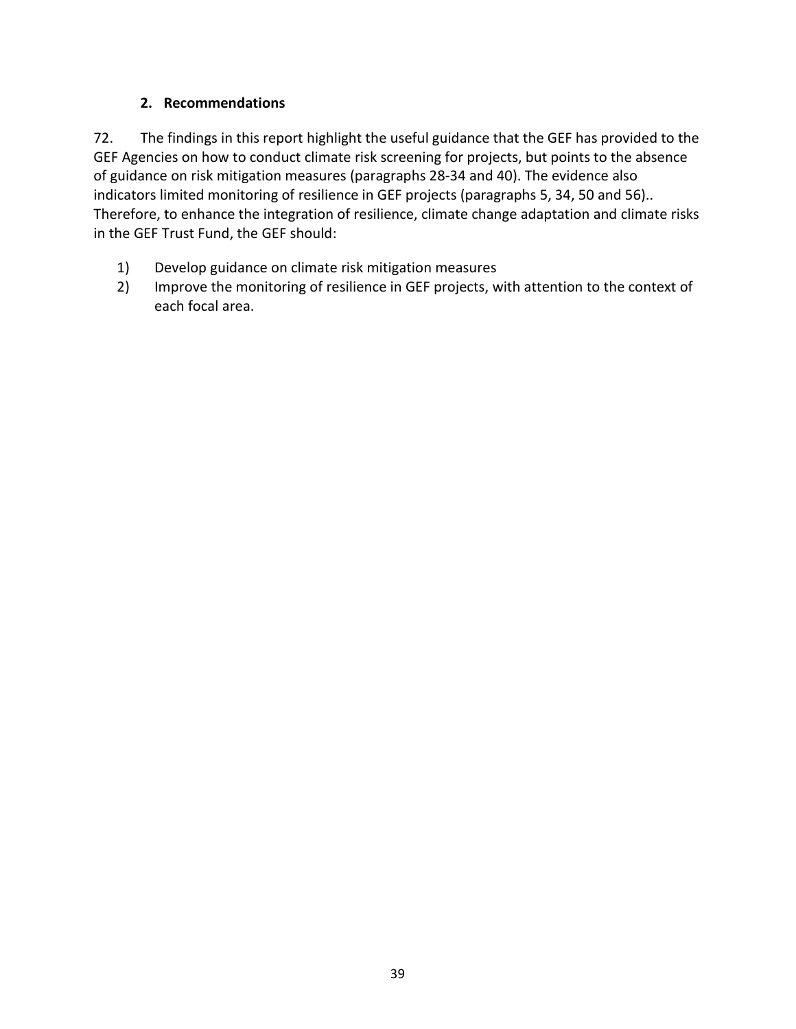### 2. Recommendations

72. The findings in this report highlight the useful guidance that the GEF has provided to the GEF Agencies on how to conduct climate risk screening for projects, but points to the absence of guidance on risk mitigation measures (paragraphs 28-34 and 40). The evidence also indicators limited monitoring of resilience in GEF projects (paragraphs 5, 34, 50 and 56).. Therefore, to enhance the integration of resilience, climate change adaptation and climate risks in the GEF Trust Fund, the GEF should:

1) Develop guidance on climate risk mitigation measures
2) Improve the monitoring of resilience in GEF projects, with attention to the context of each focal area.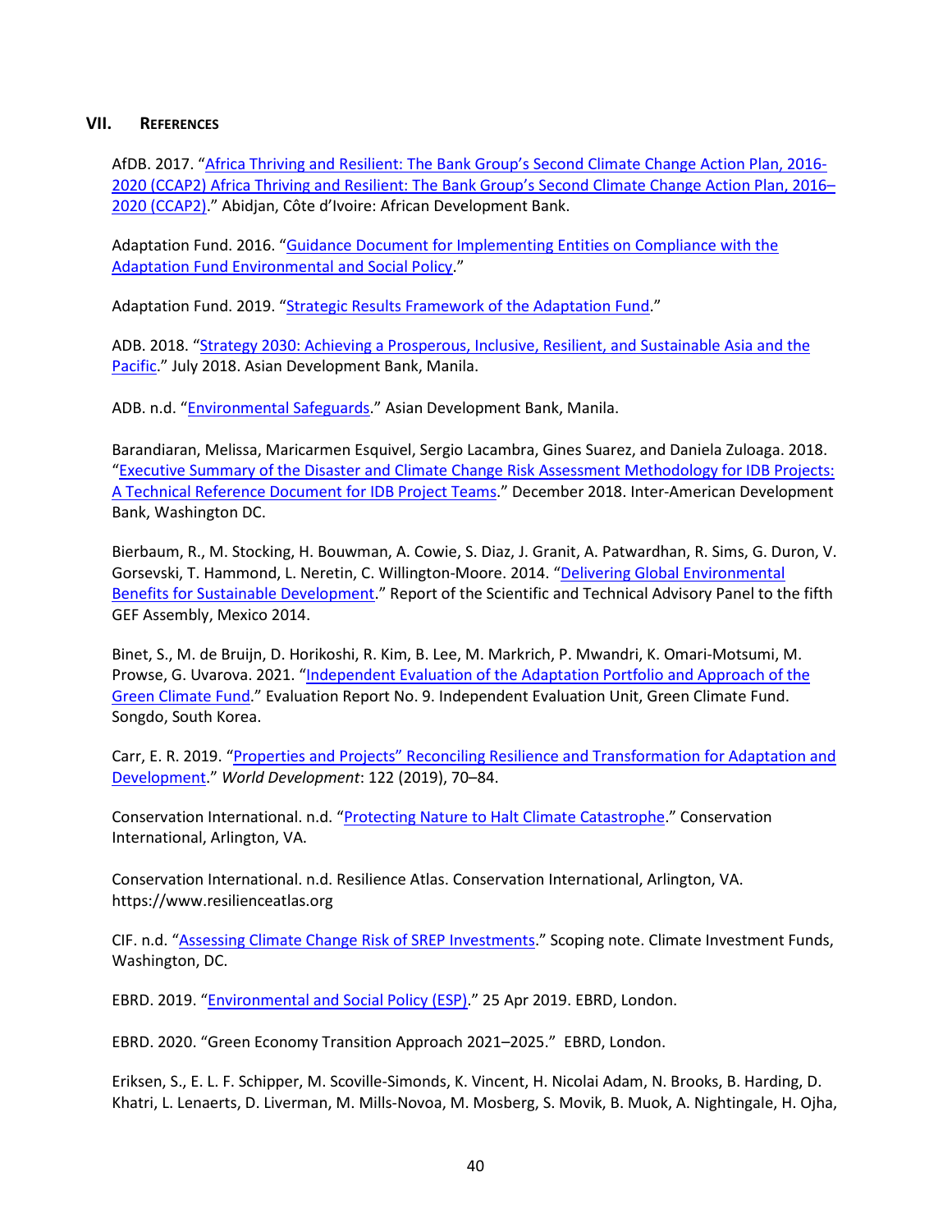## VII. REFERENCES

AfDB. 2017. "Africa Thriving and Resilient: The Bank Group's Second Climate Change Action Plan, 2016-2020 (CCAP2) Africa Thriving and Resilient: The Bank Group's Second Climate Change Action Plan, 2016–2020 (CCAP2)." Abidjan, Côte d'Ivoire: African Development Bank.

Adaptation Fund. 2016. "Guidance Document for Implementing Entities on Compliance with the Adaptation Fund Environmental and Social Policy."

Adaptation Fund. 2019. "Strategic Results Framework of the Adaptation Fund."

ADB. 2018. "Strategy 2030: Achieving a Prosperous, Inclusive, Resilient, and Sustainable Asia and the Pacific." July 2018. Asian Development Bank, Manila.

ADB. n.d. "Environmental Safeguards." Asian Development Bank, Manila.

Barandiaran, Melissa, Maricarmen Esquivel, Sergio Lacambra, Gines Suarez, and Daniela Zuloaga. 2018. "Executive Summary of the Disaster and Climate Change Risk Assessment Methodology for IDB Projects: A Technical Reference Document for IDB Project Teams." December 2018. Inter-American Development Bank, Washington DC.

Bierbaum, R., M. Stocking, H. Bouwman, A. Cowie, S. Diaz, J. Granit, A. Patwardhan, R. Sims, G. Duron, V. Gorsevski, T. Hammond, L. Neretin, C. Willington-Moore. 2014. "Delivering Global Environmental Benefits for Sustainable Development." Report of the Scientific and Technical Advisory Panel to the fifth GEF Assembly, Mexico 2014.

Binet, S., M. de Bruijn, D. Horikoshi, R. Kim, B. Lee, M. Markrich, P. Mwandri, K. Omari-Motsumi, M. Prowse, G. Uvarova. 2021. "Independent Evaluation of the Adaptation Portfolio and Approach of the Green Climate Fund." Evaluation Report No. 9. Independent Evaluation Unit, Green Climate Fund. Songdo, South Korea.

Carr, E. R. 2019. "Properties and Projects" Reconciling Resilience and Transformation for Adaptation and Development." *World Development*: 122 (2019), 70–84.

Conservation International. n.d. "Protecting Nature to Halt Climate Catastrophe." Conservation International, Arlington, VA.

Conservation International. n.d. Resilience Atlas. Conservation International, Arlington, VA. https://www.resilienceatlas.org

CIF. n.d. "Assessing Climate Change Risk of SREP Investments." Scoping note. Climate Investment Funds, Washington, DC.

EBRD. 2019. "Environmental and Social Policy (ESP)." 25 Apr 2019. EBRD, London.

EBRD. 2020. "Green Economy Transition Approach 2021–2025." EBRD, London.

Eriksen, S., E. L. F. Schipper, M. Scoville-Simonds, K. Vincent, H. Nicolai Adam, N. Brooks, B. Harding, D. Khatri, L. Lenaerts, D. Liverman, M. Mills-Novoa, M. Mosberg, S. Movik, B. Muok, A. Nightingale, H. Ojha,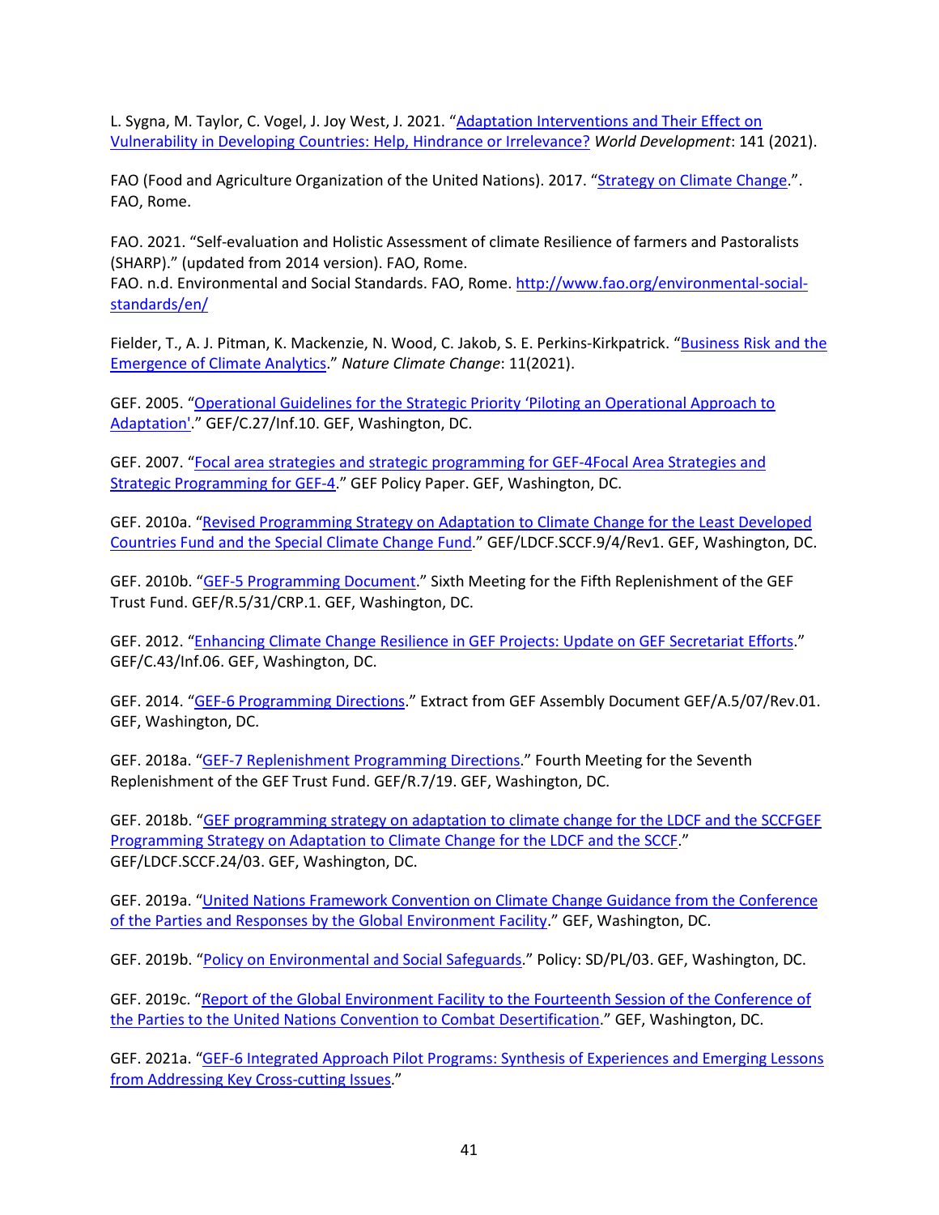L. Sygna, M. Taylor, C. Vogel, J. Joy West, J. 2021. "Adaptation Interventions and Their Effect on Vulnerability in Developing Countries: Help, Hindrance or Irrelevance? *World Development*: 141 (2021).

FAO (Food and Agriculture Organization of the United Nations). 2017. "Strategy on Climate Change.". FAO, Rome.

FAO. 2021. "Self-evaluation and Holistic Assessment of climate Resilience of farmers and Pastoralists (SHARP)." (updated from 2014 version). FAO, Rome.
FAO. n.d. Environmental and Social Standards. FAO, Rome. http://www.fao.org/environmental-social-standards/en/

Fielder, T., A. J. Pitman, K. Mackenzie, N. Wood, C. Jakob, S. E. Perkins-Kirkpatrick. "Business Risk and the Emergence of Climate Analytics." *Nature Climate Change*: 11(2021).

GEF. 2005. "Operational Guidelines for the Strategic Priority 'Piloting an Operational Approach to Adaptation'." GEF/C.27/Inf.10. GEF, Washington, DC.

GEF. 2007. "Focal area strategies and strategic programming for GEF-4Focal Area Strategies and Strategic Programming for GEF-4." GEF Policy Paper. GEF, Washington, DC.

GEF. 2010a. "Revised Programming Strategy on Adaptation to Climate Change for the Least Developed Countries Fund and the Special Climate Change Fund." GEF/LDCF.SCCF.9/4/Rev1. GEF, Washington, DC.

GEF. 2010b. "GEF-5 Programming Document." Sixth Meeting for the Fifth Replenishment of the GEF Trust Fund. GEF/R.5/31/CRP.1. GEF, Washington, DC.

GEF. 2012. "Enhancing Climate Change Resilience in GEF Projects: Update on GEF Secretariat Efforts." GEF/C.43/Inf.06. GEF, Washington, DC.

GEF. 2014. "GEF-6 Programming Directions." Extract from GEF Assembly Document GEF/A.5/07/Rev.01. GEF, Washington, DC.

GEF. 2018a. "GEF-7 Replenishment Programming Directions." Fourth Meeting for the Seventh Replenishment of the GEF Trust Fund. GEF/R.7/19. GEF, Washington, DC.

GEF. 2018b. "GEF programming strategy on adaptation to climate change for the LDCF and the SCCFGEF Programming Strategy on Adaptation to Climate Change for the LDCF and the SCCF." GEF/LDCF.SCCF.24/03. GEF, Washington, DC.

GEF. 2019a. "United Nations Framework Convention on Climate Change Guidance from the Conference of the Parties and Responses by the Global Environment Facility." GEF, Washington, DC.

GEF. 2019b. "Policy on Environmental and Social Safeguards." Policy: SD/PL/03. GEF, Washington, DC.

GEF. 2019c. "Report of the Global Environment Facility to the Fourteenth Session of the Conference of the Parties to the United Nations Convention to Combat Desertification." GEF, Washington, DC.

GEF. 2021a. "GEF-6 Integrated Approach Pilot Programs: Synthesis of Experiences and Emerging Lessons from Addressing Key Cross-cutting Issues."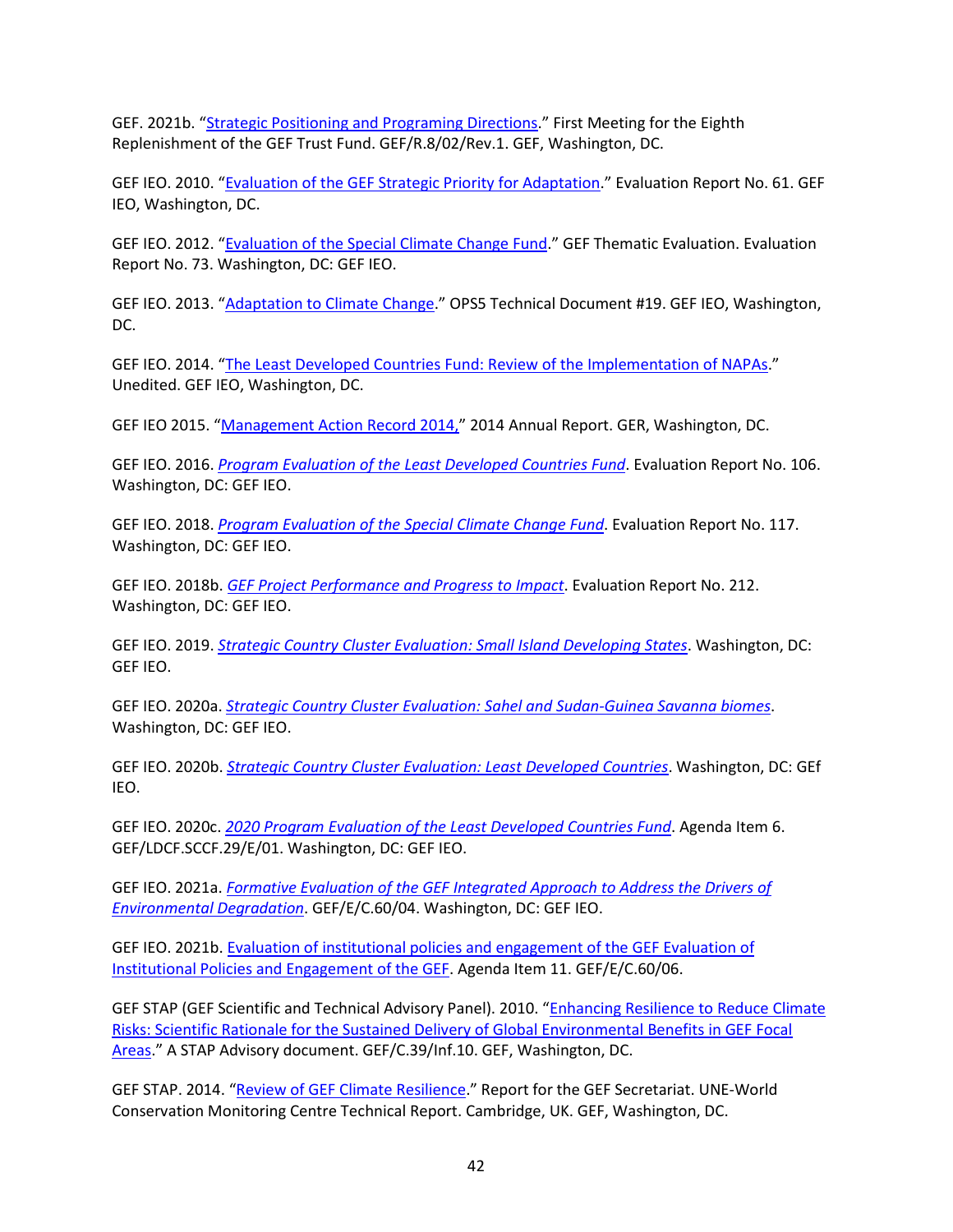GEF. 2021b. "[Strategic Positioning and Programing Directions](#)." First Meeting for the Eighth Replenishment of the GEF Trust Fund. GEF/R.8/02/Rev.1. GEF, Washington, DC.

GEF IEO. 2010. "[Evaluation of the GEF Strategic Priority for Adaptation](#)." Evaluation Report No. 61. GEF IEO, Washington, DC.

GEF IEO. 2012. "[Evaluation of the Special Climate Change Fund](#)." GEF Thematic Evaluation. Evaluation Report No. 73. Washington, DC: GEF IEO.

GEF IEO. 2013. "[Adaptation to Climate Change](#)." OPS5 Technical Document #19. GEF IEO, Washington, DC.

GEF IEO. 2014. "[The Least Developed Countries Fund: Review of the Implementation of NAPAs](#)." Unedited. GEF IEO, Washington, DC.

GEF IEO 2015. "[Management Action Record 2014,](#)" 2014 Annual Report. GER, Washington, DC.

GEF IEO. 2016. *[Program Evaluation of the Least Developed Countries Fund](#)*. Evaluation Report No. 106. Washington, DC: GEF IEO.

GEF IEO. 2018. *[Program Evaluation of the Special Climate Change Fund](#)*. Evaluation Report No. 117. Washington, DC: GEF IEO.

GEF IEO. 2018b. *[GEF Project Performance and Progress to Impact](#)*. Evaluation Report No. 212. Washington, DC: GEF IEO.

GEF IEO. 2019. *[Strategic Country Cluster Evaluation: Small Island Developing States](#)*. Washington, DC: GEF IEO.

GEF IEO. 2020a. *[Strategic Country Cluster Evaluation: Sahel and Sudan-Guinea Savanna biomes](#)*. Washington, DC: GEF IEO.

GEF IEO. 2020b. *[Strategic Country Cluster Evaluation: Least Developed Countries](#)*. Washington, DC: GEf IEO.

GEF IEO. 2020c. *[2020 Program Evaluation of the Least Developed Countries Fund](#)*. Agenda Item 6. GEF/LDCF.SCCF.29/E/01. Washington, DC: GEF IEO.

GEF IEO. 2021a. *[Formative Evaluation of the GEF Integrated Approach to Address the Drivers of Environmental Degradation](#)*. GEF/E/C.60/04. Washington, DC: GEF IEO.

GEF IEO. 2021b. [Evaluation of institutional policies and engagement of the GEF Evaluation of Institutional Policies and Engagement of the GEF](#). Agenda Item 11. GEF/E/C.60/06.

GEF STAP (GEF Scientific and Technical Advisory Panel). 2010. "[Enhancing Resilience to Reduce Climate Risks: Scientific Rationale for the Sustained Delivery of Global Environmental Benefits in GEF Focal Areas](#)." A STAP Advisory document. GEF/C.39/Inf.10. GEF, Washington, DC.

GEF STAP. 2014. "[Review of GEF Climate Resilience](#)." Report for the GEF Secretariat. UNE-World Conservation Monitoring Centre Technical Report. Cambridge, UK. GEF, Washington, DC.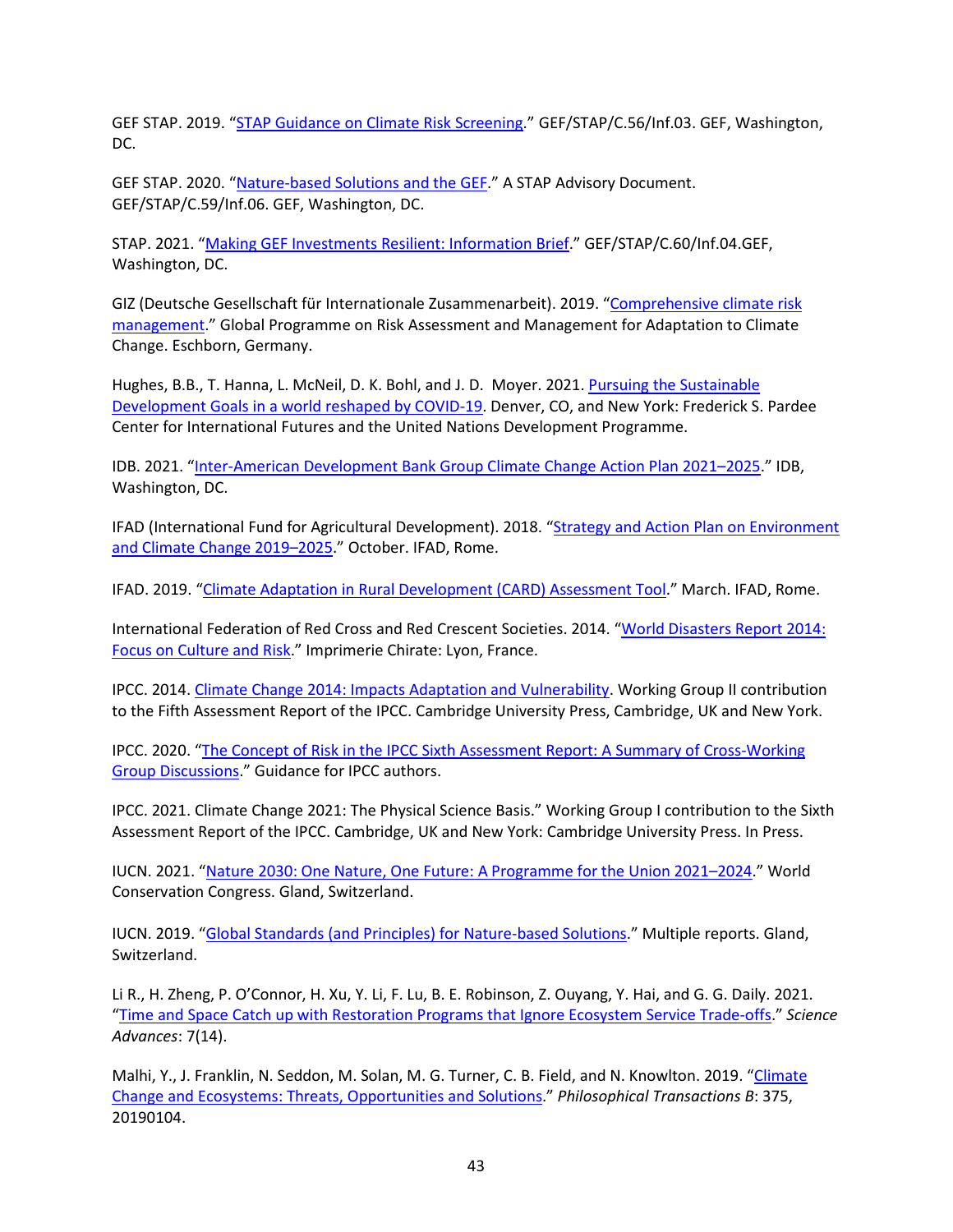GEF STAP. 2019. "STAP Guidance on Climate Risk Screening." GEF/STAP/C.56/Inf.03. GEF, Washington, DC.

GEF STAP. 2020. "Nature-based Solutions and the GEF." A STAP Advisory Document. GEF/STAP/C.59/Inf.06. GEF, Washington, DC.

STAP. 2021. "Making GEF Investments Resilient: Information Brief." GEF/STAP/C.60/Inf.04.GEF, Washington, DC.

GIZ (Deutsche Gesellschaft für Internationale Zusammenarbeit). 2019. "Comprehensive climate risk management." Global Programme on Risk Assessment and Management for Adaptation to Climate Change. Eschborn, Germany.

Hughes, B.B., T. Hanna, L. McNeil, D. K. Bohl, and J. D. Moyer. 2021. Pursuing the Sustainable Development Goals in a world reshaped by COVID-19. Denver, CO, and New York: Frederick S. Pardee Center for International Futures and the United Nations Development Programme.

IDB. 2021. "Inter-American Development Bank Group Climate Change Action Plan 2021–2025." IDB, Washington, DC.

IFAD (International Fund for Agricultural Development). 2018. "Strategy and Action Plan on Environment and Climate Change 2019–2025." October. IFAD, Rome.

IFAD. 2019. "Climate Adaptation in Rural Development (CARD) Assessment Tool." March. IFAD, Rome.

International Federation of Red Cross and Red Crescent Societies. 2014. "World Disasters Report 2014: Focus on Culture and Risk." Imprimerie Chirate: Lyon, France.

IPCC. 2014. Climate Change 2014: Impacts Adaptation and Vulnerability. Working Group II contribution to the Fifth Assessment Report of the IPCC. Cambridge University Press, Cambridge, UK and New York.

IPCC. 2020. "The Concept of Risk in the IPCC Sixth Assessment Report: A Summary of Cross-Working Group Discussions." Guidance for IPCC authors.

IPCC. 2021. Climate Change 2021: The Physical Science Basis." Working Group I contribution to the Sixth Assessment Report of the IPCC. Cambridge, UK and New York: Cambridge University Press. In Press.

IUCN. 2021. "Nature 2030: One Nature, One Future: A Programme for the Union 2021–2024." World Conservation Congress. Gland, Switzerland.

IUCN. 2019. "Global Standards (and Principles) for Nature-based Solutions." Multiple reports. Gland, Switzerland.

Li R., H. Zheng, P. O'Connor, H. Xu, Y. Li, F. Lu, B. E. Robinson, Z. Ouyang, Y. Hai, and G. G. Daily. 2021. "Time and Space Catch up with Restoration Programs that Ignore Ecosystem Service Trade-offs." *Science Advances*: 7(14).

Malhi, Y., J. Franklin, N. Seddon, M. Solan, M. G. Turner, C. B. Field, and N. Knowlton. 2019. "Climate Change and Ecosystems: Threats, Opportunities and Solutions." *Philosophical Transactions B*: 375, 20190104.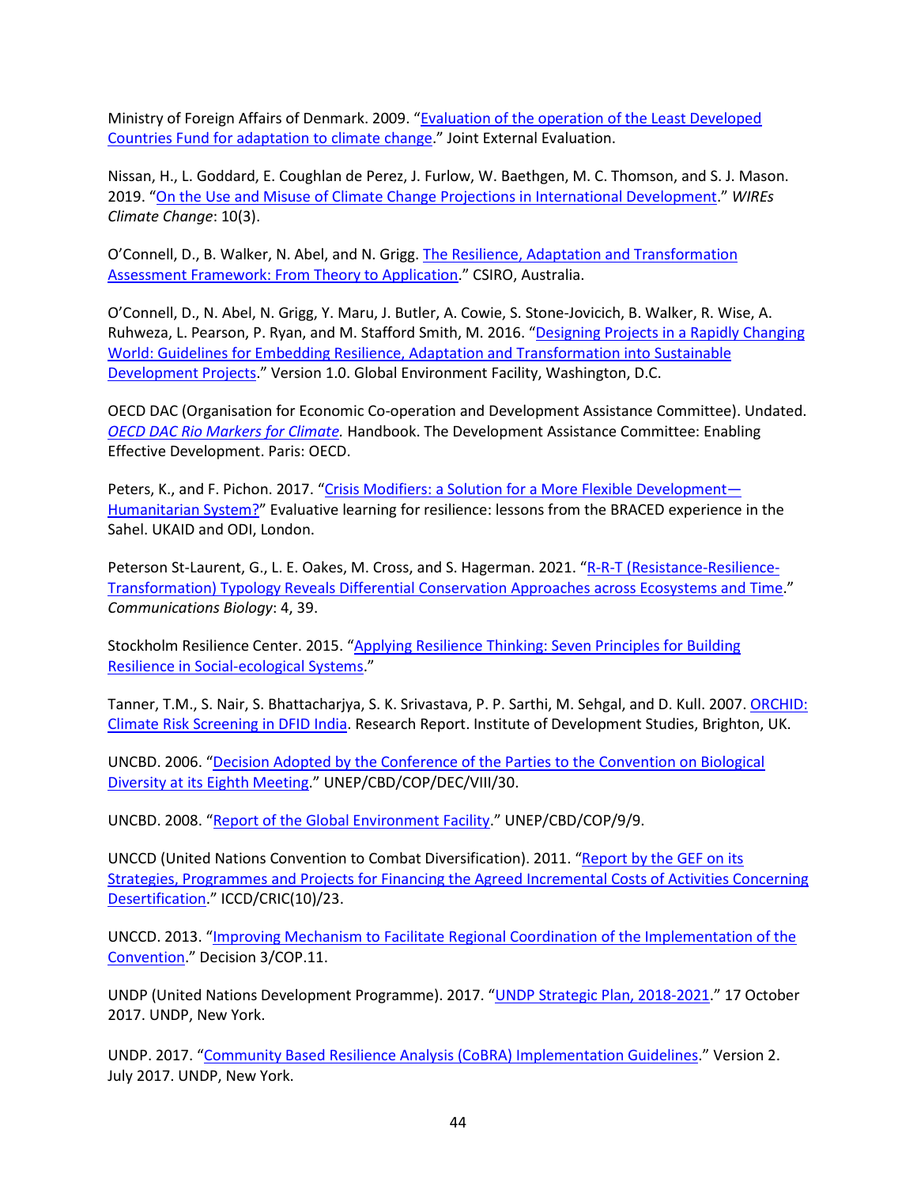Ministry of Foreign Affairs of Denmark. 2009. "Evaluation of the operation of the Least Developed Countries Fund for adaptation to climate change." Joint External Evaluation.

Nissan, H., L. Goddard, E. Coughlan de Perez, J. Furlow, W. Baethgen, M. C. Thomson, and S. J. Mason. 2019. "On the Use and Misuse of Climate Change Projections in International Development." *WIREs Climate Change*: 10(3).

O'Connell, D., B. Walker, N. Abel, and N. Grigg. The Resilience, Adaptation and Transformation Assessment Framework: From Theory to Application." CSIRO, Australia.

O'Connell, D., N. Abel, N. Grigg, Y. Maru, J. Butler, A. Cowie, S. Stone-Jovicich, B. Walker, R. Wise, A. Ruhweza, L. Pearson, P. Ryan, and M. Stafford Smith, M. 2016. "Designing Projects in a Rapidly Changing World: Guidelines for Embedding Resilience, Adaptation and Transformation into Sustainable Development Projects." Version 1.0. Global Environment Facility, Washington, D.C.

OECD DAC (Organisation for Economic Co-operation and Development Assistance Committee). Undated. *OECD DAC Rio Markers for Climate.* Handbook. The Development Assistance Committee: Enabling Effective Development. Paris: OECD.

Peters, K., and F. Pichon. 2017. "Crisis Modifiers: a Solution for a More Flexible Development—Humanitarian System?" Evaluative learning for resilience: lessons from the BRACED experience in the Sahel. UKAID and ODI, London.

Peterson St-Laurent, G., L. E. Oakes, M. Cross, and S. Hagerman. 2021. "R-R-T (Resistance-Resilience-Transformation) Typology Reveals Differential Conservation Approaches across Ecosystems and Time." *Communications Biology*: 4, 39.

Stockholm Resilience Center. 2015. "Applying Resilience Thinking: Seven Principles for Building Resilience in Social-ecological Systems."

Tanner, T.M., S. Nair, S. Bhattacharjya, S. K. Srivastava, P. P. Sarthi, M. Sehgal, and D. Kull. 2007. ORCHID: Climate Risk Screening in DFID India. Research Report. Institute of Development Studies, Brighton, UK.

UNCBD. 2006. "Decision Adopted by the Conference of the Parties to the Convention on Biological Diversity at its Eighth Meeting." UNEP/CBD/COP/DEC/VIII/30.

UNCBD. 2008. "Report of the Global Environment Facility." UNEP/CBD/COP/9/9.

UNCCD (United Nations Convention to Combat Diversification). 2011. "Report by the GEF on its Strategies, Programmes and Projects for Financing the Agreed Incremental Costs of Activities Concerning Desertification." ICCD/CRIC(10)/23.

UNCCD. 2013. "Improving Mechanism to Facilitate Regional Coordination of the Implementation of the Convention." Decision 3/COP.11.

UNDP (United Nations Development Programme). 2017. "UNDP Strategic Plan, 2018-2021." 17 October 2017. UNDP, New York.

UNDP. 2017. "Community Based Resilience Analysis (CoBRA) Implementation Guidelines." Version 2. July 2017. UNDP, New York.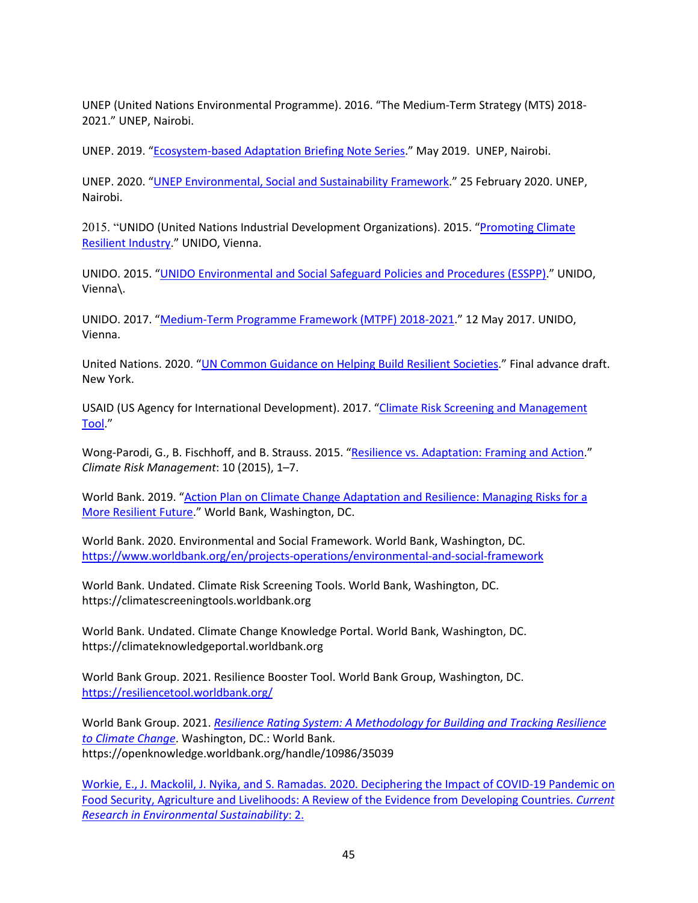UNEP (United Nations Environmental Programme). 2016. "The Medium-Term Strategy (MTS) 2018-2021." UNEP, Nairobi.

UNEP. 2019. "Ecosystem-based Adaptation Briefing Note Series." May 2019. UNEP, Nairobi.

UNEP. 2020. "UNEP Environmental, Social and Sustainability Framework." 25 February 2020. UNEP, Nairobi.

2015. "UNIDO (United Nations Industrial Development Organizations). 2015. "Promoting Climate Resilient Industry." UNIDO, Vienna.

UNIDO. 2015. "UNIDO Environmental and Social Safeguard Policies and Procedures (ESSPP)." UNIDO, Vienna\.

UNIDO. 2017. "Medium-Term Programme Framework (MTPF) 2018-2021." 12 May 2017. UNIDO, Vienna.

United Nations. 2020. "UN Common Guidance on Helping Build Resilient Societies." Final advance draft. New York.

USAID (US Agency for International Development). 2017. "Climate Risk Screening and Management Tool."

Wong-Parodi, G., B. Fischhoff, and B. Strauss. 2015. "Resilience vs. Adaptation: Framing and Action." *Climate Risk Management*: 10 (2015), 1–7.

World Bank. 2019. "Action Plan on Climate Change Adaptation and Resilience: Managing Risks for a More Resilient Future." World Bank, Washington, DC.

World Bank. 2020. Environmental and Social Framework. World Bank, Washington, DC. https://www.worldbank.org/en/projects-operations/environmental-and-social-framework

World Bank. Undated. Climate Risk Screening Tools. World Bank, Washington, DC. https://climatescreeningtools.worldbank.org

World Bank. Undated. Climate Change Knowledge Portal. World Bank, Washington, DC. https://climateknowledgeportal.worldbank.org

World Bank Group. 2021. Resilience Booster Tool. World Bank Group, Washington, DC. https://resiliencetool.worldbank.org/

World Bank Group. 2021. *Resilience Rating System: A Methodology for Building and Tracking Resilience to Climate Change*. Washington, DC.: World Bank. https://openknowledge.worldbank.org/handle/10986/35039

Workie, E., J. Mackolil, J. Nyika, and S. Ramadas. 2020. Deciphering the Impact of COVID-19 Pandemic on Food Security, Agriculture and Livelihoods: A Review of the Evidence from Developing Countries. *Current Research in Environmental Sustainability*: 2.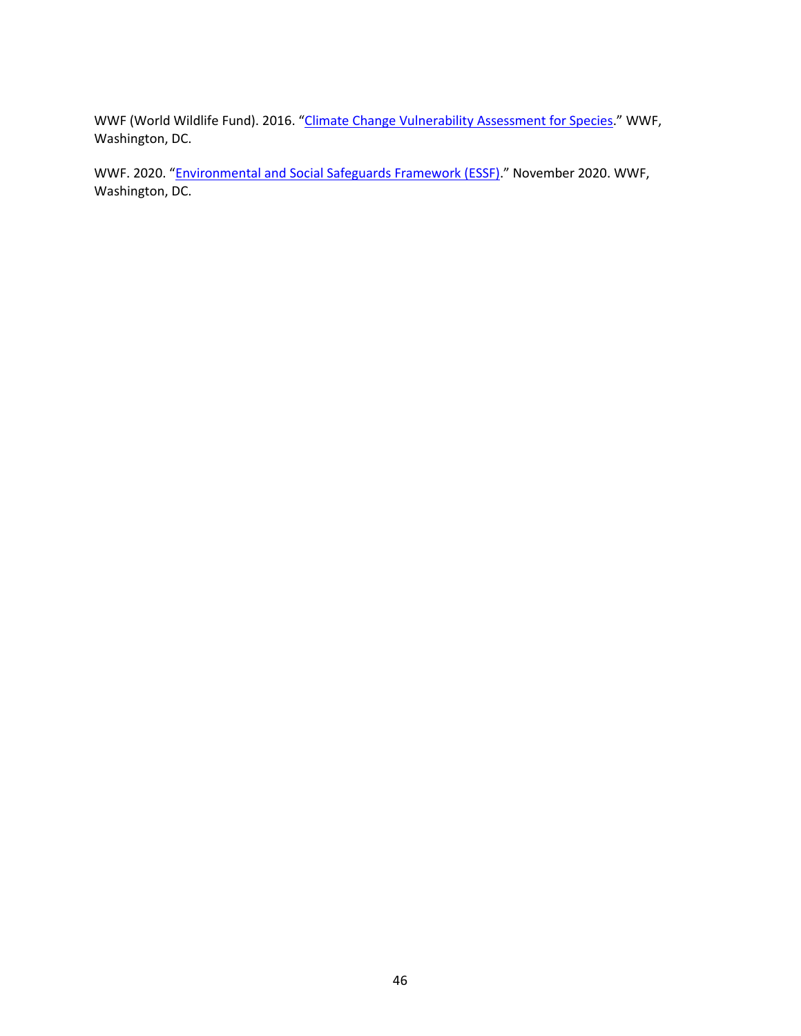WWF (World Wildlife Fund). 2016. "Climate Change Vulnerability Assessment for Species." WWF, Washington, DC.

WWF. 2020. "Environmental and Social Safeguards Framework (ESSF)." November 2020. WWF, Washington, DC.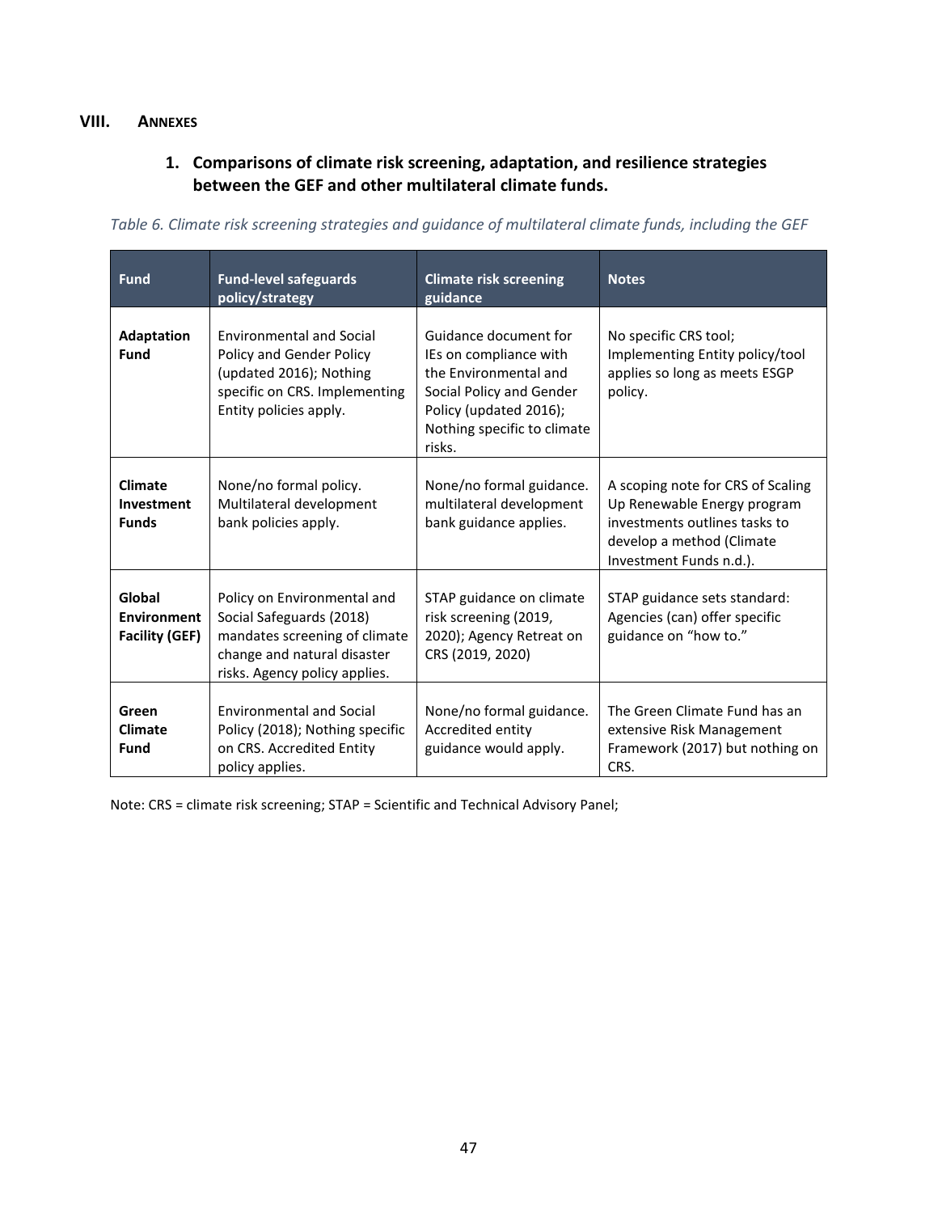## VIII. ANNEXES

### 1. Comparisons of climate risk screening, adaptation, and resilience strategies between the GEF and other multilateral climate funds.

*Table 6. Climate risk screening strategies and guidance of multilateral climate funds, including the GEF*

| Fund | Fund-level safeguards policy/strategy | Climate risk screening guidance | Notes |
|---|---|---|---|
| **Adaptation Fund** | Environmental and Social Policy and Gender Policy (updated 2016); Nothing specific on CRS. Implementing Entity policies apply. | Guidance document for IEs on compliance with the Environmental and Social Policy and Gender Policy (updated 2016); Nothing specific to climate risks. | No specific CRS tool; Implementing Entity policy/tool applies so long as meets ESGP policy. |
| **Climate Investment Funds** | None/no formal policy. Multilateral development bank policies apply. | None/no formal guidance. multilateral development bank guidance applies. | A scoping note for CRS of Scaling Up Renewable Energy program investments outlines tasks to develop a method (Climate Investment Funds n.d.). |
| **Global Environment Facility (GEF)** | Policy on Environmental and Social Safeguards (2018) mandates screening of climate change and natural disaster risks. Agency policy applies. | STAP guidance on climate risk screening (2019, 2020); Agency Retreat on CRS (2019, 2020) | STAP guidance sets standard: Agencies (can) offer specific guidance on "how to." |
| **Green Climate Fund** | Environmental and Social Policy (2018); Nothing specific on CRS. Accredited Entity policy applies. | None/no formal guidance. Accredited entity guidance would apply. | The Green Climate Fund has an extensive Risk Management Framework (2017) but nothing on CRS. |

Note: CRS = climate risk screening; STAP = Scientific and Technical Advisory Panel;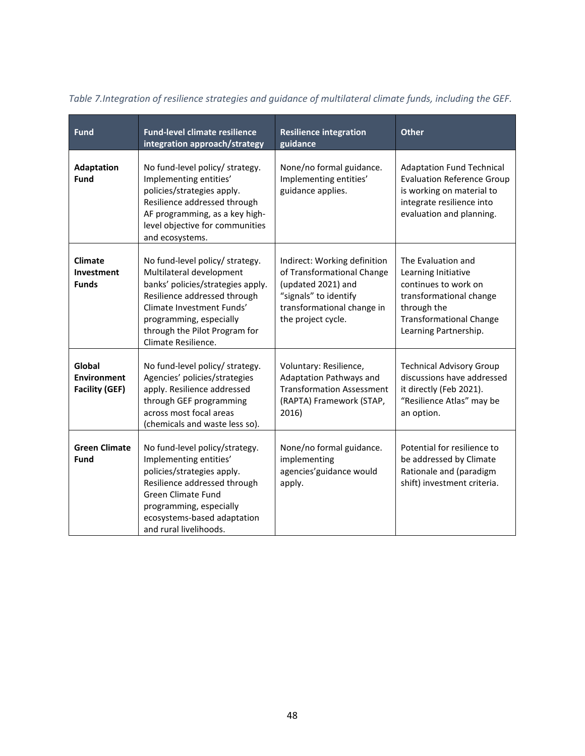*Table 7.Integration of resilience strategies and guidance of multilateral climate funds, including the GEF.*

| Fund | Fund-level climate resilience integration approach/strategy | Resilience integration guidance | Other |
|---|---|---|---|
| **Adaptation Fund** | No fund-level policy/ strategy. Implementing entities' policies/strategies apply. Resilience addressed through AF programming, as a key high-level objective for communities and ecosystems. | None/no formal guidance. Implementing entities' guidance applies. | Adaptation Fund Technical Evaluation Reference Group is working on material to integrate resilience into evaluation and planning. |
| **Climate Investment Funds** | No fund-level policy/ strategy. Multilateral development banks' policies/strategies apply. Resilience addressed through Climate Investment Funds' programming, especially through the Pilot Program for Climate Resilience. | Indirect: Working definition of Transformational Change (updated 2021) and "signals" to identify transformational change in the project cycle. | The Evaluation and Learning Initiative continues to work on transformational change through the Transformational Change Learning Partnership. |
| **Global Environment Facility (GEF)** | No fund-level policy/ strategy. Agencies' policies/strategies apply. Resilience addressed through GEF programming across most focal areas (chemicals and waste less so). | Voluntary: Resilience, Adaptation Pathways and Transformation Assessment (RAPTA) Framework (STAP, 2016) | Technical Advisory Group discussions have addressed it directly (Feb 2021). "Resilience Atlas" may be an option. |
| **Green Climate Fund** | No fund-level policy/strategy. Implementing entities' policies/strategies apply. Resilience addressed through Green Climate Fund programming, especially ecosystems-based adaptation and rural livelihoods. | None/no formal guidance. implementing agencies'guidance would apply. | Potential for resilience to be addressed by Climate Rationale and (paradigm shift) investment criteria. |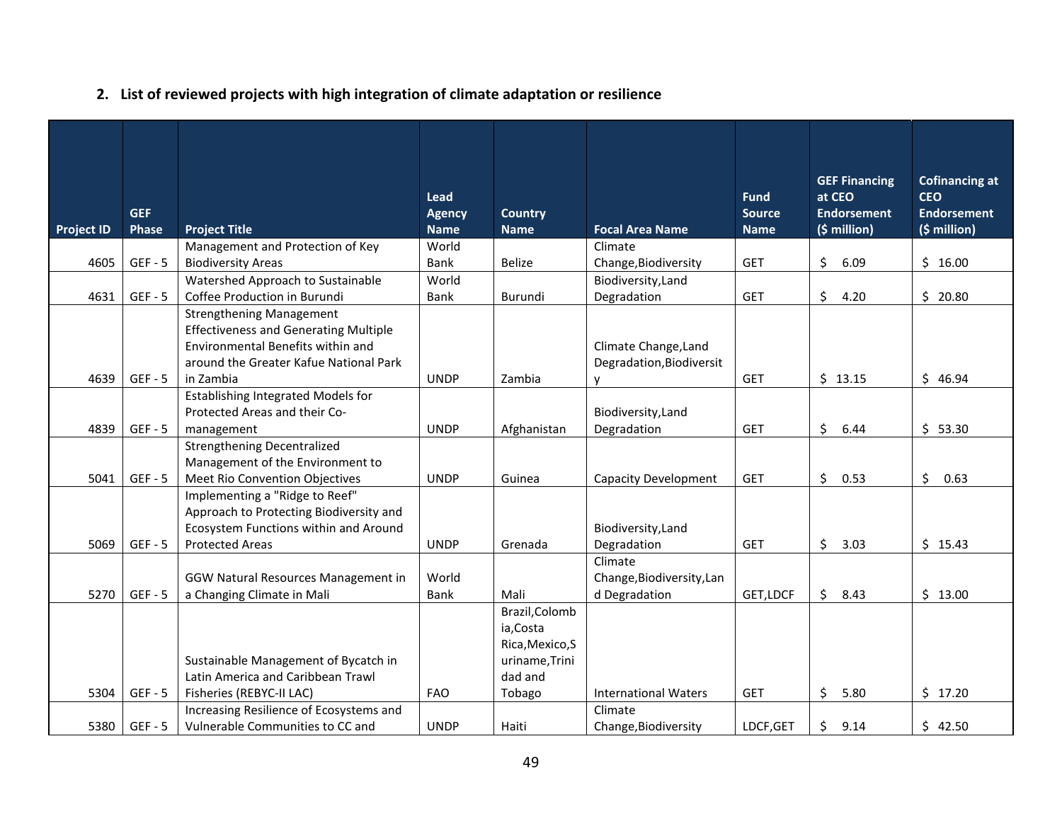## 2. List of reviewed projects with high integration of climate adaptation or resilience

| Project ID | GEF Phase | Project Title | Lead Agency Name | Country Name | Focal Area Name | Fund Source Name | GEF Financing at CEO Endorsement ($ million) | Cofinancing at CEO Endorsement ($ million) |
|---|---|---|---|---|---|---|---|---|
| 4605 | GEF - 5 | Management and Protection of Key Biodiversity Areas | World Bank | Belize | Climate Change,Biodiversity | GET | $ 6.09 | $ 16.00 |
| 4631 | GEF - 5 | Watershed Approach to Sustainable Coffee Production in Burundi | World Bank | Burundi | Biodiversity,Land Degradation | GET | $ 4.20 | $ 20.80 |
| 4639 | GEF - 5 | Strengthening Management Effectiveness and Generating Multiple Environmental Benefits within and around the Greater Kafue National Park in Zambia | UNDP | Zambia | Climate Change,Land Degradation,Biodiversity | GET | $ 13.15 | $ 46.94 |
| 4839 | GEF - 5 | Establishing Integrated Models for Protected Areas and their Co-management | UNDP | Afghanistan | Biodiversity,Land Degradation | GET | $ 6.44 | $ 53.30 |
| 5041 | GEF - 5 | Strengthening Decentralized Management of the Environment to Meet Rio Convention Objectives | UNDP | Guinea | Capacity Development | GET | $ 0.53 | $ 0.63 |
| 5069 | GEF - 5 | Implementing a "Ridge to Reef" Approach to Protecting Biodiversity and Ecosystem Functions within and Around Protected Areas | UNDP | Grenada | Biodiversity,Land Degradation | GET | $ 3.03 | $ 15.43 |
| 5270 | GEF - 5 | GGW Natural Resources Management in a Changing Climate in Mali | World Bank | Mali | Climate Change,Biodiversity,Land Degradation | GET,LDCF | $ 8.43 | $ 13.00 |
| 5304 | GEF - 5 | Sustainable Management of Bycatch in Latin America and Caribbean Trawl Fisheries (REBYC-II LAC) | FAO | Brazil,Colombia,Costa Rica,Mexico,Suriname,Trinidad and Tobago | International Waters | GET | $ 5.80 | $ 17.20 |
| 5380 | GEF - 5 | Increasing Resilience of Ecosystems and Vulnerable Communities to CC and | UNDP | Haiti | Climate Change,Biodiversity | LDCF,GET | $ 9.14 | $ 42.50 |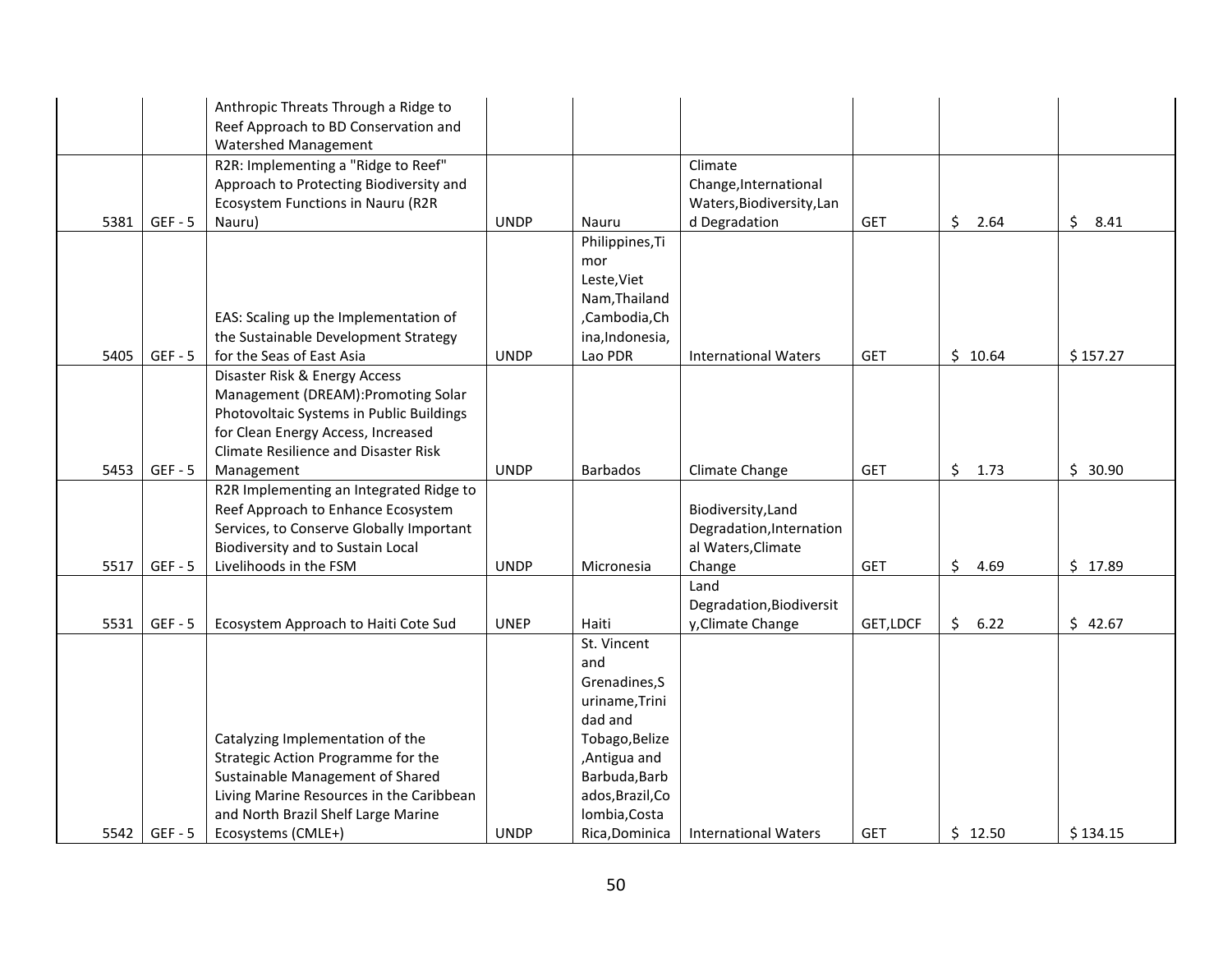| | | | | | | | | |
|---|---|---|---|---|---|---|---|---|
| | | Anthropic Threats Through a Ridge to Reef Approach to BD Conservation and Watershed Management | | | | | | |
| 5381 | GEF - 5 | R2R: Implementing a "Ridge to Reef" Approach to Protecting Biodiversity and Ecosystem Functions in Nauru (R2R Nauru) | UNDP | Nauru | Climate Change,International Waters,Biodiversity,Land Degradation | GET | $ 2.64 | $ 8.41 |
| 5405 | GEF - 5 | EAS: Scaling up the Implementation of the Sustainable Development Strategy for the Seas of East Asia | UNDP | Philippines,Timor Leste,Viet Nam,Thailand,Cambodia,China,Indonesia,Lao PDR | International Waters | GET | $ 10.64 | $ 157.27 |
| 5453 | GEF - 5 | Disaster Risk & Energy Access Management (DREAM):Promoting Solar Photovoltaic Systems in Public Buildings for Clean Energy Access, Increased Climate Resilience and Disaster Risk Management | UNDP | Barbados | Climate Change | GET | $ 1.73 | $ 30.90 |
| 5517 | GEF - 5 | R2R Implementing an Integrated Ridge to Reef Approach to Enhance Ecosystem Services, to Conserve Globally Important Biodiversity and to Sustain Local Livelihoods in the FSM | UNDP | Micronesia | Biodiversity,Land Degradation,International Waters,Climate Change | GET | $ 4.69 | $ 17.89 |
| 5531 | GEF - 5 | Ecosystem Approach to Haiti Cote Sud | UNEP | Haiti | Land Degradation,Biodiversity,Climate Change | GET,LDCF | $ 6.22 | $ 42.67 |
| 5542 | GEF - 5 | Catalyzing Implementation of the Strategic Action Programme for the Sustainable Management of Shared Living Marine Resources in the Caribbean and North Brazil Shelf Large Marine Ecosystems (CMLE+) | UNDP | St. Vincent and Grenadines,Suriname,Trinidad and Tobago,Belize,Antigua and Barbuda,Barbados,Brazil,Colombia,Costa Rica,Dominica | International Waters | GET | $ 12.50 | $ 134.15 |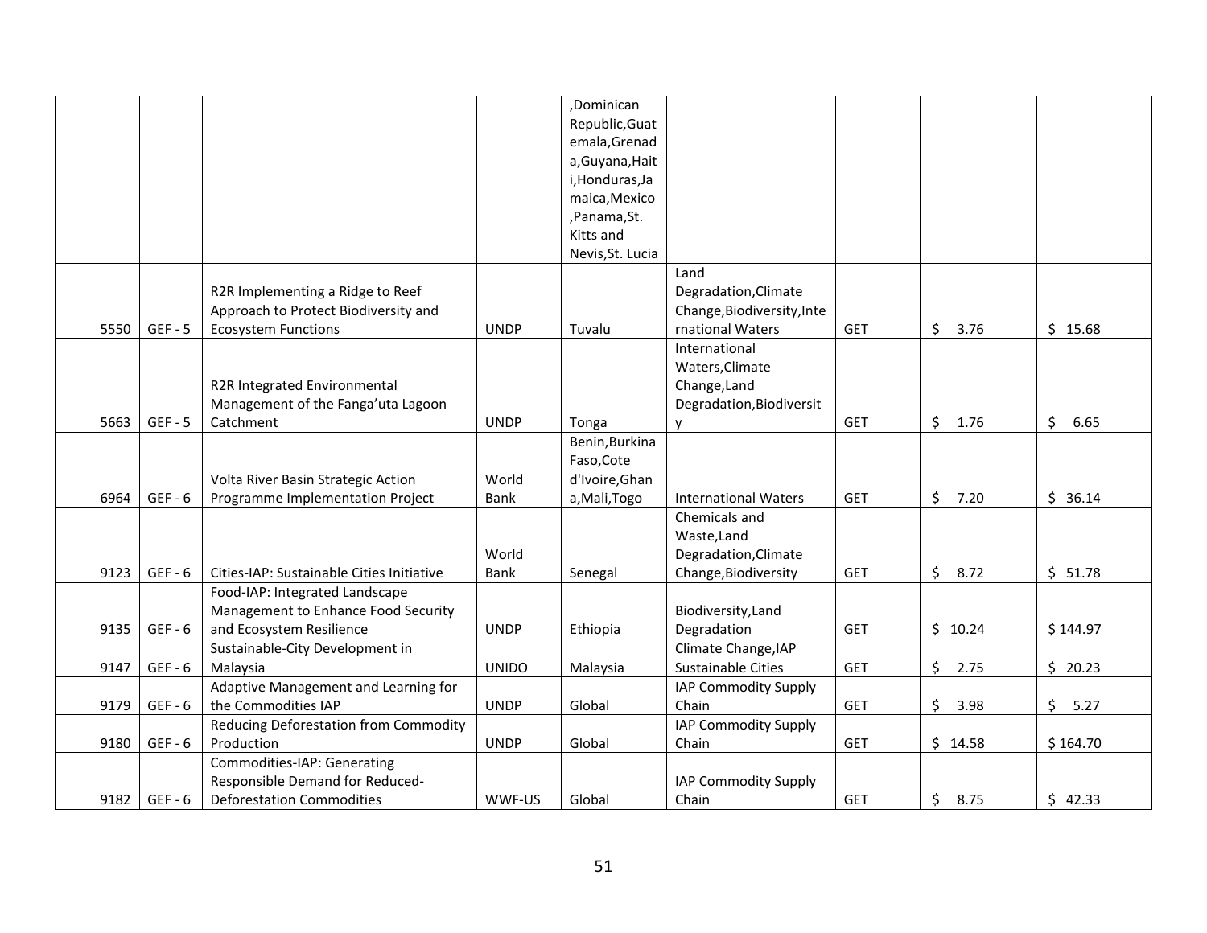| | | | | ,Dominican Republic,Guatemala,Grenada,Guyana,Haiti,Honduras,Jamaica,Mexico,Panama,St. Kitts and Nevis,St. Lucia | | | | |
|---|---|---|---|---|---|---|---|---|
| 5550 | GEF - 5 | R2R Implementing a Ridge to Reef Approach to Protect Biodiversity and Ecosystem Functions | UNDP | Tuvalu | Land Degradation,Climate Change,Biodiversity,International Waters | GET | $ 3.76 | $ 15.68 |
| 5663 | GEF - 5 | R2R Integrated Environmental Management of the Fanga'uta Lagoon Catchment | UNDP | Tonga | International Waters,Climate Change,Land Degradation,Biodiversity | GET | $ 1.76 | $ 6.65 |
| 6964 | GEF - 6 | Volta River Basin Strategic Action Programme Implementation Project | World Bank | Benin,Burkina Faso,Cote d'Ivoire,Ghana,Mali,Togo | International Waters | GET | $ 7.20 | $ 36.14 |
| 9123 | GEF - 6 | Cities-IAP: Sustainable Cities Initiative | World Bank | Senegal | Chemicals and Waste,Land Degradation,Climate Change,Biodiversity | GET | $ 8.72 | $ 51.78 |
| 9135 | GEF - 6 | Food-IAP: Integrated Landscape Management to Enhance Food Security and Ecosystem Resilience | UNDP | Ethiopia | Biodiversity,Land Degradation | GET | $ 10.24 | $ 144.97 |
| 9147 | GEF - 6 | Sustainable-City Development in Malaysia | UNIDO | Malaysia | Climate Change,IAP Sustainable Cities | GET | $ 2.75 | $ 20.23 |
| 9179 | GEF - 6 | Adaptive Management and Learning for the Commodities IAP | UNDP | Global | IAP Commodity Supply Chain | GET | $ 3.98 | $ 5.27 |
| 9180 | GEF - 6 | Reducing Deforestation from Commodity Production | UNDP | Global | IAP Commodity Supply Chain | GET | $ 14.58 | $ 164.70 |
| 9182 | GEF - 6 | Commodities-IAP: Generating Responsible Demand for Reduced-Deforestation Commodities | WWF-US | Global | IAP Commodity Supply Chain | GET | $ 8.75 | $ 42.33 |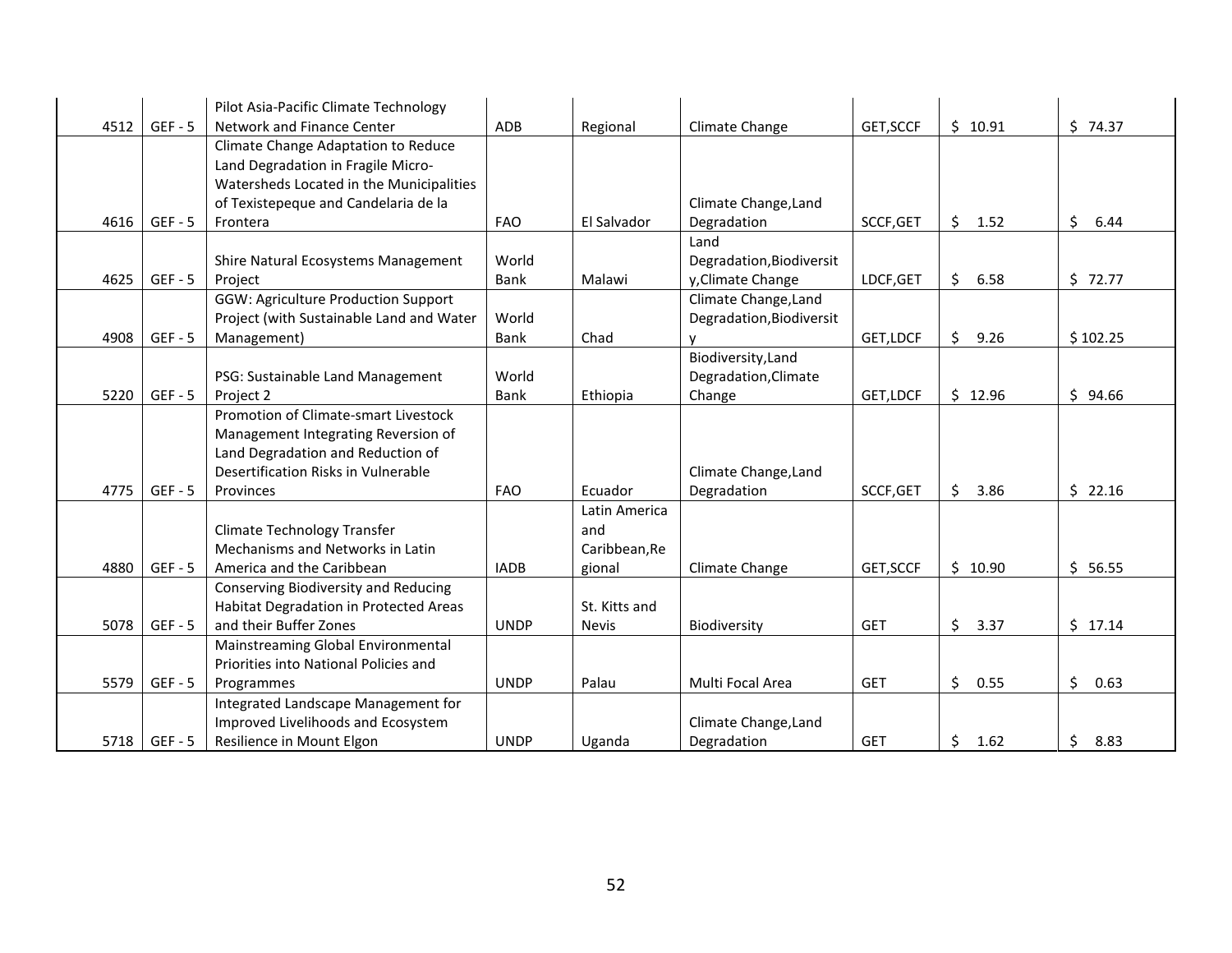| | | | | | | | | |
|---|---|---|---|---|---|---|---|---|
| 4512 | GEF - 5 | Pilot Asia-Pacific Climate Technology Network and Finance Center | ADB | Regional | Climate Change | GET,SCCF | $ 10.91 | $ 74.37 |
| 4616 | GEF - 5 | Climate Change Adaptation to Reduce Land Degradation in Fragile Micro-Watersheds Located in the Municipalities of Texistepeque and Candelaria de la Frontera | FAO | El Salvador | Climate Change,Land Degradation | SCCF,GET | $ 1.52 | $ 6.44 |
| 4625 | GEF - 5 | Shire Natural Ecosystems Management Project | World Bank | Malawi | Land Degradation,Biodiversity,Climate Change | LDCF,GET | $ 6.58 | $ 72.77 |
| 4908 | GEF - 5 | GGW: Agriculture Production Support Project (with Sustainable Land and Water Management) | World Bank | Chad | Climate Change,Land Degradation,Biodiversity | GET,LDCF | $ 9.26 | $ 102.25 |
| 5220 | GEF - 5 | PSG: Sustainable Land Management Project 2 | World Bank | Ethiopia | Biodiversity,Land Degradation,Climate Change | GET,LDCF | $ 12.96 | $ 94.66 |
| 4775 | GEF - 5 | Promotion of Climate-smart Livestock Management Integrating Reversion of Land Degradation and Reduction of Desertification Risks in Vulnerable Provinces | FAO | Ecuador | Climate Change,Land Degradation | SCCF,GET | $ 3.86 | $ 22.16 |
| 4880 | GEF - 5 | Climate Technology Transfer Mechanisms and Networks in Latin America and the Caribbean | IADB | Latin America and Caribbean,Regional | Climate Change | GET,SCCF | $ 10.90 | $ 56.55 |
| 5078 | GEF - 5 | Conserving Biodiversity and Reducing Habitat Degradation in Protected Areas and their Buffer Zones | UNDP | St. Kitts and Nevis | Biodiversity | GET | $ 3.37 | $ 17.14 |
| 5579 | GEF - 5 | Mainstreaming Global Environmental Priorities into National Policies and Programmes | UNDP | Palau | Multi Focal Area | GET | $ 0.55 | $ 0.63 |
| 5718 | GEF - 5 | Integrated Landscape Management for Improved Livelihoods and Ecosystem Resilience in Mount Elgon | UNDP | Uganda | Climate Change,Land Degradation | GET | $ 1.62 | $ 8.83 |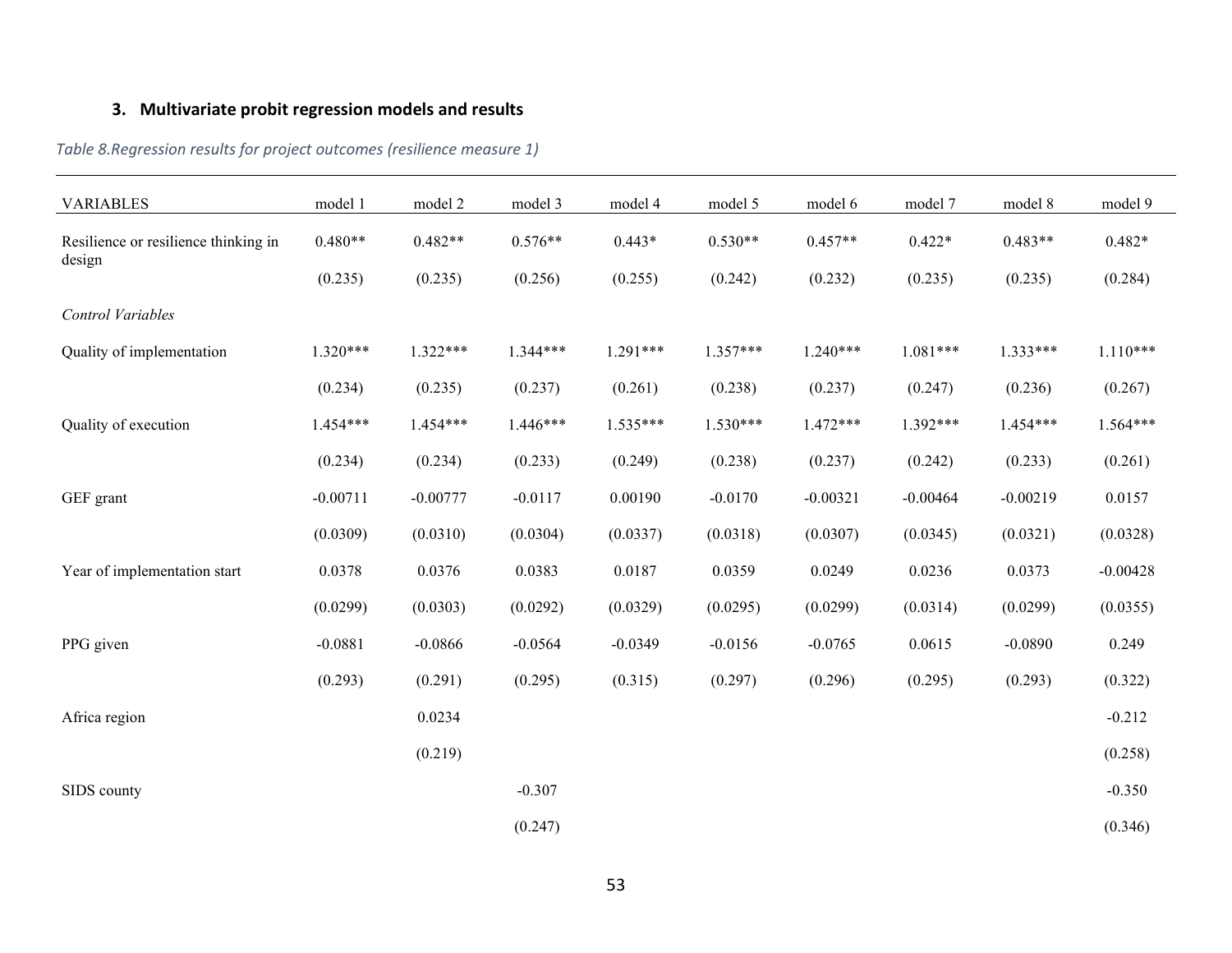### 3. Multivariate probit regression models and results

*Table 8.Regression results for project outcomes (resilience measure 1)*

| VARIABLES | model 1 | model 2 | model 3 | model 4 | model 5 | model 6 | model 7 | model 8 | model 9 |
|---|---|---|---|---|---|---|---|---|---|
| Resilience or resilience thinking in design | 0.480** | 0.482** | 0.576** | 0.443* | 0.530** | 0.457** | 0.422* | 0.483** | 0.482* |
| | (0.235) | (0.235) | (0.256) | (0.255) | (0.242) | (0.232) | (0.235) | (0.235) | (0.284) |
| *Control Variables* | | | | | | | | | |
| Quality of implementation | 1.320*** | 1.322*** | 1.344*** | 1.291*** | 1.357*** | 1.240*** | 1.081*** | 1.333*** | 1.110*** |
| | (0.234) | (0.235) | (0.237) | (0.261) | (0.238) | (0.237) | (0.247) | (0.236) | (0.267) |
| Quality of execution | 1.454*** | 1.454*** | 1.446*** | 1.535*** | 1.530*** | 1.472*** | 1.392*** | 1.454*** | 1.564*** |
| | (0.234) | (0.234) | (0.233) | (0.249) | (0.238) | (0.237) | (0.242) | (0.233) | (0.261) |
| GEF grant | -0.00711 | -0.00777 | -0.0117 | 0.00190 | -0.0170 | -0.00321 | -0.00464 | -0.00219 | 0.0157 |
| | (0.0309) | (0.0310) | (0.0304) | (0.0337) | (0.0318) | (0.0307) | (0.0345) | (0.0321) | (0.0328) |
| Year of implementation start | 0.0378 | 0.0376 | 0.0383 | 0.0187 | 0.0359 | 0.0249 | 0.0236 | 0.0373 | -0.00428 |
| | (0.0299) | (0.0303) | (0.0292) | (0.0329) | (0.0295) | (0.0299) | (0.0314) | (0.0299) | (0.0355) |
| PPG given | -0.0881 | -0.0866 | -0.0564 | -0.0349 | -0.0156 | -0.0765 | 0.0615 | -0.0890 | 0.249 |
| | (0.293) | (0.291) | (0.295) | (0.315) | (0.297) | (0.296) | (0.295) | (0.293) | (0.322) |
| Africa region | | 0.0234 | | | | | | | -0.212 |
| | | (0.219) | | | | | | | (0.258) |
| SIDS county | | | -0.307 | | | | | | -0.350 |
| | | | (0.247) | | | | | | (0.346) |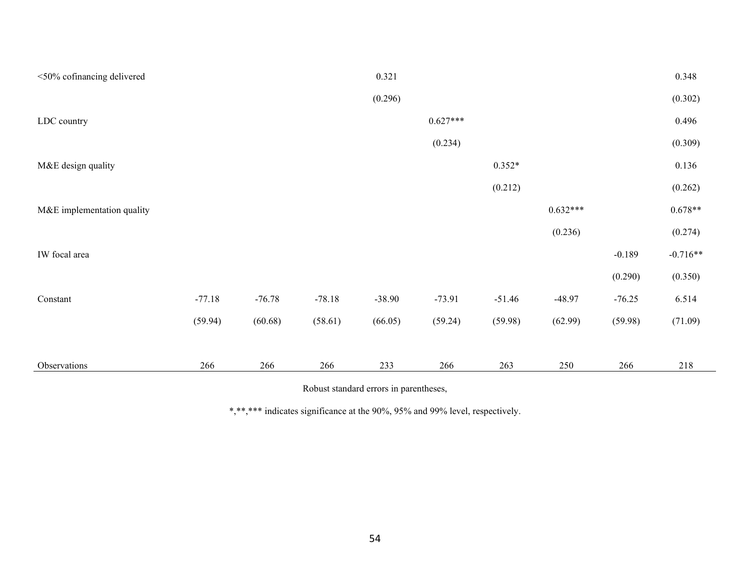| | (1) | (2) | (3) | (4) | (5) | (6) | (7) | (8) | (9) |
|---|---|---|---|---|---|---|---|---|---|
| <50% cofinancing delivered | | | | 0.321 | | | | | 0.348 |
| | | | | (0.296) | | | | | (0.302) |
| LDC country | | | | | 0.627*** | | | | 0.496 |
| | | | | | (0.234) | | | | (0.309) |
| M&E design quality | | | | | | 0.352* | | | 0.136 |
| | | | | | | (0.212) | | | (0.262) |
| M&E implementation quality | | | | | | | 0.632*** | | 0.678** |
| | | | | | | | (0.236) | | (0.274) |
| IW focal area | | | | | | | | -0.189 | -0.716** |
| | | | | | | | | (0.290) | (0.350) |
| Constant | -77.18 | -76.78 | -78.18 | -38.90 | -73.91 | -51.46 | -48.97 | -76.25 | 6.514 |
| | (59.94) | (60.68) | (58.61) | (66.05) | (59.24) | (59.98) | (62.99) | (59.98) | (71.09) |
| Observations | 266 | 266 | 266 | 233 | 266 | 263 | 250 | 266 | 218 |

Robust standard errors in parentheses,

*,**,*** indicates significance at the 90%, 95% and 99% level, respectively.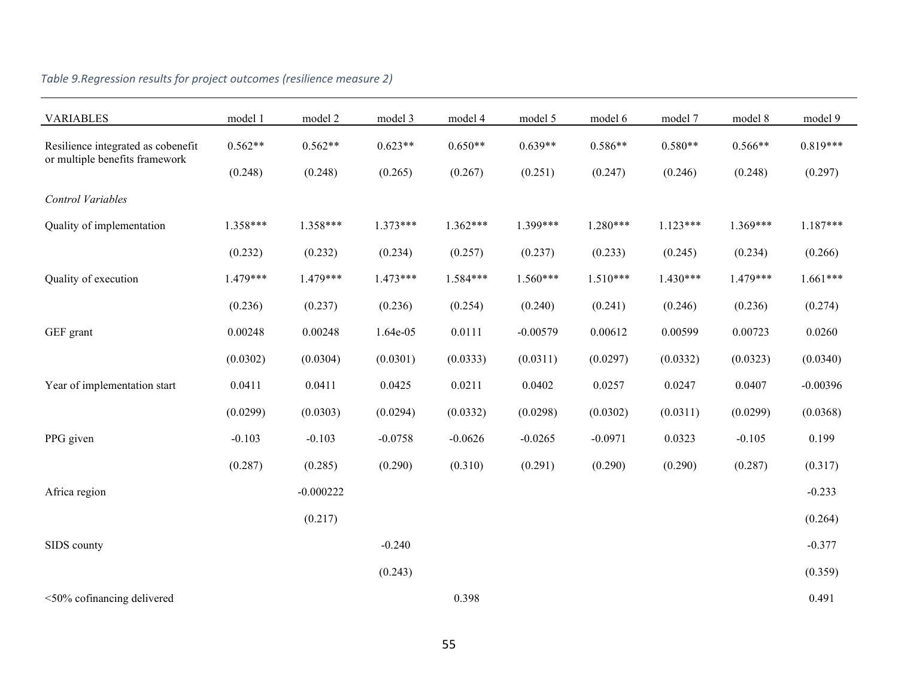*Table 9.Regression results for project outcomes (resilience measure 2)*

| VARIABLES | model 1 | model 2 | model 3 | model 4 | model 5 | model 6 | model 7 | model 8 | model 9 |
|---|---|---|---|---|---|---|---|---|---|
| Resilience integrated as cobenefit or multiple benefits framework | 0.562** | 0.562** | 0.623** | 0.650** | 0.639** | 0.586** | 0.580** | 0.566** | 0.819*** |
| | (0.248) | (0.248) | (0.265) | (0.267) | (0.251) | (0.247) | (0.246) | (0.248) | (0.297) |
| *Control Variables* | | | | | | | | | |
| Quality of implementation | 1.358*** | 1.358*** | 1.373*** | 1.362*** | 1.399*** | 1.280*** | 1.123*** | 1.369*** | 1.187*** |
| | (0.232) | (0.232) | (0.234) | (0.257) | (0.237) | (0.233) | (0.245) | (0.234) | (0.266) |
| Quality of execution | 1.479*** | 1.479*** | 1.473*** | 1.584*** | 1.560*** | 1.510*** | 1.430*** | 1.479*** | 1.661*** |
| | (0.236) | (0.237) | (0.236) | (0.254) | (0.240) | (0.241) | (0.246) | (0.236) | (0.274) |
| GEF grant | 0.00248 | 0.00248 | 1.64e-05 | 0.0111 | -0.00579 | 0.00612 | 0.00599 | 0.00723 | 0.0260 |
| | (0.0302) | (0.0304) | (0.0301) | (0.0333) | (0.0311) | (0.0297) | (0.0332) | (0.0323) | (0.0340) |
| Year of implementation start | 0.0411 | 0.0411 | 0.0425 | 0.0211 | 0.0402 | 0.0257 | 0.0247 | 0.0407 | -0.00396 |
| | (0.0299) | (0.0303) | (0.0294) | (0.0332) | (0.0298) | (0.0302) | (0.0311) | (0.0299) | (0.0368) |
| PPG given | -0.103 | -0.103 | -0.0758 | -0.0626 | -0.0265 | -0.0971 | 0.0323 | -0.105 | 0.199 |
| | (0.287) | (0.285) | (0.290) | (0.310) | (0.291) | (0.290) | (0.290) | (0.287) | (0.317) |
| Africa region | | -0.000222 | | | | | | | -0.233 |
| | | (0.217) | | | | | | | (0.264) |
| SIDS county | | | -0.240 | | | | | | -0.377 |
| | | | (0.243) | | | | | | (0.359) |
| <50% cofinancing delivered | | | | 0.398 | | | | | 0.491 |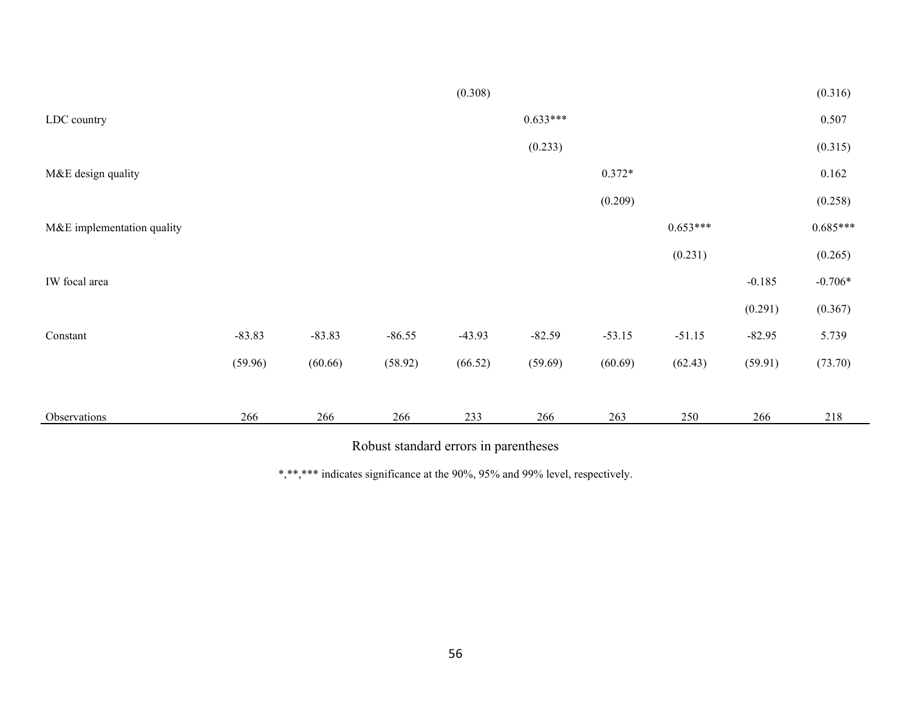| | | | | | | | | | |
|---|---|---|---|---|---|---|---|---|---|
| | | | | (0.308) | | | | | (0.316) |
| LDC country | | | | | 0.633*** | | | | 0.507 |
| | | | | | (0.233) | | | | (0.315) |
| M&E design quality | | | | | | 0.372* | | | 0.162 |
| | | | | | | (0.209) | | | (0.258) |
| M&E implementation quality | | | | | | | 0.653*** | | 0.685*** |
| | | | | | | | (0.231) | | (0.265) |
| IW focal area | | | | | | | | -0.185 | -0.706* |
| | | | | | | | | (0.291) | (0.367) |
| Constant | -83.83 | -83.83 | -86.55 | -43.93 | -82.59 | -53.15 | -51.15 | -82.95 | 5.739 |
| | (59.96) | (60.66) | (58.92) | (66.52) | (59.69) | (60.69) | (62.43) | (59.91) | (73.70) |
| Observations | 266 | 266 | 266 | 233 | 266 | 263 | 250 | 266 | 218 |

Robust standard errors in parentheses

*,**,*** indicates significance at the 90%, 95% and 99% level, respectively.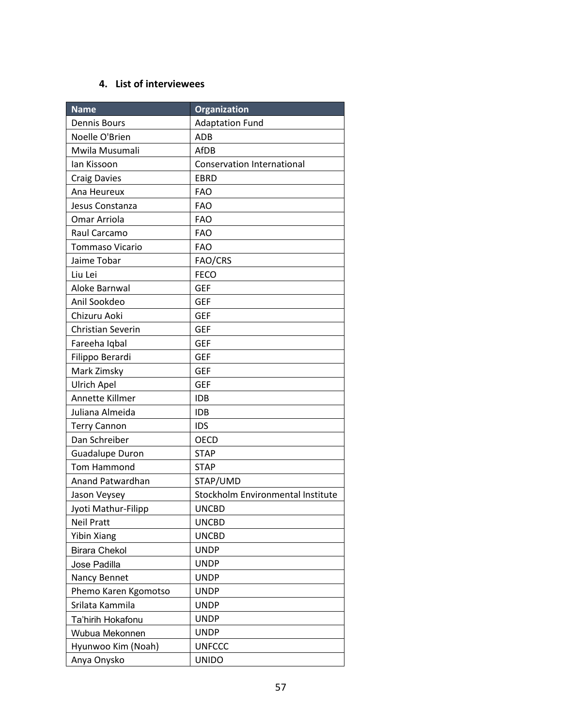## 4. List of interviewees

| Name | Organization |
|---|---|
| Dennis Bours | Adaptation Fund |
| Noelle O'Brien | ADB |
| Mwila Musumali | AfDB |
| Ian Kissoon | Conservation International |
| Craig Davies | EBRD |
| Ana Heureux | FAO |
| Jesus Constanza | FAO |
| Omar Arriola | FAO |
| Raul Carcamo | FAO |
| Tommaso Vicario | FAO |
| Jaime Tobar | FAO/CRS |
| Liu Lei | FECO |
| Aloke Barnwal | GEF |
| Anil Sookdeo | GEF |
| Chizuru Aoki | GEF |
| Christian Severin | GEF |
| Fareeha Iqbal | GEF |
| Filippo Berardi | GEF |
| Mark Zimsky | GEF |
| Ulrich Apel | GEF |
| Annette Killmer | IDB |
| Juliana Almeida | IDB |
| Terry Cannon | IDS |
| Dan Schreiber | OECD |
| Guadalupe Duron | STAP |
| Tom Hammond | STAP |
| Anand Patwardhan | STAP/UMD |
| Jason Veysey | Stockholm Environmental Institute |
| Jyoti Mathur-Filipp | UNCBD |
| Neil Pratt | UNCBD |
| Yibin Xiang | UNCBD |
| Birara Chekol | UNDP |
| Jose Padilla | UNDP |
| Nancy Bennet | UNDP |
| Phemo Karen Kgomotso | UNDP |
| Srilata Kammila | UNDP |
| Ta'hirih Hokafonu | UNDP |
| Wubua Mekonnen | UNDP |
| Hyunwoo Kim (Noah) | UNFCCC |
| Anya Onysko | UNIDO |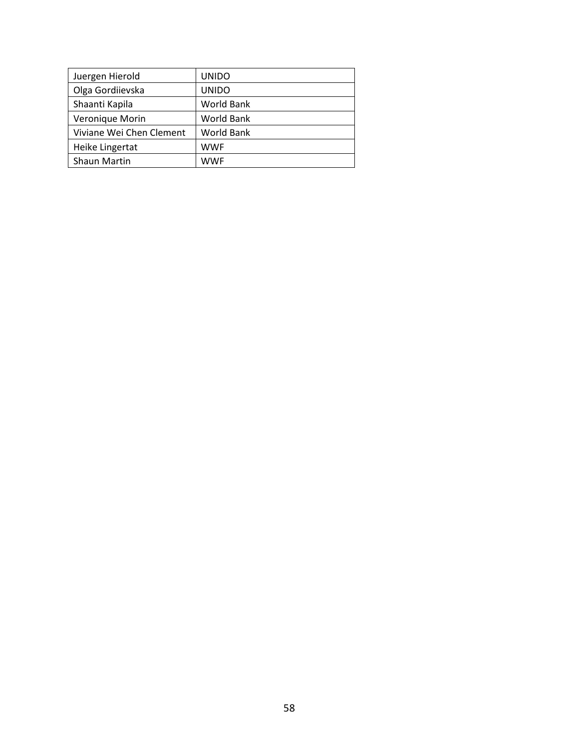| | |
|---|---|
| Juergen Hierold | UNIDO |
| Olga Gordiievska | UNIDO |
| Shaanti Kapila | World Bank |
| Veronique Morin | World Bank |
| Viviane Wei Chen Clement | World Bank |
| Heike Lingertat | WWF |
| Shaun Martin | WWF |